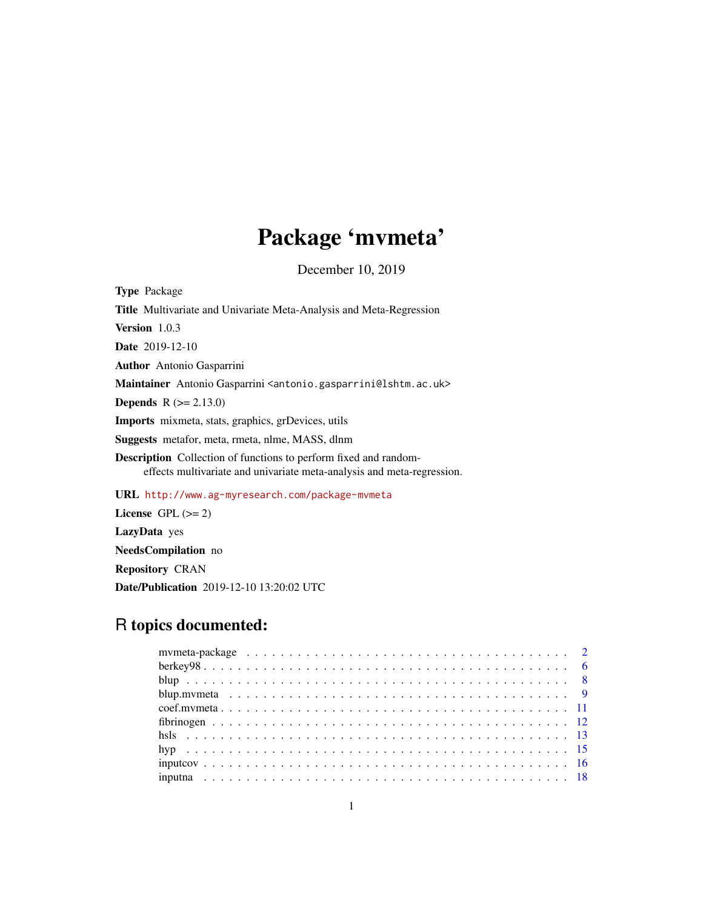# Package 'mvmeta'

December 10, 2019

**Type** Package

**Title** Multivariate and Univariate Meta-Analysis and Meta-Regression

**Version** 1.0.3

**Date** 2019-12-10

**Author** Antonio Gasparrini

**Maintainer** Antonio Gasparrini <antonio.gasparrini@lshtm.ac.uk>

**Depends** R (>= 2.13.0)

**Imports** mixmeta, stats, graphics, grDevices, utils

**Suggests** metafor, meta, rmeta, nlme, MASS, dlnm

**Description** Collection of functions to perform fixed and random-effects multivariate and univariate meta-analysis and meta-regression.

**URL** http://www.ag-myresearch.com/package-mvmeta

**License** GPL (>= 2)

**LazyData** yes

**NeedsCompilation** no

**Repository** CRAN

**Date/Publication** 2019-12-10 13:20:02 UTC

## R topics documented:

| | |
|---|---|
| mvmeta-package | 2 |
| berkey98 | 6 |
| blup | 8 |
| blup.mvmeta | 9 |
| coef.mvmeta | 11 |
| fibrinogen | 12 |
| hsls | 13 |
| hyp | 15 |
| inputcov | 16 |
| inputna | 18 |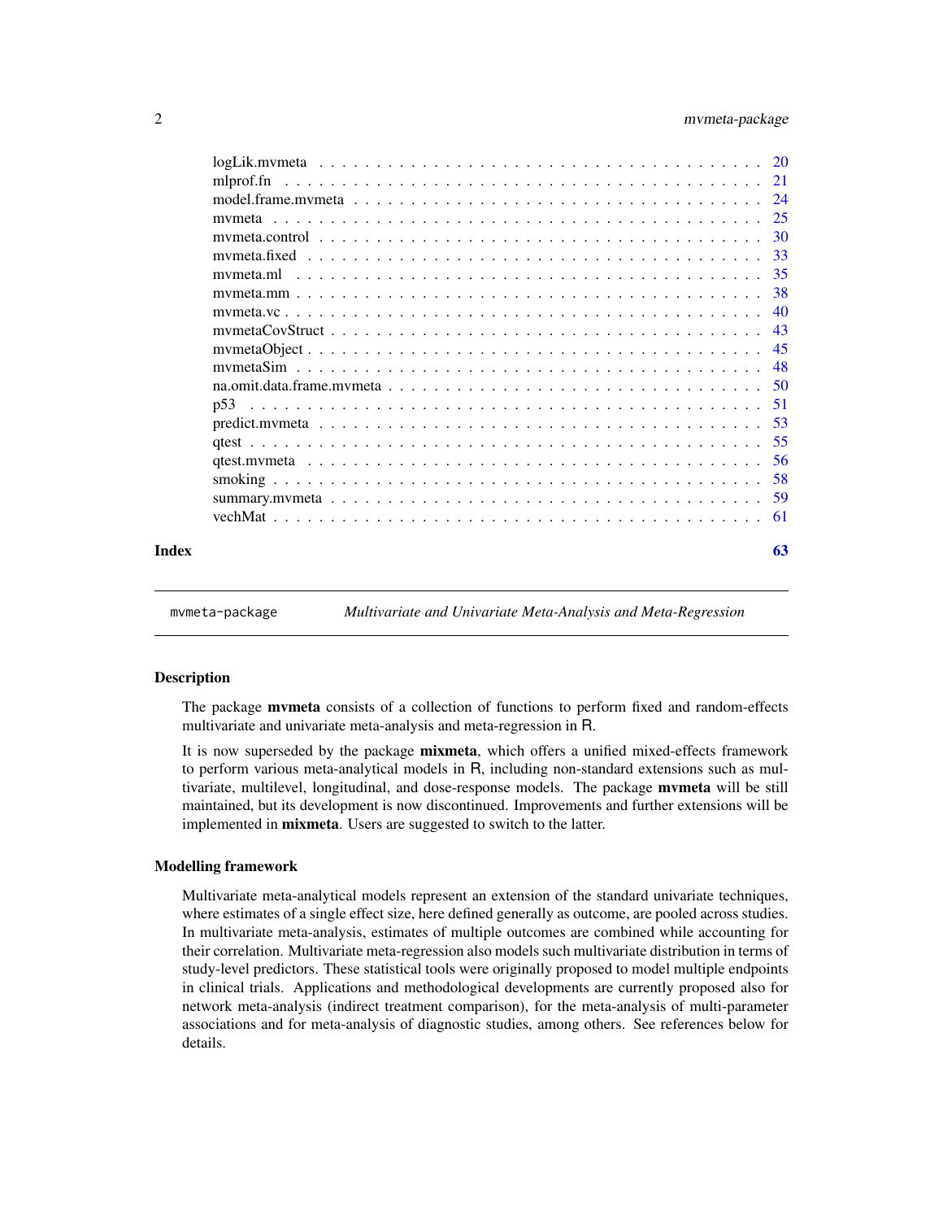logLik.mvmeta . . . . . . . . . . . . . . . . . . . . . . . . . . . . . . . . . . . . 20
mlprof.fn . . . . . . . . . . . . . . . . . . . . . . . . . . . . . . . . . . . . . . 21
model.frame.mvmeta . . . . . . . . . . . . . . . . . . . . . . . . . . . . . . . . . 24
mvmeta . . . . . . . . . . . . . . . . . . . . . . . . . . . . . . . . . . . . . . . 25
mvmeta.control . . . . . . . . . . . . . . . . . . . . . . . . . . . . . . . . . . . 30
mvmeta.fixed . . . . . . . . . . . . . . . . . . . . . . . . . . . . . . . . . . . . 33
mvmeta.ml . . . . . . . . . . . . . . . . . . . . . . . . . . . . . . . . . . . . . 35
mvmeta.mm . . . . . . . . . . . . . . . . . . . . . . . . . . . . . . . . . . . . . 38
mvmeta.vc . . . . . . . . . . . . . . . . . . . . . . . . . . . . . . . . . . . . . 40
mvmetaCovStruct . . . . . . . . . . . . . . . . . . . . . . . . . . . . . . . . . . 43
mvmetaObject . . . . . . . . . . . . . . . . . . . . . . . . . . . . . . . . . . . . 45
mvmetaSim . . . . . . . . . . . . . . . . . . . . . . . . . . . . . . . . . . . . . 48
na.omit.data.frame.mvmeta . . . . . . . . . . . . . . . . . . . . . . . . . . . . . 50
p53 . . . . . . . . . . . . . . . . . . . . . . . . . . . . . . . . . . . . . . . . . 51
predict.mvmeta . . . . . . . . . . . . . . . . . . . . . . . . . . . . . . . . . . . 53
qtest . . . . . . . . . . . . . . . . . . . . . . . . . . . . . . . . . . . . . . . . 55
qtest.mvmeta . . . . . . . . . . . . . . . . . . . . . . . . . . . . . . . . . . . . 56
smoking . . . . . . . . . . . . . . . . . . . . . . . . . . . . . . . . . . . . . . . 58
summary.mvmeta . . . . . . . . . . . . . . . . . . . . . . . . . . . . . . . . . . . 59
vechMat . . . . . . . . . . . . . . . . . . . . . . . . . . . . . . . . . . . . . . . 61

**Index** **63**

---

`mvmeta-package` *Multivariate and Univariate Meta-Analysis and Meta-Regression*

---

### Description

The package **mvmeta** consists of a collection of functions to perform fixed and random-effects multivariate and univariate meta-analysis and meta-regression in R.

It is now superseded by the package **mixmeta**, which offers a unified mixed-effects framework to perform various meta-analytical models in R, including non-standard extensions such as multivariate, multilevel, longitudinal, and dose-response models. The package **mvmeta** will be still maintained, but its development is now discontinued. Improvements and further extensions will be implemented in **mixmeta**. Users are suggested to switch to the latter.

### Modelling framework

Multivariate meta-analytical models represent an extension of the standard univariate techniques, where estimates of a single effect size, here defined generally as outcome, are pooled across studies. In multivariate meta-analysis, estimates of multiple outcomes are combined while accounting for their correlation. Multivariate meta-regression also models such multivariate distribution in terms of study-level predictors. These statistical tools were originally proposed to model multiple endpoints in clinical trials. Applications and methodological developments are currently proposed also for network meta-analysis (indirect treatment comparison), for the meta-analysis of multi-parameter associations and for meta-analysis of diagnostic studies, among others. See references below for details.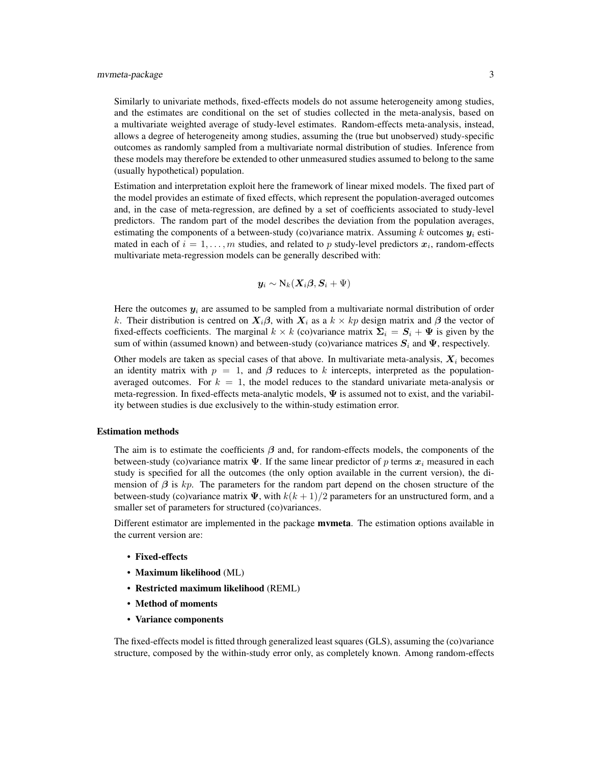Similarly to univariate methods, fixed-effects models do not assume heterogeneity among studies, and the estimates are conditional on the set of studies collected in the meta-analysis, based on a multivariate weighted average of study-level estimates. Random-effects meta-analysis, instead, allows a degree of heterogeneity among studies, assuming the (true but unobserved) study-specific outcomes as randomly sampled from a multivariate normal distribution of studies. Inference from these models may therefore be extended to other unmeasured studies assumed to belong to the same (usually hypothetical) population.

Estimation and interpretation exploit here the framework of linear mixed models. The fixed part of the model provides an estimate of fixed effects, which represent the population-averaged outcomes and, in the case of meta-regression, are defined by a set of coefficients associated to study-level predictors. The random part of the model describes the deviation from the population averages, estimating the components of a between-study (co)variance matrix. Assuming $k$ outcomes $\boldsymbol{y}_i$ estimated in each of $i = 1, \ldots, m$ studies, and related to $p$ study-level predictors $\boldsymbol{x}_i$, random-effects multivariate meta-regression models can be generally described with:

$$\boldsymbol{y}_i \sim \mathrm{N}_k(\boldsymbol{X}_i\boldsymbol{\beta}, \boldsymbol{S}_i + \Psi)$$

Here the outcomes $\boldsymbol{y}_i$ are assumed to be sampled from a multivariate normal distribution of order $k$. Their distribution is centred on $\boldsymbol{X}_i\boldsymbol{\beta}$, with $\boldsymbol{X}_i$ as a $k \times kp$ design matrix and $\boldsymbol{\beta}$ the vector of fixed-effects coefficients. The marginal $k \times k$ (co)variance matrix $\boldsymbol{\Sigma}_i = \boldsymbol{S}_i + \boldsymbol{\Psi}$ is given by the sum of within (assumed known) and between-study (co)variance matrices $\boldsymbol{S}_i$ and $\boldsymbol{\Psi}$, respectively.

Other models are taken as special cases of that above. In multivariate meta-analysis, $\boldsymbol{X}_i$ becomes an identity matrix with $p = 1$, and $\boldsymbol{\beta}$ reduces to $k$ intercepts, interpreted as the population-averaged outcomes. For $k = 1$, the model reduces to the standard univariate meta-analysis or meta-regression. In fixed-effects meta-analytic models, $\boldsymbol{\Psi}$ is assumed not to exist, and the variability between studies is due exclusively to the within-study estimation error.

### Estimation methods

The aim is to estimate the coefficients $\boldsymbol{\beta}$ and, for random-effects models, the components of the between-study (co)variance matrix $\boldsymbol{\Psi}$. If the same linear predictor of $p$ terms $\boldsymbol{x}_i$ measured in each study is specified for all the outcomes (the only option available in the current version), the dimension of $\boldsymbol{\beta}$ is $kp$. The parameters for the random part depend on the chosen structure of the between-study (co)variance matrix $\boldsymbol{\Psi}$, with $k(k+1)/2$ parameters for an unstructured form, and a smaller set of parameters for structured (co)variances.

Different estimator are implemented in the package **mvmeta**. The estimation options available in the current version are:

- **Fixed-effects**
- **Maximum likelihood** (ML)
- **Restricted maximum likelihood** (REML)
- **Method of moments**
- **Variance components**

The fixed-effects model is fitted through generalized least squares (GLS), assuming the (co)variance structure, composed by the within-study error only, as completely known. Among random-effects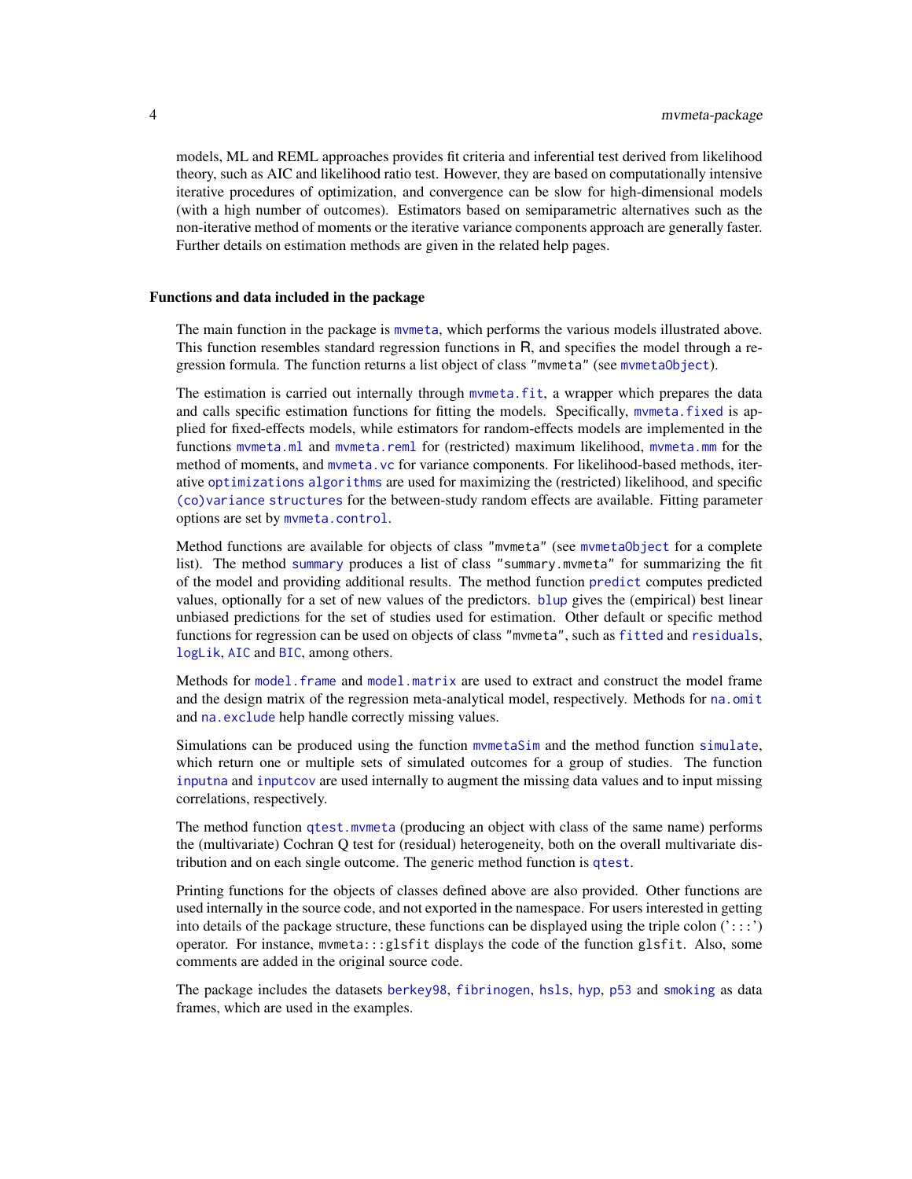models, ML and REML approaches provides fit criteria and inferential test derived from likelihood theory, such as AIC and likelihood ratio test. However, they are based on computationally intensive iterative procedures of optimization, and convergence can be slow for high-dimensional models (with a high number of outcomes). Estimators based on semiparametric alternatives such as the non-iterative method of moments or the iterative variance components approach are generally faster. Further details on estimation methods are given in the related help pages.

### Functions and data included in the package

The main function in the package is `mvmeta`, which performs the various models illustrated above. This function resembles standard regression functions in R, and specifies the model through a regression formula. The function returns a list object of class "mvmeta" (see `mvmetaObject`).

The estimation is carried out internally through `mvmeta.fit`, a wrapper which prepares the data and calls specific estimation functions for fitting the models. Specifically, `mvmeta.fixed` is applied for fixed-effects models, while estimators for random-effects models are implemented in the functions `mvmeta.ml` and `mvmeta.reml` for (restricted) maximum likelihood, `mvmeta.mm` for the method of moments, and `mvmeta.vc` for variance components. For likelihood-based methods, iterative `optimizations algorithms` are used for maximizing the (restricted) likelihood, and specific `(co)variance structures` for the between-study random effects are available. Fitting parameter options are set by `mvmeta.control`.

Method functions are available for objects of class "mvmeta" (see `mvmetaObject` for a complete list). The method `summary` produces a list of class "summary.mvmeta" for summarizing the fit of the model and providing additional results. The method function `predict` computes predicted values, optionally for a set of new values of the predictors. `blup` gives the (empirical) best linear unbiased predictions for the set of studies used for estimation. Other default or specific method functions for regression can be used on objects of class "mvmeta", such as `fitted` and `residuals`, `logLik`, `AIC` and `BIC`, among others.

Methods for `model.frame` and `model.matrix` are used to extract and construct the model frame and the design matrix of the regression meta-analytical model, respectively. Methods for `na.omit` and `na.exclude` help handle correctly missing values.

Simulations can be produced using the function `mvmetaSim` and the method function `simulate`, which return one or multiple sets of simulated outcomes for a group of studies. The function `inputna` and `inputcov` are used internally to augment the missing data values and to input missing correlations, respectively.

The method function `qtest.mvmeta` (producing an object with class of the same name) performs the (multivariate) Cochran Q test for (residual) heterogeneity, both on the overall multivariate distribution and on each single outcome. The generic method function is `qtest`.

Printing functions for the objects of classes defined above are also provided. Other functions are used internally in the source code, and not exported in the namespace. For users interested in getting into details of the package structure, these functions can be displayed using the triple colon (':::') operator. For instance, `mvmeta:::glsfit` displays the code of the function `glsfit`. Also, some comments are added in the original source code.

The package includes the datasets `berkey98`, `fibrinogen`, `hsls`, `hyp`, `p53` and `smoking` as data frames, which are used in the examples.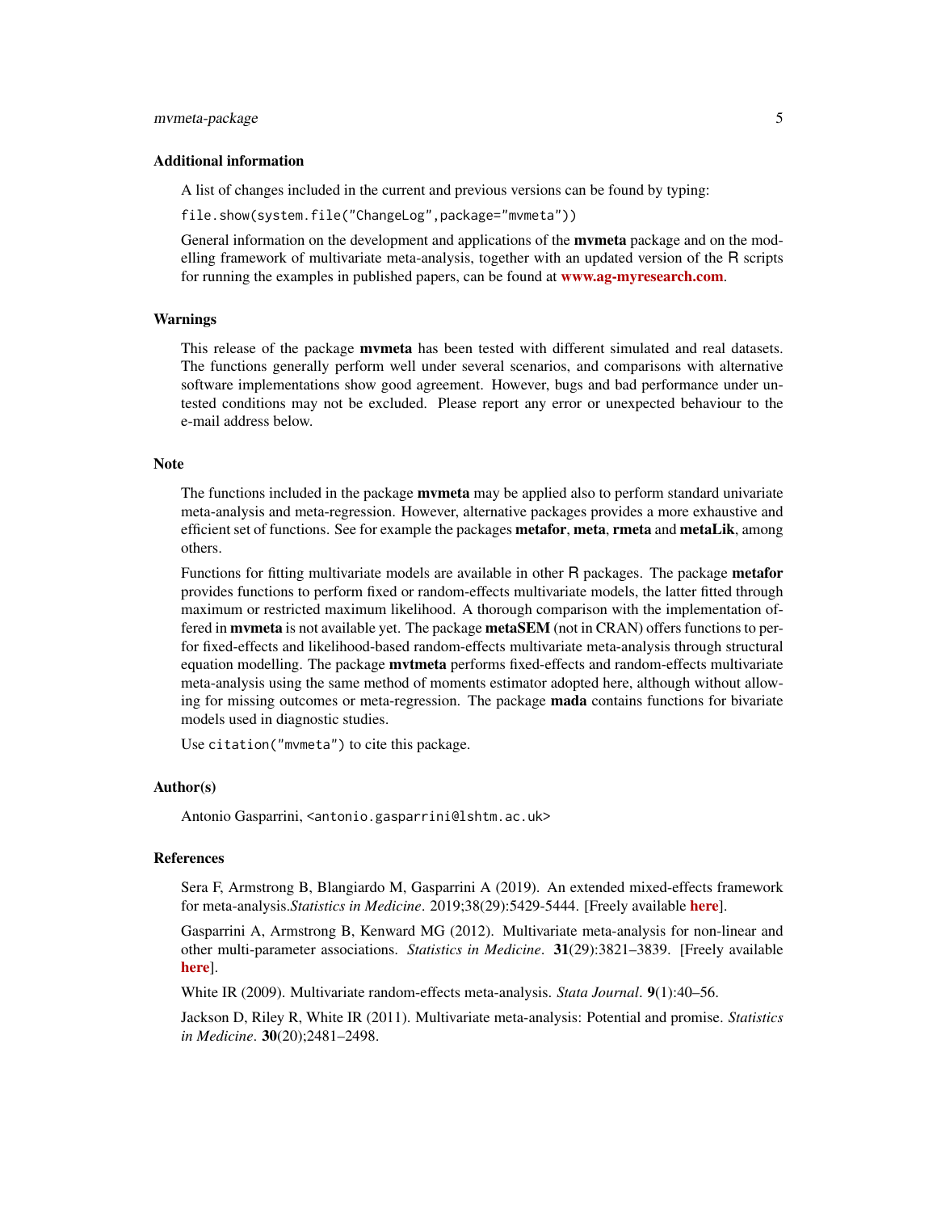### Additional information

A list of changes included in the current and previous versions can be found by typing:

`file.show(system.file("ChangeLog",package="mvmeta"))`

General information on the development and applications of the **mvmeta** package and on the modelling framework of multivariate meta-analysis, together with an updated version of the R scripts for running the examples in published papers, can be found at www.ag-myresearch.com.

### Warnings

This release of the package **mvmeta** has been tested with different simulated and real datasets. The functions generally perform well under several scenarios, and comparisons with alternative software implementations show good agreement. However, bugs and bad performance under untested conditions may not be excluded. Please report any error or unexpected behaviour to the e-mail address below.

### Note

The functions included in the package **mvmeta** may be applied also to perform standard univariate meta-analysis and meta-regression. However, alternative packages provides a more exhaustive and efficient set of functions. See for example the packages **metafor**, **meta**, **rmeta** and **metaLik**, among others.

Functions for fitting multivariate models are available in other R packages. The package **metafor** provides functions to perform fixed or random-effects multivariate models, the latter fitted through maximum or restricted maximum likelihood. A thorough comparison with the implementation offered in **mvmeta** is not available yet. The package **metaSEM** (not in CRAN) offers functions to perfor fixed-effects and likelihood-based random-effects multivariate meta-analysis through structural equation modelling. The package **mvtmeta** performs fixed-effects and random-effects multivariate meta-analysis using the same method of moments estimator adopted here, although without allowing for missing outcomes or meta-regression. The package **mada** contains functions for bivariate models used in diagnostic studies.

Use `citation("mvmeta")` to cite this package.

### Author(s)

Antonio Gasparrini, <antonio.gasparrini@lshtm.ac.uk>

### References

Sera F, Armstrong B, Blangiardo M, Gasparrini A (2019). An extended mixed-effects framework for meta-analysis.*Statistics in Medicine*. 2019;38(29):5429-5444. [Freely available here].

Gasparrini A, Armstrong B, Kenward MG (2012). Multivariate meta-analysis for non-linear and other multi-parameter associations. *Statistics in Medicine*. **31**(29):3821–3839. [Freely available here].

White IR (2009). Multivariate random-effects meta-analysis. *Stata Journal*. **9**(1):40–56.

Jackson D, Riley R, White IR (2011). Multivariate meta-analysis: Potential and promise. *Statistics in Medicine*. **30**(20);2481–2498.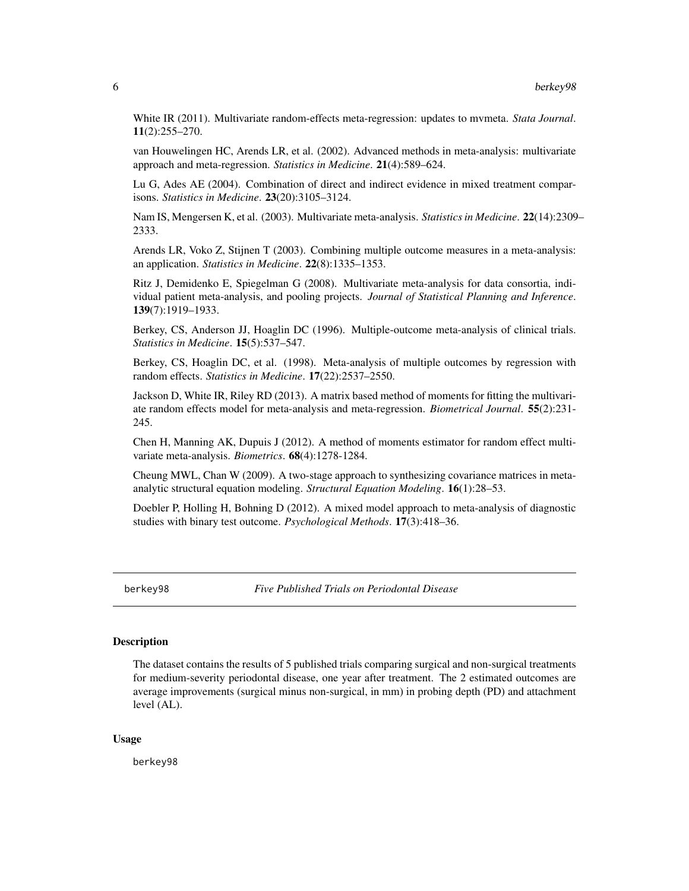White IR (2011). Multivariate random-effects meta-regression: updates to mvmeta. *Stata Journal*. **11**(2):255–270.

van Houwelingen HC, Arends LR, et al. (2002). Advanced methods in meta-analysis: multivariate approach and meta-regression. *Statistics in Medicine*. **21**(4):589–624.

Lu G, Ades AE (2004). Combination of direct and indirect evidence in mixed treatment comparisons. *Statistics in Medicine*. **23**(20):3105–3124.

Nam IS, Mengersen K, et al. (2003). Multivariate meta-analysis. *Statistics in Medicine*. **22**(14):2309–2333.

Arends LR, Voko Z, Stijnen T (2003). Combining multiple outcome measures in a meta-analysis: an application. *Statistics in Medicine*. **22**(8):1335–1353.

Ritz J, Demidenko E, Spiegelman G (2008). Multivariate meta-analysis for data consortia, individual patient meta-analysis, and pooling projects. *Journal of Statistical Planning and Inference*. **139**(7):1919–1933.

Berkey, CS, Anderson JJ, Hoaglin DC (1996). Multiple-outcome meta-analysis of clinical trials. *Statistics in Medicine*. **15**(5):537–547.

Berkey, CS, Hoaglin DC, et al. (1998). Meta-analysis of multiple outcomes by regression with random effects. *Statistics in Medicine*. **17**(22):2537–2550.

Jackson D, White IR, Riley RD (2013). A matrix based method of moments for fitting the multivariate random effects model for meta-analysis and meta-regression. *Biometrical Journal*. **55**(2):231-245.

Chen H, Manning AK, Dupuis J (2012). A method of moments estimator for random effect multivariate meta-analysis. *Biometrics*. **68**(4):1278-1284.

Cheung MWL, Chan W (2009). A two-stage approach to synthesizing covariance matrices in meta-analytic structural equation modeling. *Structural Equation Modeling*. **16**(1):28–53.

Doebler P, Holling H, Bohning D (2012). A mixed model approach to meta-analysis of diagnostic studies with binary test outcome. *Psychological Methods*. **17**(3):418–36.

---

## berkey98 — *Five Published Trials on Periodontal Disease*

### Description

The dataset contains the results of 5 published trials comparing surgical and non-surgical treatments for medium-severity periodontal disease, one year after treatment. The 2 estimated outcomes are average improvements (surgical minus non-surgical, in mm) in probing depth (PD) and attachment level (AL).

### Usage

```
berkey98
```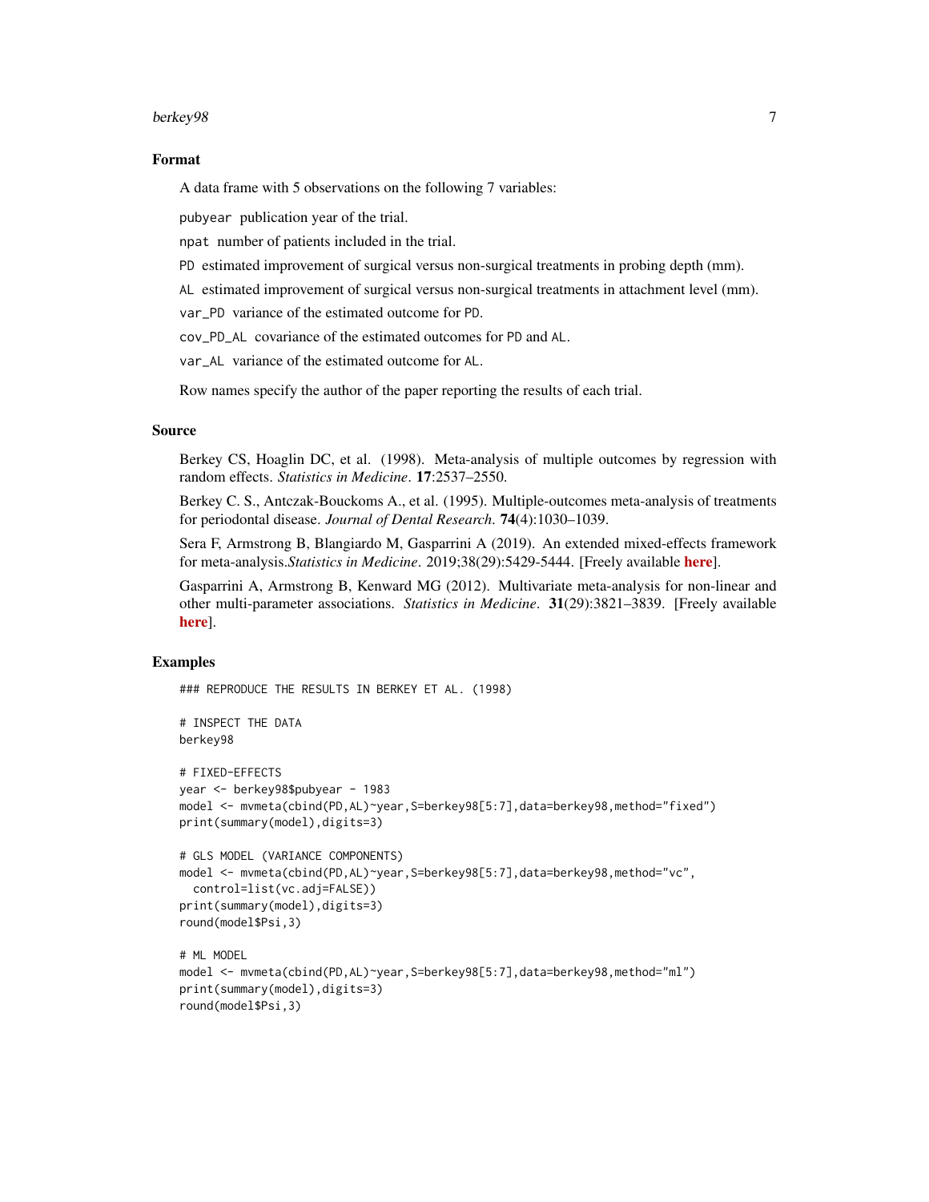## Format

A data frame with 5 observations on the following 7 variables:

- `pubyear` publication year of the trial.
- `npat` number of patients included in the trial.
- `PD` estimated improvement of surgical versus non-surgical treatments in probing depth (mm).
- `AL` estimated improvement of surgical versus non-surgical treatments in attachment level (mm).
- `var_PD` variance of the estimated outcome for `PD`.
- `cov_PD_AL` covariance of the estimated outcomes for `PD` and `AL`.
- `var_AL` variance of the estimated outcome for `AL`.

Row names specify the author of the paper reporting the results of each trial.

## Source

Berkey CS, Hoaglin DC, et al. (1998). Meta-analysis of multiple outcomes by regression with random effects. *Statistics in Medicine*. **17**:2537–2550.

Berkey C. S., Antczak-Bouckoms A., et al. (1995). Multiple-outcomes meta-analysis of treatments for periodontal disease. *Journal of Dental Research*. **74**(4):1030–1039.

Sera F, Armstrong B, Blangiardo M, Gasparrini A (2019). An extended mixed-effects framework for meta-analysis.*Statistics in Medicine*. 2019;38(29):5429-5444. [Freely available **here**].

Gasparrini A, Armstrong B, Kenward MG (2012). Multivariate meta-analysis for non-linear and other multi-parameter associations. *Statistics in Medicine*. **31**(29):3821–3839. [Freely available **here**].

## Examples

```
### REPRODUCE THE RESULTS IN BERKEY ET AL. (1998)

# INSPECT THE DATA
berkey98

# FIXED-EFFECTS
year <- berkey98$pubyear - 1983
model <- mvmeta(cbind(PD,AL)~year,S=berkey98[5:7],data=berkey98,method="fixed")
print(summary(model),digits=3)

# GLS MODEL (VARIANCE COMPONENTS)
model <- mvmeta(cbind(PD,AL)~year,S=berkey98[5:7],data=berkey98,method="vc",
  control=list(vc.adj=FALSE))
print(summary(model),digits=3)
round(model$Psi,3)

# ML MODEL
model <- mvmeta(cbind(PD,AL)~year,S=berkey98[5:7],data=berkey98,method="ml")
print(summary(model),digits=3)
round(model$Psi,3)
```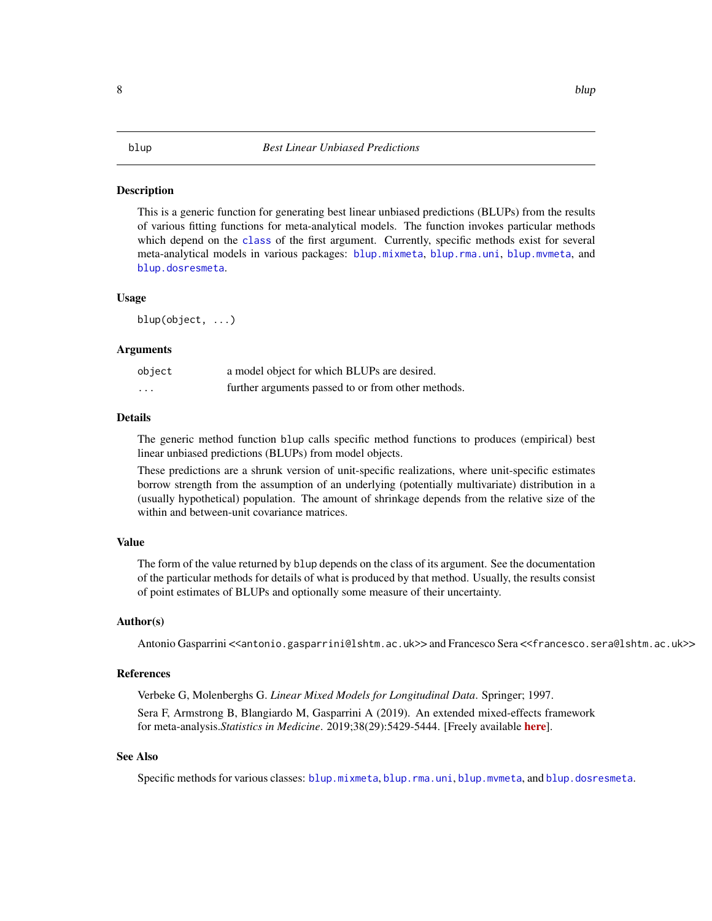# blup — *Best Linear Unbiased Predictions*

## Description

This is a generic function for generating best linear unbiased predictions (BLUPs) from the results of various fitting functions for meta-analytical models. The function invokes particular methods which depend on the class of the first argument. Currently, specific methods exist for several meta-analytical models in various packages: blup.mixmeta, blup.rma.uni, blup.mvmeta, and blup.dosresmeta.

## Usage

```
blup(object, ...)
```

## Arguments

| | |
|---|---|
| object | a model object for which BLUPs are desired. |
| ... | further arguments passed to or from other methods. |

## Details

The generic method function blup calls specific method functions to produces (empirical) best linear unbiased predictions (BLUPs) from model objects.

These predictions are a shrunk version of unit-specific realizations, where unit-specific estimates borrow strength from the assumption of an underlying (potentially multivariate) distribution in a (usually hypothetical) population. The amount of shrinkage depends from the relative size of the within and between-unit covariance matrices.

## Value

The form of the value returned by blup depends on the class of its argument. See the documentation of the particular methods for details of what is produced by that method. Usually, the results consist of point estimates of BLUPs and optionally some measure of their uncertainty.

## Author(s)

Antonio Gasparrini <<antonio.gasparrini@lshtm.ac.uk>> and Francesco Sera <<francesco.sera@lshtm.ac.uk>>

## References

Verbeke G, Molenberghs G. *Linear Mixed Models for Longitudinal Data*. Springer; 1997.

Sera F, Armstrong B, Blangiardo M, Gasparrini A (2019). An extended mixed-effects framework for meta-analysis.*Statistics in Medicine*. 2019;38(29):5429-5444. [Freely available **here**].

## See Also

Specific methods for various classes: blup.mixmeta, blup.rma.uni, blup.mvmeta, and blup.dosresmeta.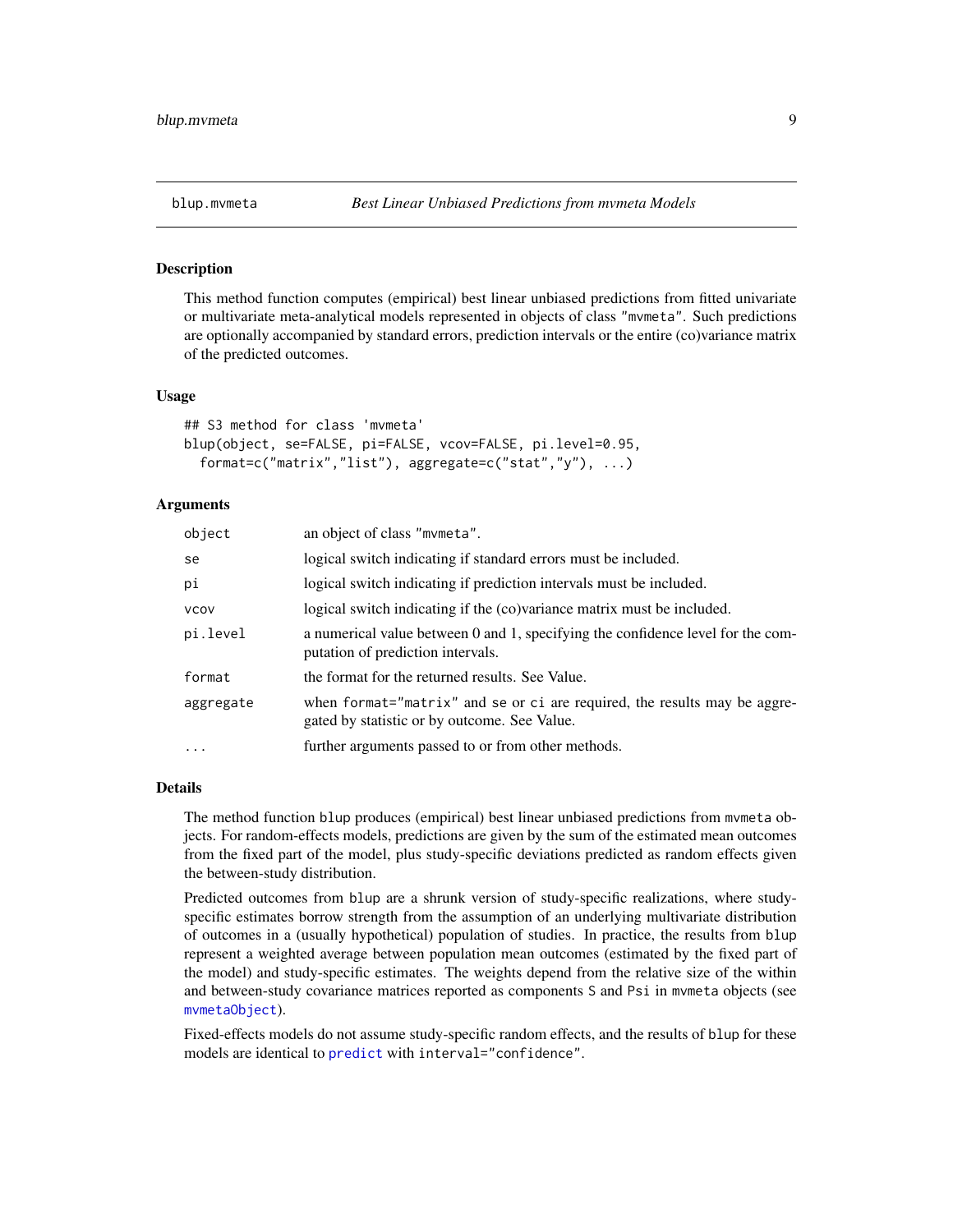blup.mvmeta — *Best Linear Unbiased Predictions from mvmeta Models*

## Description

This method function computes (empirical) best linear unbiased predictions from fitted univariate or multivariate meta-analytical models represented in objects of class "mvmeta". Such predictions are optionally accompanied by standard errors, prediction intervals or the entire (co)variance matrix of the predicted outcomes.

## Usage

```
## S3 method for class 'mvmeta'
blup(object, se=FALSE, pi=FALSE, vcov=FALSE, pi.level=0.95,
  format=c("matrix","list"), aggregate=c("stat","y"), ...)
```

## Arguments

| | |
|---|---|
| `object` | an object of class "mvmeta". |
| `se` | logical switch indicating if standard errors must be included. |
| `pi` | logical switch indicating if prediction intervals must be included. |
| `vcov` | logical switch indicating if the (co)variance matrix must be included. |
| `pi.level` | a numerical value between 0 and 1, specifying the confidence level for the computation of prediction intervals. |
| `format` | the format for the returned results. See Value. |
| `aggregate` | when `format="matrix"` and `se` or `ci` are required, the results may be aggregated by statistic or by outcome. See Value. |
| `...` | further arguments passed to or from other methods. |

## Details

The method function `blup` produces (empirical) best linear unbiased predictions from `mvmeta` objects. For random-effects models, predictions are given by the sum of the estimated mean outcomes from the fixed part of the model, plus study-specific deviations predicted as random effects given the between-study distribution.

Predicted outcomes from `blup` are a shrunk version of study-specific realizations, where study-specific estimates borrow strength from the assumption of an underlying multivariate distribution of outcomes in a (usually hypothetical) population of studies. In practice, the results from `blup` represent a weighted average between population mean outcomes (estimated by the fixed part of the model) and study-specific estimates. The weights depend from the relative size of the within and between-study covariance matrices reported as components `S` and `Psi` in `mvmeta` objects (see `mvmetaObject`).

Fixed-effects models do not assume study-specific random effects, and the results of `blup` for these models are identical to `predict` with `interval="confidence"`.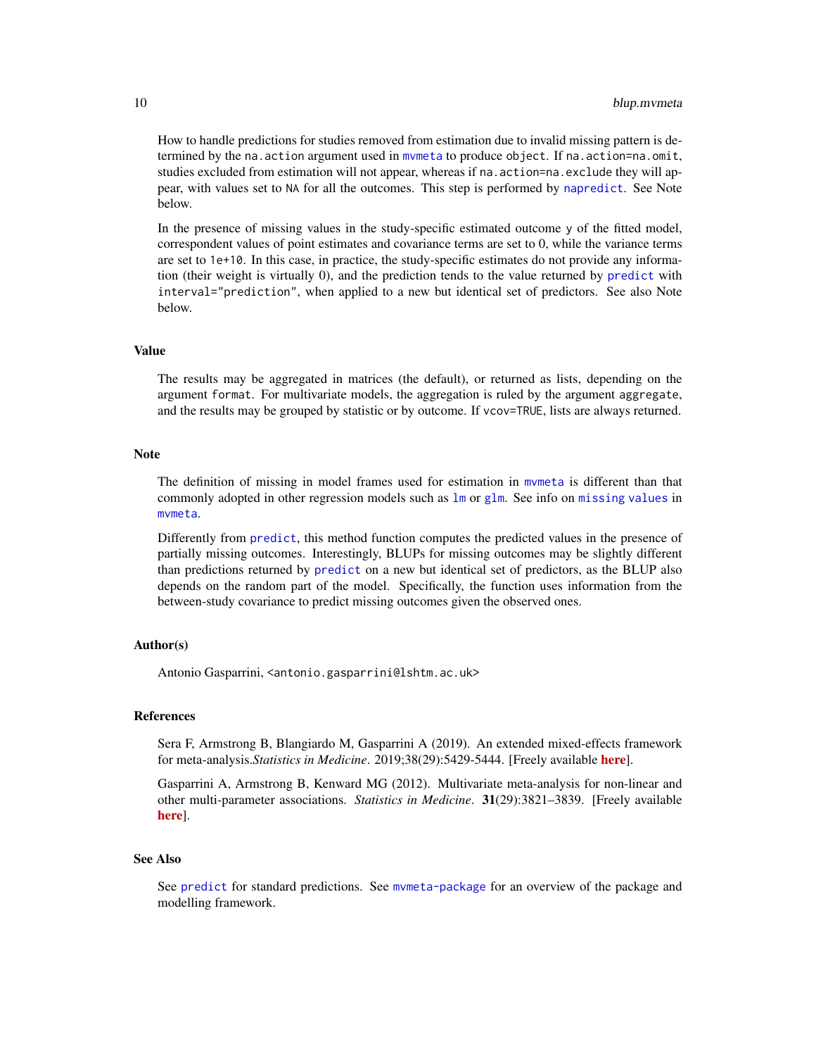How to handle predictions for studies removed from estimation due to invalid missing pattern is determined by the `na.action` argument used in `mvmeta` to produce `object`. If `na.action=na.omit`, studies excluded from estimation will not appear, whereas if `na.action=na.exclude` they will appear, with values set to `NA` for all the outcomes. This step is performed by `napredict`. See Note below.

In the presence of missing values in the study-specific estimated outcome `y` of the fitted model, correspondent values of point estimates and covariance terms are set to 0, while the variance terms are set to `1e+10`. In this case, in practice, the study-specific estimates do not provide any information (their weight is virtually 0), and the prediction tends to the value returned by `predict` with `interval="prediction"`, when applied to a new but identical set of predictors. See also Note below.

## Value

The results may be aggregated in matrices (the default), or returned as lists, depending on the argument `format`. For multivariate models, the aggregation is ruled by the argument `aggregate`, and the results may be grouped by statistic or by outcome. If `vcov=TRUE`, lists are always returned.

## Note

The definition of missing in model frames used for estimation in `mvmeta` is different than that commonly adopted in other regression models such as `lm` or `glm`. See info on `missing values` in `mvmeta`.

Differently from `predict`, this method function computes the predicted values in the presence of partially missing outcomes. Interestingly, BLUPs for missing outcomes may be slightly different than predictions returned by `predict` on a new but identical set of predictors, as the BLUP also depends on the random part of the model. Specifically, the function uses information from the between-study covariance to predict missing outcomes given the observed ones.

## Author(s)

Antonio Gasparrini, <antonio.gasparrini@lshtm.ac.uk>

## References

Sera F, Armstrong B, Blangiardo M, Gasparrini A (2019). An extended mixed-effects framework for meta-analysis.*Statistics in Medicine*. 2019;38(29):5429-5444. [Freely available **here**].

Gasparrini A, Armstrong B, Kenward MG (2012). Multivariate meta-analysis for non-linear and other multi-parameter associations. *Statistics in Medicine*. **31**(29):3821–3839. [Freely available **here**].

## See Also

See `predict` for standard predictions. See `mvmeta-package` for an overview of the package and modelling framework.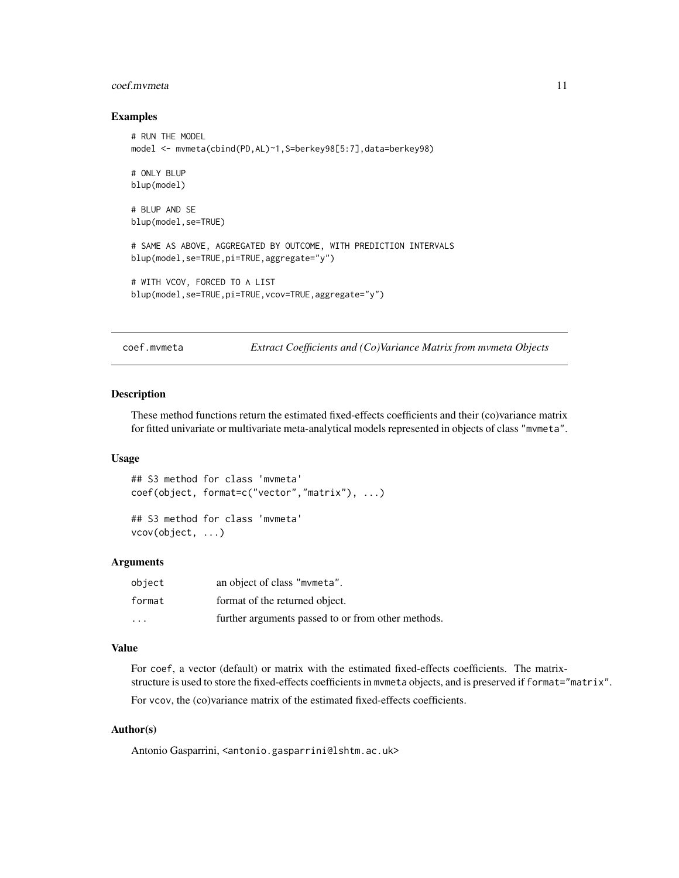### Examples

```
# RUN THE MODEL
model <- mvmeta(cbind(PD,AL)~1,S=berkey98[5:7],data=berkey98)

# ONLY BLUP
blup(model)

# BLUP AND SE
blup(model,se=TRUE)

# SAME AS ABOVE, AGGREGATED BY OUTCOME, WITH PREDICTION INTERVALS
blup(model,se=TRUE,pi=TRUE,aggregate="y")

# WITH VCOV, FORCED TO A LIST
blup(model,se=TRUE,pi=TRUE,vcov=TRUE,aggregate="y")
```

---

## coef.mvmeta — *Extract Coefficients and (Co)Variance Matrix from mvmeta Objects*

### Description

These method functions return the estimated fixed-effects coefficients and their (co)variance matrix for fitted univariate or multivariate meta-analytical models represented in objects of class "mvmeta".

### Usage

```
## S3 method for class 'mvmeta'
coef(object, format=c("vector","matrix"), ...)

## S3 method for class 'mvmeta'
vcov(object, ...)
```

### Arguments

| | |
|---|---|
| `object` | an object of class "mvmeta". |
| `format` | format of the returned object. |
| `...` | further arguments passed to or from other methods. |

### Value

For `coef`, a vector (default) or matrix with the estimated fixed-effects coefficients. The matrix-structure is used to store the fixed-effects coefficients in `mvmeta` objects, and is preserved if `format="matrix"`.

For `vcov`, the (co)variance matrix of the estimated fixed-effects coefficients.

### Author(s)

Antonio Gasparrini, <antonio.gasparrini@lshtm.ac.uk>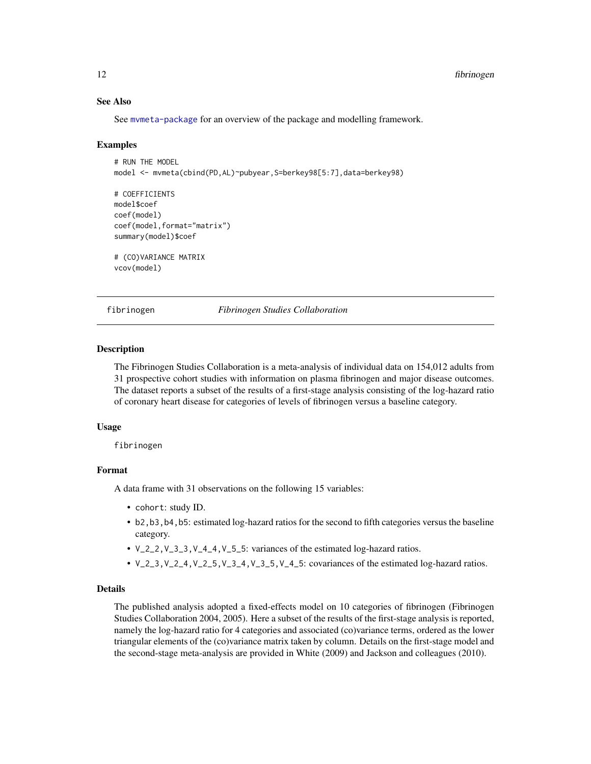### See Also

See mvmeta-package for an overview of the package and modelling framework.

### Examples

```
# RUN THE MODEL
model <- mvmeta(cbind(PD,AL)~pubyear,S=berkey98[5:7],data=berkey98)

# COEFFICIENTS
model$coef
coef(model)
coef(model,format="matrix")
summary(model)$coef

# (CO)VARIANCE MATRIX
vcov(model)
```

---

fibrinogen *Fibrinogen Studies Collaboration*

---

### Description

The Fibrinogen Studies Collaboration is a meta-analysis of individual data on 154,012 adults from 31 prospective cohort studies with information on plasma fibrinogen and major disease outcomes. The dataset reports a subset of the results of a first-stage analysis consisting of the log-hazard ratio of coronary heart disease for categories of levels of fibrinogen versus a baseline category.

### Usage

```
fibrinogen
```

### Format

A data frame with 31 observations on the following 15 variables:

- `cohort`: study ID.
- `b2,b3,b4,b5`: estimated log-hazard ratios for the second to fifth categories versus the baseline category.
- `V_2_2,V_3_3,V_4_4,V_5_5`: variances of the estimated log-hazard ratios.
- `V_2_3,V_2_4,V_2_5,V_3_4,V_3_5,V_4_5`: covariances of the estimated log-hazard ratios.

### Details

The published analysis adopted a fixed-effects model on 10 categories of fibrinogen (Fibrinogen Studies Collaboration 2004, 2005). Here a subset of the results of the first-stage analysis is reported, namely the log-hazard ratio for 4 categories and associated (co)variance terms, ordered as the lower triangular elements of the (co)variance matrix taken by column. Details on the first-stage model and the second-stage meta-analysis are provided in White (2009) and Jackson and colleagues (2010).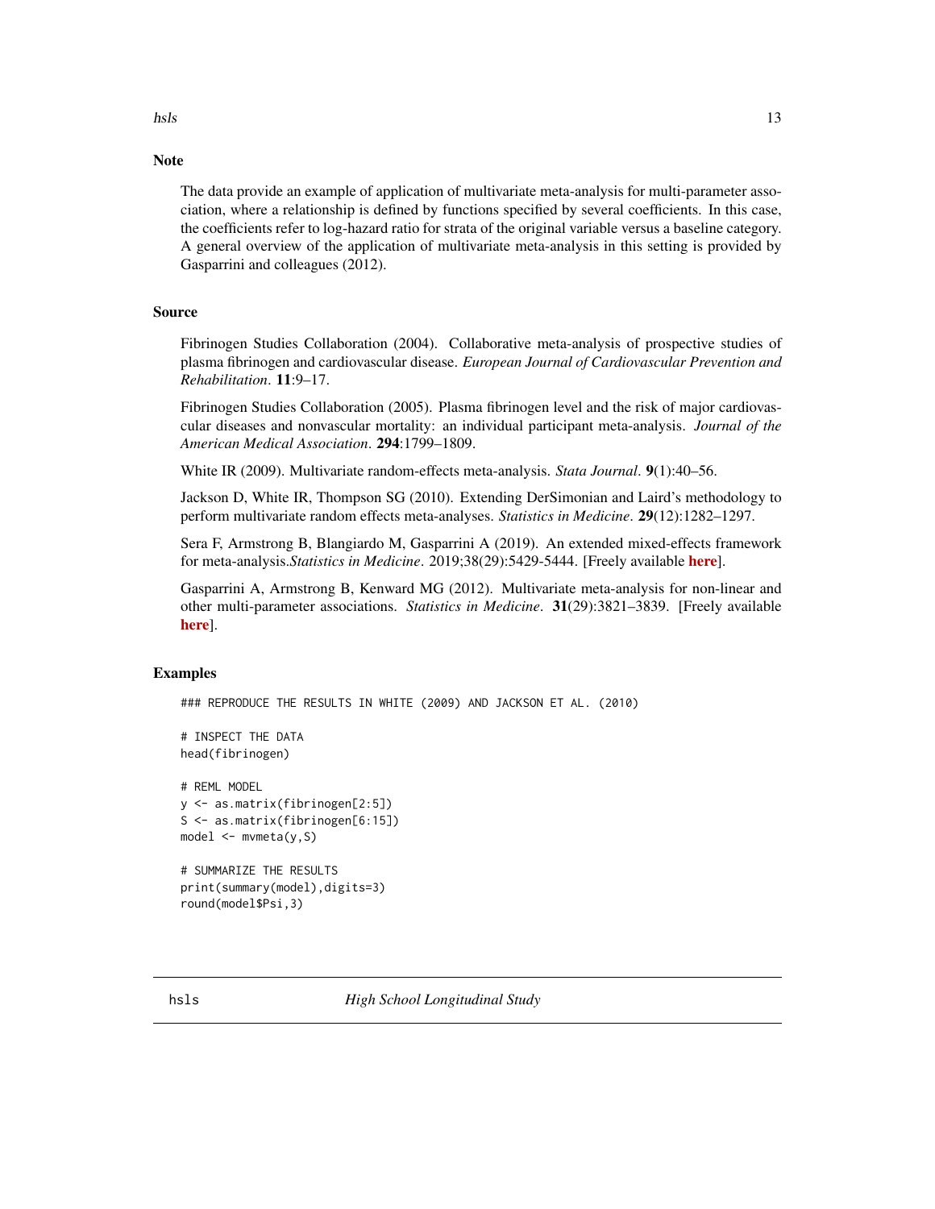## Note

The data provide an example of application of multivariate meta-analysis for multi-parameter association, where a relationship is defined by functions specified by several coefficients. In this case, the coefficients refer to log-hazard ratio for strata of the original variable versus a baseline category. A general overview of the application of multivariate meta-analysis in this setting is provided by Gasparrini and colleagues (2012).

## Source

Fibrinogen Studies Collaboration (2004). Collaborative meta-analysis of prospective studies of plasma fibrinogen and cardiovascular disease. *European Journal of Cardiovascular Prevention and Rehabilitation*. **11**:9–17.

Fibrinogen Studies Collaboration (2005). Plasma fibrinogen level and the risk of major cardiovascular diseases and nonvascular mortality: an individual participant meta-analysis. *Journal of the American Medical Association*. **294**:1799–1809.

White IR (2009). Multivariate random-effects meta-analysis. *Stata Journal*. **9**(1):40–56.

Jackson D, White IR, Thompson SG (2010). Extending DerSimonian and Laird's methodology to perform multivariate random effects meta-analyses. *Statistics in Medicine*. **29**(12):1282–1297.

Sera F, Armstrong B, Blangiardo M, Gasparrini A (2019). An extended mixed-effects framework for meta-analysis.*Statistics in Medicine*. 2019;38(29):5429-5444. [Freely available **here**].

Gasparrini A, Armstrong B, Kenward MG (2012). Multivariate meta-analysis for non-linear and other multi-parameter associations. *Statistics in Medicine*. **31**(29):3821–3839. [Freely available **here**].

## Examples

```
### REPRODUCE THE RESULTS IN WHITE (2009) AND JACKSON ET AL. (2010)

# INSPECT THE DATA
head(fibrinogen)

# REML MODEL
y <- as.matrix(fibrinogen[2:5])
S <- as.matrix(fibrinogen[6:15])
model <- mvmeta(y,S)

# SUMMARIZE THE RESULTS
print(summary(model),digits=3)
round(model$Psi,3)
```

# hsls &nbsp;&nbsp;&nbsp;&nbsp;&nbsp;&nbsp;&nbsp;&nbsp; *High School Longitudinal Study*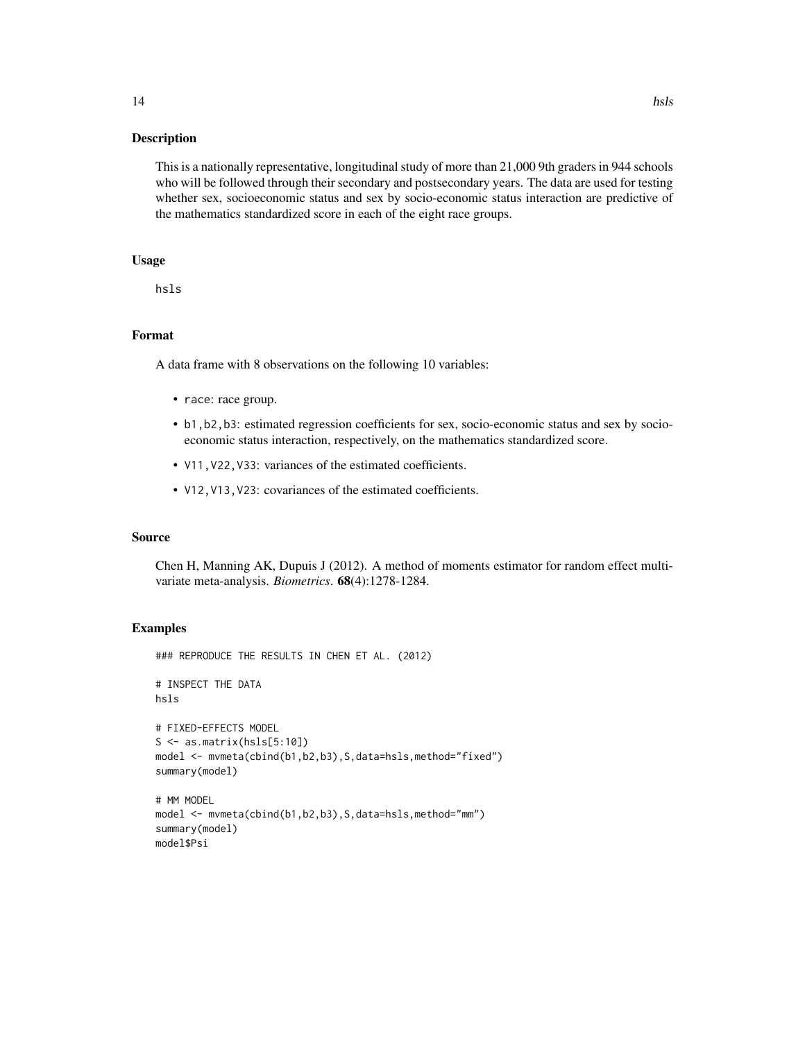## Description

This is a nationally representative, longitudinal study of more than 21,000 9th graders in 944 schools who will be followed through their secondary and postsecondary years. The data are used for testing whether sex, socioeconomic status and sex by socio-economic status interaction are predictive of the mathematics standardized score in each of the eight race groups.

## Usage

```
hsls
```

## Format

A data frame with 8 observations on the following 10 variables:

- `race`: race group.
- `b1,b2,b3`: estimated regression coefficients for sex, socio-economic status and sex by socio-economic status interaction, respectively, on the mathematics standardized score.
- `V11,V22,V33`: variances of the estimated coefficients.
- `V12,V13,V23`: covariances of the estimated coefficients.

## Source

Chen H, Manning AK, Dupuis J (2012). A method of moments estimator for random effect multivariate meta-analysis. *Biometrics*. **68**(4):1278-1284.

## Examples

```
### REPRODUCE THE RESULTS IN CHEN ET AL. (2012)

# INSPECT THE DATA
hsls

# FIXED-EFFECTS MODEL
S <- as.matrix(hsls[5:10])
model <- mvmeta(cbind(b1,b2,b3),S,data=hsls,method="fixed")
summary(model)

# MM MODEL
model <- mvmeta(cbind(b1,b2,b3),S,data=hsls,method="mm")
summary(model)
model$Psi
```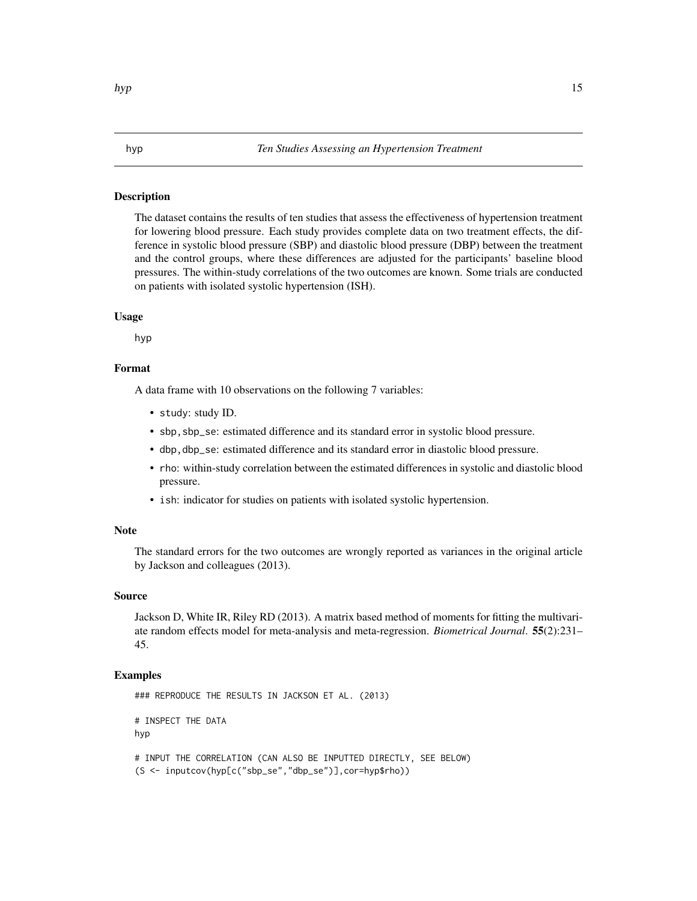# hyp — *Ten Studies Assessing an Hypertension Treatment*

## Description

The dataset contains the results of ten studies that assess the effectiveness of hypertension treatment for lowering blood pressure. Each study provides complete data on two treatment effects, the difference in systolic blood pressure (SBP) and diastolic blood pressure (DBP) between the treatment and the control groups, where these differences are adjusted for the participants' baseline blood pressures. The within-study correlations of the two outcomes are known. Some trials are conducted on patients with isolated systolic hypertension (ISH).

## Usage

hyp

## Format

A data frame with 10 observations on the following 7 variables:

- study: study ID.
- sbp,sbp_se: estimated difference and its standard error in systolic blood pressure.
- dbp,dbp_se: estimated difference and its standard error in diastolic blood pressure.
- rho: within-study correlation between the estimated differences in systolic and diastolic blood pressure.
- ish: indicator for studies on patients with isolated systolic hypertension.

## Note

The standard errors for the two outcomes are wrongly reported as variances in the original article by Jackson and colleagues (2013).

## Source

Jackson D, White IR, Riley RD (2013). A matrix based method of moments for fitting the multivariate random effects model for meta-analysis and meta-regression. *Biometrical Journal*. **55**(2):231–45.

## Examples

```
### REPRODUCE THE RESULTS IN JACKSON ET AL. (2013)

# INSPECT THE DATA
hyp

# INPUT THE CORRELATION (CAN ALSO BE INPUTTED DIRECTLY, SEE BELOW)
(S <- inputcov(hyp[c("sbp_se","dbp_se")],cor=hyp$rho))
```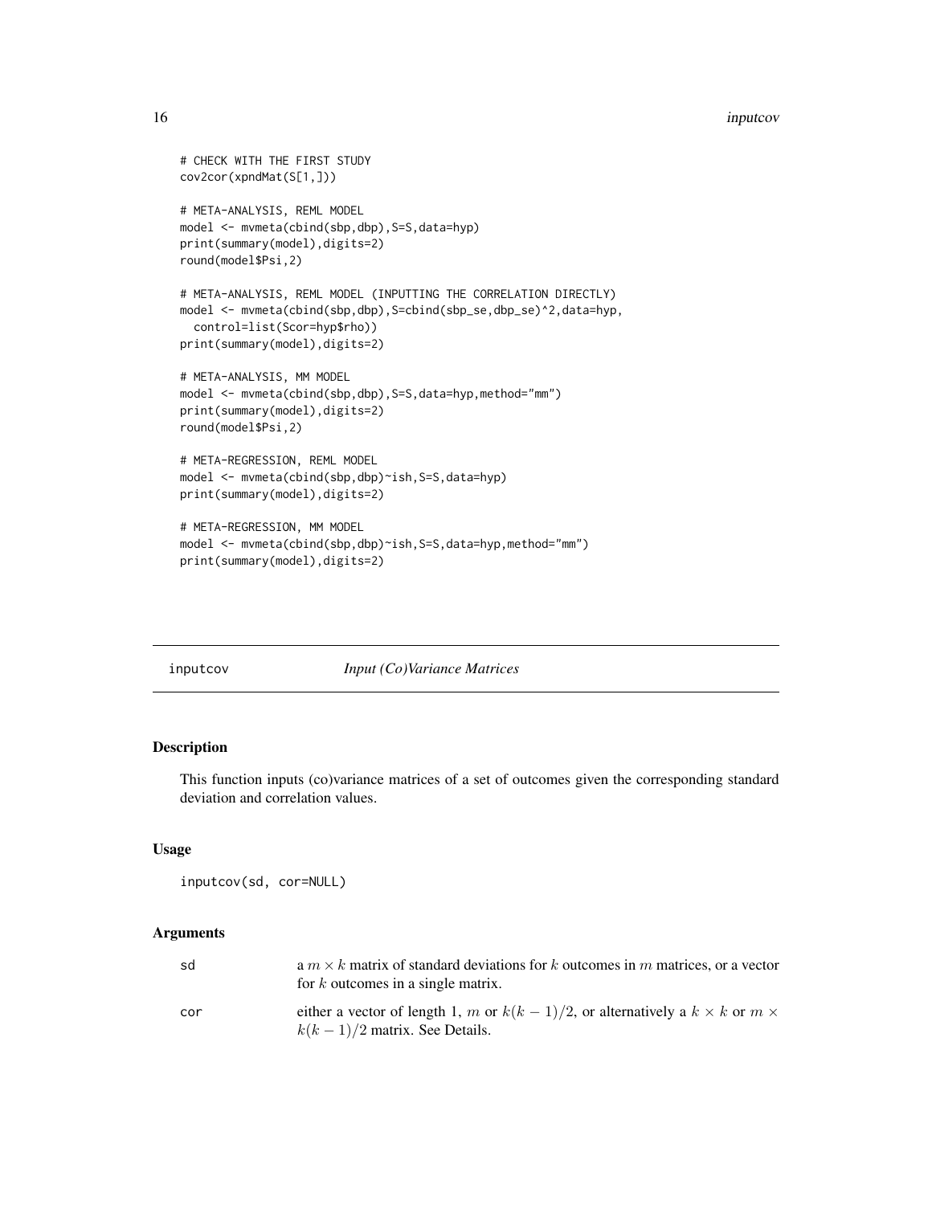```
# CHECK WITH THE FIRST STUDY
cov2cor(xpndMat(S[1,]))

# META-ANALYSIS, REML MODEL
model <- mvmeta(cbind(sbp,dbp),S=S,data=hyp)
print(summary(model),digits=2)
round(model$Psi,2)

# META-ANALYSIS, REML MODEL (INPUTTING THE CORRELATION DIRECTLY)
model <- mvmeta(cbind(sbp,dbp),S=cbind(sbp_se,dbp_se)^2,data=hyp,
  control=list(Scor=hyp$rho))
print(summary(model),digits=2)

# META-ANALYSIS, MM MODEL
model <- mvmeta(cbind(sbp,dbp),S=S,data=hyp,method="mm")
print(summary(model),digits=2)
round(model$Psi,2)

# META-REGRESSION, REML MODEL
model <- mvmeta(cbind(sbp,dbp)~ish,S=S,data=hyp)
print(summary(model),digits=2)

# META-REGRESSION, MM MODEL
model <- mvmeta(cbind(sbp,dbp)~ish,S=S,data=hyp,method="mm")
print(summary(model),digits=2)
```

---

## inputcov *Input (Co)Variance Matrices*

### Description

This function inputs (co)variance matrices of a set of outcomes given the corresponding standard deviation and correlation values.

### Usage

```
inputcov(sd, cor=NULL)
```

### Arguments

| | |
|---|---|
| sd | a $m \times k$ matrix of standard deviations for $k$ outcomes in $m$ matrices, or a vector for $k$ outcomes in a single matrix. |
| cor | either a vector of length 1, $m$ or $k(k-1)/2$, or alternatively a $k \times k$ or $m \times k(k-1)/2$ matrix. See Details. |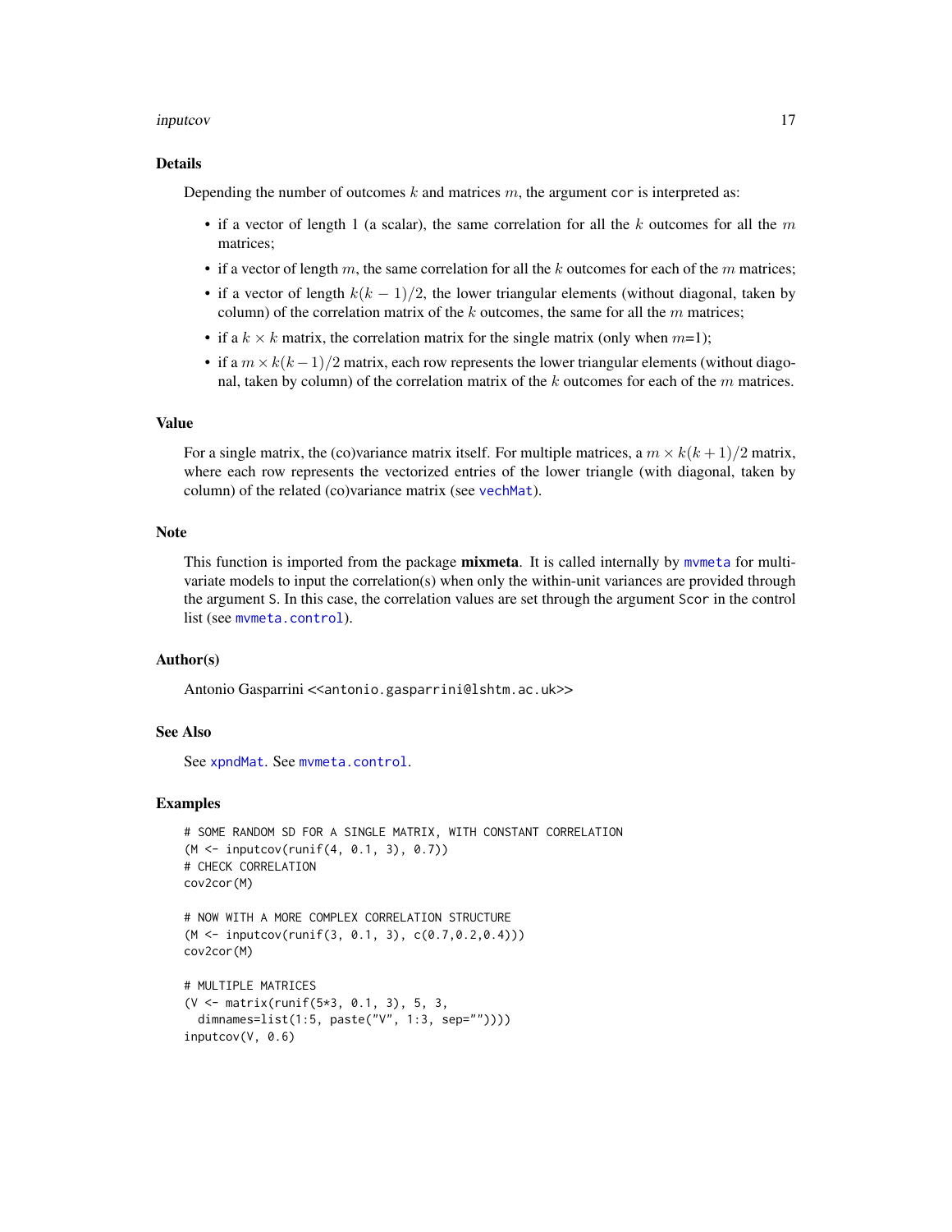## Details

Depending the number of outcomes $k$ and matrices $m$, the argument `cor` is interpreted as:

- if a vector of length 1 (a scalar), the same correlation for all the $k$ outcomes for all the $m$ matrices;
- if a vector of length $m$, the same correlation for all the $k$ outcomes for each of the $m$ matrices;
- if a vector of length $k(k-1)/2$, the lower triangular elements (without diagonal, taken by column) of the correlation matrix of the $k$ outcomes, the same for all the $m$ matrices;
- if a $k \times k$ matrix, the correlation matrix for the single matrix (only when $m$=1);
- if a $m \times k(k-1)/2$ matrix, each row represents the lower triangular elements (without diagonal, taken by column) of the correlation matrix of the $k$ outcomes for each of the $m$ matrices.

## Value

For a single matrix, the (co)variance matrix itself. For multiple matrices, a $m \times k(k+1)/2$ matrix, where each row represents the vectorized entries of the lower triangle (with diagonal, taken by column) of the related (co)variance matrix (see `vechMat`).

## Note

This function is imported from the package **mixmeta**. It is called internally by `mvmeta` for multivariate models to input the correlation(s) when only the within-unit variances are provided through the argument `S`. In this case, the correlation values are set through the argument `Scor` in the control list (see `mvmeta.control`).

## Author(s)

Antonio Gasparrini <<antonio.gasparrini@lshtm.ac.uk>>

## See Also

See `xpndMat`. See `mvmeta.control`.

## Examples

```
# SOME RANDOM SD FOR A SINGLE MATRIX, WITH CONSTANT CORRELATION
(M <- inputcov(runif(4, 0.1, 3), 0.7))
# CHECK CORRELATION
cov2cor(M)

# NOW WITH A MORE COMPLEX CORRELATION STRUCTURE
(M <- inputcov(runif(3, 0.1, 3), c(0.7,0.2,0.4)))
cov2cor(M)

# MULTIPLE MATRICES
(V <- matrix(runif(5*3, 0.1, 3), 5, 3,
  dimnames=list(1:5, paste("V", 1:3, sep=""))))
inputcov(V, 0.6)
```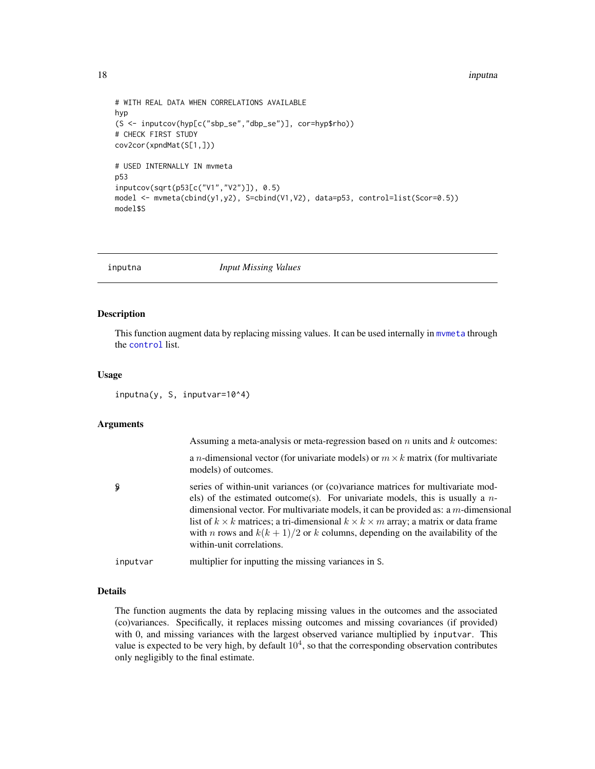```
# WITH REAL DATA WHEN CORRELATIONS AVAILABLE
hyp
(S <- inputcov(hyp[c("sbp_se","dbp_se")], cor=hyp$rho))
# CHECK FIRST STUDY
cov2cor(xpndMat(S[1,]))

# USED INTERNALLY IN mvmeta
p53
inputcov(sqrt(p53[c("V1","V2")]), 0.5)
model <- mvmeta(cbind(y1,y2), S=cbind(V1,V2), data=p53, control=list(Scor=0.5))
model$S
```

---

## inputna *Input Missing Values*

### Description

This function augment data by replacing missing values. It can be used internally in mvmeta through the control list.

### Usage

```
inputna(y, S, inputvar=10^4)
```

### Arguments

Assuming a meta-analysis or meta-regression based on $n$ units and $k$ outcomes:

| | |
|---|---|
| y | a $n$-dimensional vector (for univariate models) or $m \times k$ matrix (for multivariate models) of outcomes. |
| S | series of within-unit variances (or (co)variance matrices for multivariate models) of the estimated outcome(s). For univariate models, this is usually a $n$-dimensional vector. For multivariate models, it can be provided as: a $m$-dimensional list of $k \times k$ matrices; a tri-dimensional $k \times k \times m$ array; a matrix or data frame with $n$ rows and $k(k+1)/2$ or $k$ columns, depending on the availability of the within-unit correlations. |
| inputvar | multiplier for inputting the missing variances in S. |

### Details

The function augments the data by replacing missing values in the outcomes and the associated (co)variances. Specifically, it replaces missing outcomes and missing covariances (if provided) with 0, and missing variances with the largest observed variance multiplied by inputvar. This value is expected to be very high, by default $10^4$, so that the corresponding observation contributes only negligibly to the final estimate.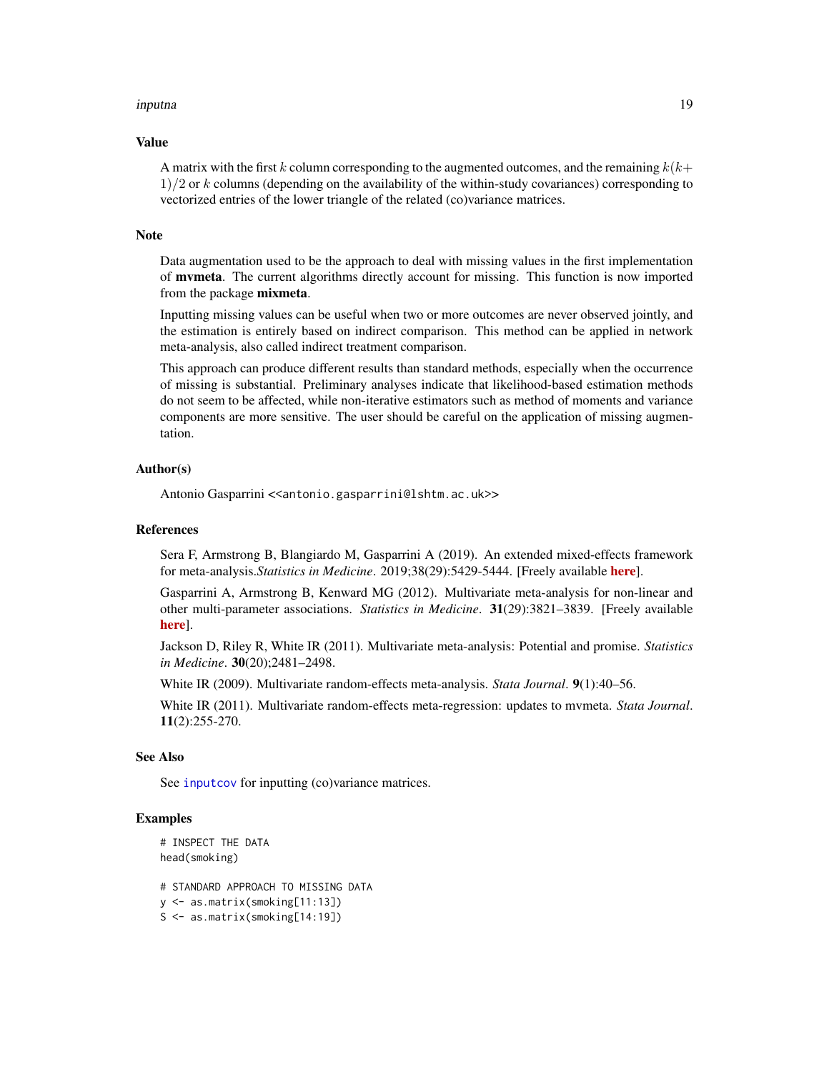### Value

A matrix with the first $k$ column corresponding to the augmented outcomes, and the remaining $k(k+1)/2$ or $k$ columns (depending on the availability of the within-study covariances) corresponding to vectorized entries of the lower triangle of the related (co)variance matrices.

### Note

Data augmentation used to be the approach to deal with missing values in the first implementation of **mvmeta**. The current algorithms directly account for missing. This function is now imported from the package **mixmeta**.

Inputting missing values can be useful when two or more outcomes are never observed jointly, and the estimation is entirely based on indirect comparison. This method can be applied in network meta-analysis, also called indirect treatment comparison.

This approach can produce different results than standard methods, especially when the occurrence of missing is substantial. Preliminary analyses indicate that likelihood-based estimation methods do not seem to be affected, while non-iterative estimators such as method of moments and variance components are more sensitive. The user should be careful on the application of missing augmentation.

### Author(s)

Antonio Gasparrini <<antonio.gasparrini@lshtm.ac.uk>>

### References

Sera F, Armstrong B, Blangiardo M, Gasparrini A (2019). An extended mixed-effects framework for meta-analysis.*Statistics in Medicine*. 2019;38(29):5429-5444. [Freely available **here**].

Gasparrini A, Armstrong B, Kenward MG (2012). Multivariate meta-analysis for non-linear and other multi-parameter associations. *Statistics in Medicine*. **31**(29):3821–3839. [Freely available **here**].

Jackson D, Riley R, White IR (2011). Multivariate meta-analysis: Potential and promise. *Statistics in Medicine*. **30**(20);2481–2498.

White IR (2009). Multivariate random-effects meta-analysis. *Stata Journal*. **9**(1):40–56.

White IR (2011). Multivariate random-effects meta-regression: updates to mvmeta. *Stata Journal*. **11**(2):255-270.

### See Also

See `inputcov` for inputting (co)variance matrices.

### Examples

```
# INSPECT THE DATA
head(smoking)

# STANDARD APPROACH TO MISSING DATA
y <- as.matrix(smoking[11:13])
S <- as.matrix(smoking[14:19])
```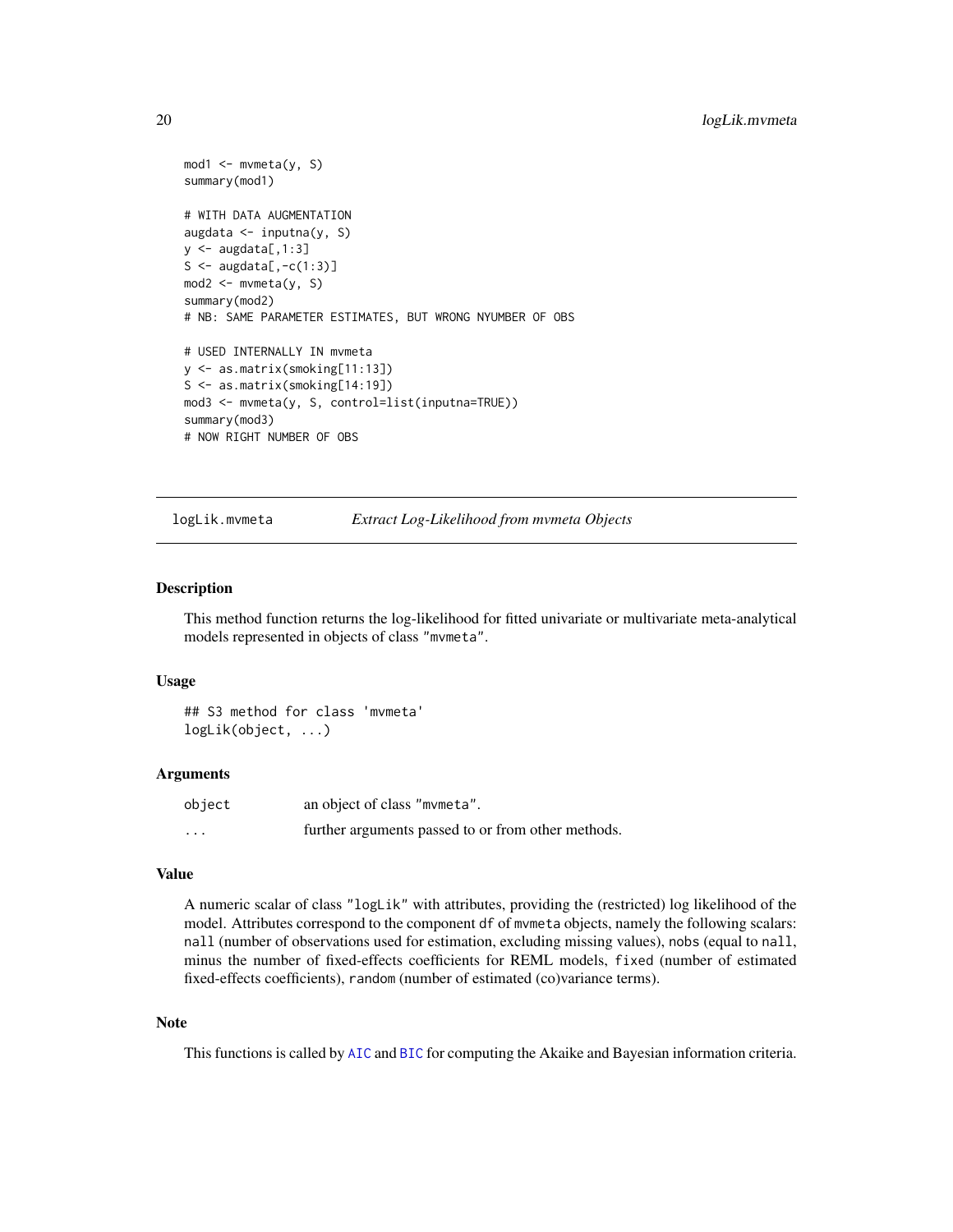```
mod1 <- mvmeta(y, S)
summary(mod1)

# WITH DATA AUGMENTATION
augdata <- inputna(y, S)
y <- augdata[,1:3]
S <- augdata[,-c(1:3)]
mod2 <- mvmeta(y, S)
summary(mod2)
# NB: SAME PARAMETER ESTIMATES, BUT WRONG NYUMBER OF OBS

# USED INTERNALLY IN mvmeta
y <- as.matrix(smoking[11:13])
S <- as.matrix(smoking[14:19])
mod3 <- mvmeta(y, S, control=list(inputna=TRUE))
summary(mod3)
# NOW RIGHT NUMBER OF OBS
```

## logLik.mvmeta *Extract Log-Likelihood from mvmeta Objects*

### Description

This method function returns the log-likelihood for fitted univariate or multivariate meta-analytical models represented in objects of class "mvmeta".

### Usage

```
## S3 method for class 'mvmeta'
logLik(object, ...)
```

### Arguments

| | |
|---|---|
| object | an object of class "mvmeta". |
| ... | further arguments passed to or from other methods. |

### Value

A numeric scalar of class "logLik" with attributes, providing the (restricted) log likelihood of the model. Attributes correspond to the component df of mvmeta objects, namely the following scalars: nall (number of observations used for estimation, excluding missing values), nobs (equal to nall, minus the number of fixed-effects coefficients for REML models, fixed (number of estimated fixed-effects coefficients), random (number of estimated (co)variance terms).

### Note

This functions is called by AIC and BIC for computing the Akaike and Bayesian information criteria.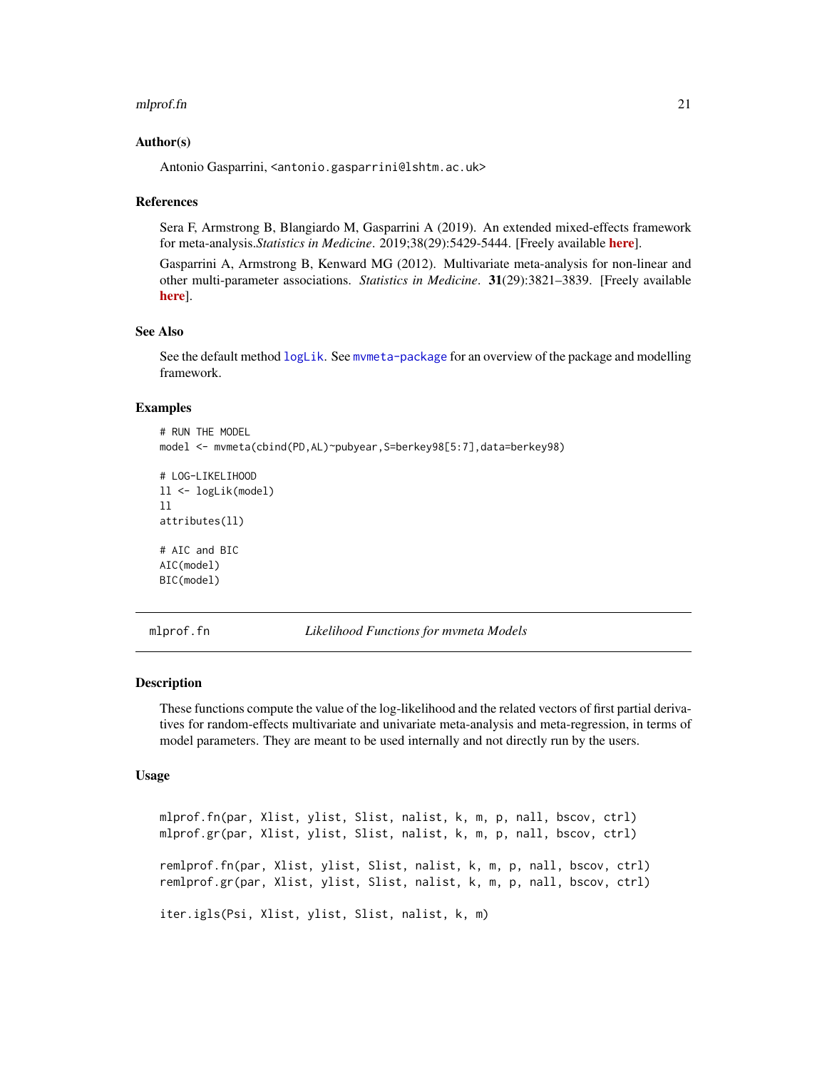### Author(s)

Antonio Gasparrini, <antonio.gasparrini@lshtm.ac.uk>

### References

Sera F, Armstrong B, Blangiardo M, Gasparrini A (2019). An extended mixed-effects framework for meta-analysis.*Statistics in Medicine*. 2019;38(29):5429-5444. [Freely available **here**].

Gasparrini A, Armstrong B, Kenward MG (2012). Multivariate meta-analysis for non-linear and other multi-parameter associations. *Statistics in Medicine*. **31**(29):3821–3839. [Freely available **here**].

### See Also

See the default method `logLik`. See `mvmeta-package` for an overview of the package and modelling framework.

### Examples

```
# RUN THE MODEL
model <- mvmeta(cbind(PD,AL)~pubyear,S=berkey98[5:7],data=berkey98)

# LOG-LIKELIHOOD
ll <- logLik(model)
ll
attributes(ll)

# AIC and BIC
AIC(model)
BIC(model)
```

---

## mlprof.fn — *Likelihood Functions for mvmeta Models*

### Description

These functions compute the value of the log-likelihood and the related vectors of first partial derivatives for random-effects multivariate and univariate meta-analysis and meta-regression, in terms of model parameters. They are meant to be used internally and not directly run by the users.

### Usage

```
mlprof.fn(par, Xlist, ylist, Slist, nalist, k, m, p, nall, bscov, ctrl)
mlprof.gr(par, Xlist, ylist, Slist, nalist, k, m, p, nall, bscov, ctrl)

remlprof.fn(par, Xlist, ylist, Slist, nalist, k, m, p, nall, bscov, ctrl)
remlprof.gr(par, Xlist, ylist, Slist, nalist, k, m, p, nall, bscov, ctrl)

iter.igls(Psi, Xlist, ylist, Slist, nalist, k, m)
```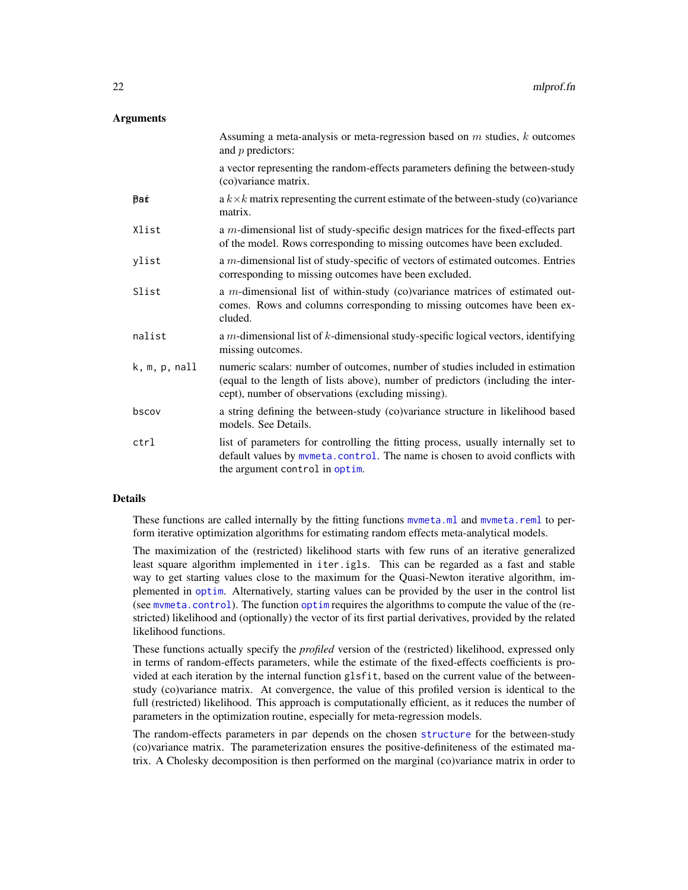## Arguments

Assuming a meta-analysis or meta-regression based on $m$ studies, $k$ outcomes and $p$ predictors:

| | |
|---|---|
| par | a vector representing the random-effects parameters defining the between-study (co)variance matrix. |
| Psi | a $k \times k$ matrix representing the current estimate of the between-study (co)variance matrix. |
| Xlist | a $m$-dimensional list of study-specific design matrices for the fixed-effects part of the model. Rows corresponding to missing outcomes have been excluded. |
| ylist | a $m$-dimensional list of study-specific of vectors of estimated outcomes. Entries corresponding to missing outcomes have been excluded. |
| Slist | a $m$-dimensional list of within-study (co)variance matrices of estimated outcomes. Rows and columns corresponding to missing outcomes have been excluded. |
| nalist | a $m$-dimensional list of $k$-dimensional study-specific logical vectors, identifying missing outcomes. |
| k, m, p, nall | numeric scalars: number of outcomes, number of studies included in estimation (equal to the length of lists above), number of predictors (including the intercept), number of observations (excluding missing). |
| bscov | a string defining the between-study (co)variance structure in likelihood based models. See Details. |
| ctrl | list of parameters for controlling the fitting process, usually internally set to default values by mvmeta.control. The name is chosen to avoid conflicts with the argument control in optim. |

## Details

These functions are called internally by the fitting functions mvmeta.ml and mvmeta.reml to perform iterative optimization algorithms for estimating random effects meta-analytical models.

The maximization of the (restricted) likelihood starts with few runs of an iterative generalized least square algorithm implemented in iter.igls. This can be regarded as a fast and stable way to get starting values close to the maximum for the Quasi-Newton iterative algorithm, implemented in optim. Alternatively, starting values can be provided by the user in the control list (see mvmeta.control). The function optim requires the algorithms to compute the value of the (restricted) likelihood and (optionally) the vector of its first partial derivatives, provided by the related likelihood functions.

These functions actually specify the *profiled* version of the (restricted) likelihood, expressed only in terms of random-effects parameters, while the estimate of the fixed-effects coefficients is provided at each iteration by the internal function glsfit, based on the current value of the between-study (co)variance matrix. At convergence, the value of this profiled version is identical to the full (restricted) likelihood. This approach is computationally efficient, as it reduces the number of parameters in the optimization routine, especially for meta-regression models.

The random-effects parameters in par depends on the chosen structure for the between-study (co)variance matrix. The parameterization ensures the positive-definiteness of the estimated matrix. A Cholesky decomposition is then performed on the marginal (co)variance matrix in order to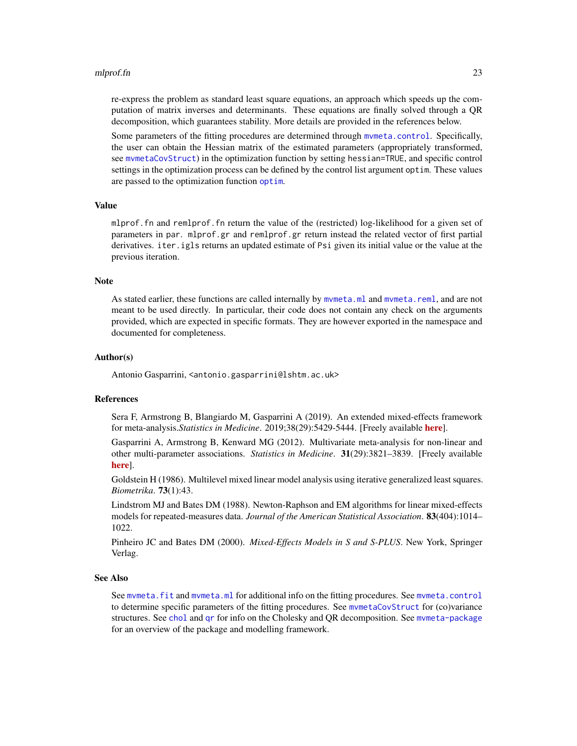re-express the problem as standard least square equations, an approach which speeds up the computation of matrix inverses and determinants. These equations are finally solved through a QR decomposition, which guarantees stability. More details are provided in the references below.

Some parameters of the fitting procedures are determined through `mvmeta.control`. Specifically, the user can obtain the Hessian matrix of the estimated parameters (appropriately transformed, see `mvmetaCovStruct`) in the optimization function by setting `hessian=TRUE`, and specific control settings in the optimization process can be defined by the control list argument `optim`. These values are passed to the optimization function `optim`.

## Value

`mlprof.fn` and `remlprof.fn` return the value of the (restricted) log-likelihood for a given set of parameters in `par`. `mlprof.gr` and `remlprof.gr` return instead the related vector of first partial derivatives. `iter.igls` returns an updated estimate of `Psi` given its initial value or the value at the previous iteration.

## Note

As stated earlier, these functions are called internally by `mvmeta.ml` and `mvmeta.reml`, and are not meant to be used directly. In particular, their code does not contain any check on the arguments provided, which are expected in specific formats. They are however exported in the namespace and documented for completeness.

## Author(s)

Antonio Gasparrini, <antonio.gasparrini@lshtm.ac.uk>

## References

Sera F, Armstrong B, Blangiardo M, Gasparrini A (2019). An extended mixed-effects framework for meta-analysis.*Statistics in Medicine*. 2019;38(29):5429-5444. [Freely available **here**].

Gasparrini A, Armstrong B, Kenward MG (2012). Multivariate meta-analysis for non-linear and other multi-parameter associations. *Statistics in Medicine*. **31**(29):3821–3839. [Freely available **here**].

Goldstein H (1986). Multilevel mixed linear model analysis using iterative generalized least squares. *Biometrika*. **73**(1):43.

Lindstrom MJ and Bates DM (1988). Newton-Raphson and EM algorithms for linear mixed-effects models for repeated-measures data. *Journal of the American Statistical Association*. **83**(404):1014–1022.

Pinheiro JC and Bates DM (2000). *Mixed-Effects Models in S and S-PLUS*. New York, Springer Verlag.

## See Also

See `mvmeta.fit` and `mvmeta.ml` for additional info on the fitting procedures. See `mvmeta.control` to determine specific parameters of the fitting procedures. See `mvmetaCovStruct` for (co)variance structures. See `chol` and `qr` for info on the Cholesky and QR decomposition. See `mvmeta-package` for an overview of the package and modelling framework.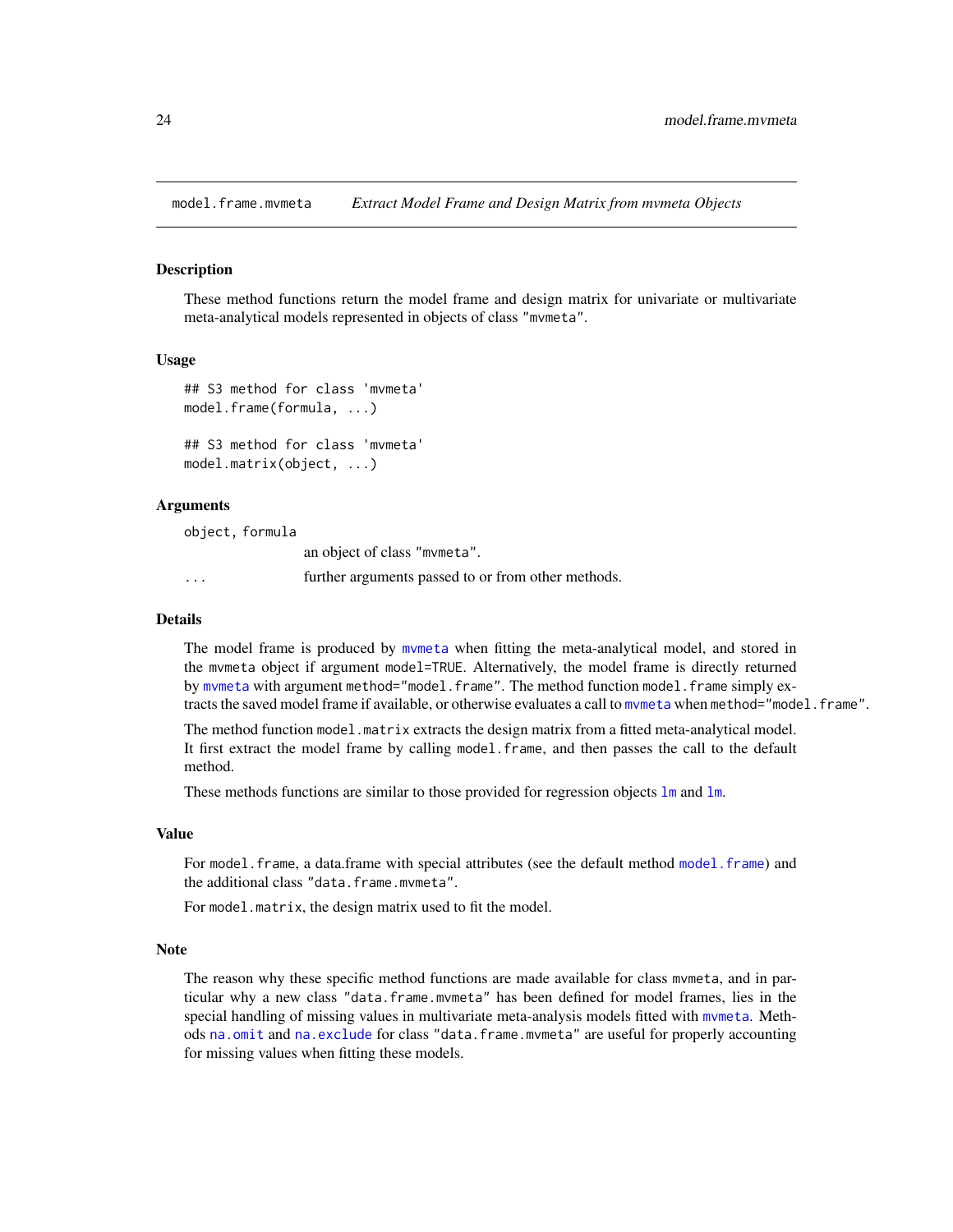## model.frame.mvmeta — *Extract Model Frame and Design Matrix from mvmeta Objects*

### Description

These method functions return the model frame and design matrix for univariate or multivariate meta-analytical models represented in objects of class "mvmeta".

### Usage

```
## S3 method for class 'mvmeta'
model.frame(formula, ...)

## S3 method for class 'mvmeta'
model.matrix(object, ...)
```

### Arguments

| | |
|---|---|
| object, formula | an object of class "mvmeta". |
| ... | further arguments passed to or from other methods. |

### Details

The model frame is produced by mvmeta when fitting the meta-analytical model, and stored in the mvmeta object if argument model=TRUE. Alternatively, the model frame is directly returned by mvmeta with argument method="model.frame". The method function model.frame simply extracts the saved model frame if available, or otherwise evaluates a call to mvmeta when method="model.frame".

The method function model.matrix extracts the design matrix from a fitted meta-analytical model. It first extract the model frame by calling model.frame, and then passes the call to the default method.

These methods functions are similar to those provided for regression objects lm and lm.

### Value

For model.frame, a data.frame with special attributes (see the default method model.frame) and the additional class "data.frame.mvmeta".

For model.matrix, the design matrix used to fit the model.

### Note

The reason why these specific method functions are made available for class mvmeta, and in particular why a new class "data.frame.mvmeta" has been defined for model frames, lies in the special handling of missing values in multivariate meta-analysis models fitted with mvmeta. Methods na.omit and na.exclude for class "data.frame.mvmeta" are useful for properly accounting for missing values when fitting these models.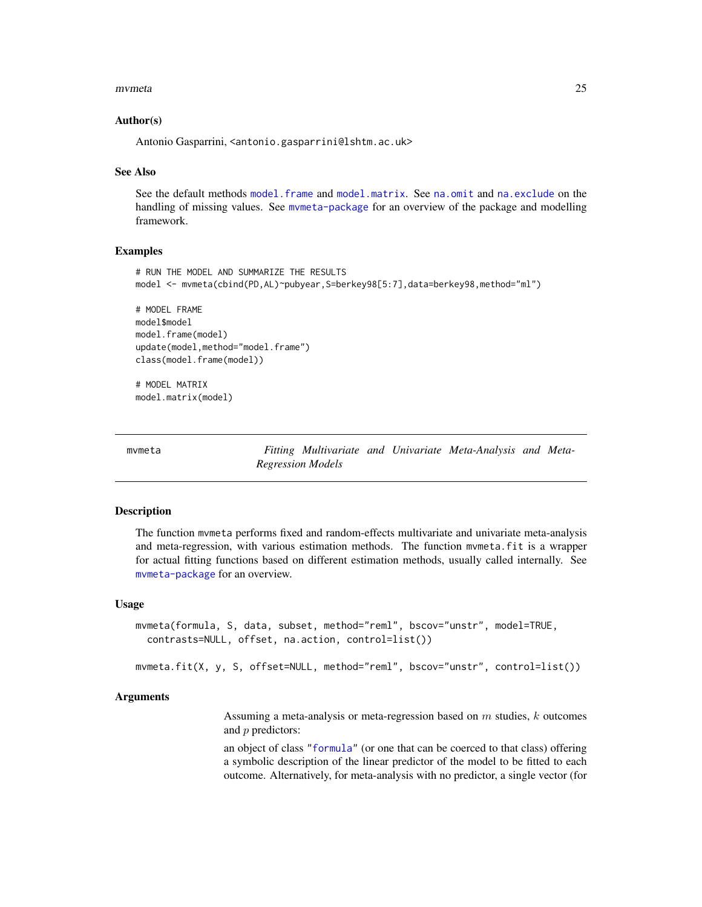### Author(s)

Antonio Gasparrini, <antonio.gasparrini@lshtm.ac.uk>

### See Also

See the default methods `model.frame` and `model.matrix`. See `na.omit` and `na.exclude` on the handling of missing values. See `mvmeta-package` for an overview of the package and modelling framework.

### Examples

```
# RUN THE MODEL AND SUMMARIZE THE RESULTS
model <- mvmeta(cbind(PD,AL)~pubyear,S=berkey98[5:7],data=berkey98,method="ml")

# MODEL FRAME
model$model
model.frame(model)
update(model,method="model.frame")
class(model.frame(model))

# MODEL MATRIX
model.matrix(model)
```

---

## mvmeta — *Fitting Multivariate and Univariate Meta-Analysis and Meta-Regression Models*

---

### Description

The function `mvmeta` performs fixed and random-effects multivariate and univariate meta-analysis and meta-regression, with various estimation methods. The function `mvmeta.fit` is a wrapper for actual fitting functions based on different estimation methods, usually called internally. See `mvmeta-package` for an overview.

### Usage

```
mvmeta(formula, S, data, subset, method="reml", bscov="unstr", model=TRUE,
  contrasts=NULL, offset, na.action, control=list())

mvmeta.fit(X, y, S, offset=NULL, method="reml", bscov="unstr", control=list())
```

### Arguments

Assuming a meta-analysis or meta-regression based on $m$ studies, $k$ outcomes and $p$ predictors:

an object of class "`formula`" (or one that can be coerced to that class) offering a symbolic description of the linear predictor of the model to be fitted to each outcome. Alternatively, for meta-analysis with no predictor, a single vector (for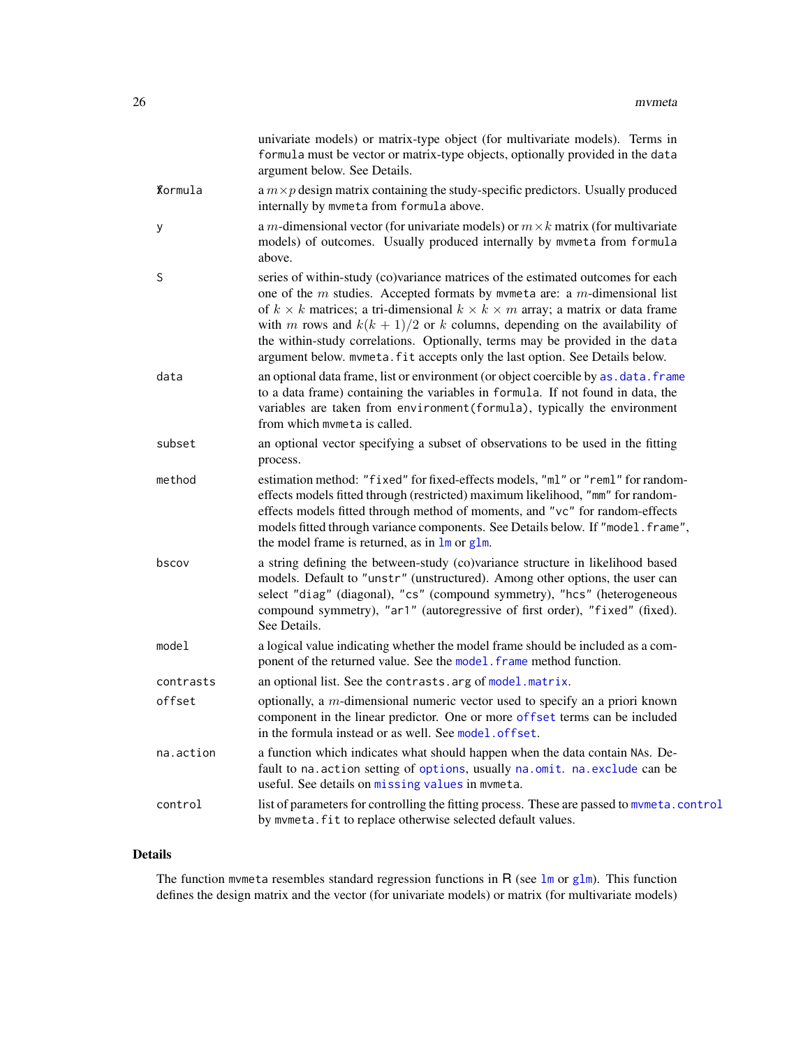univariate models) or matrix-type object (for multivariate models). Terms in `formula` must be vector or matrix-type objects, optionally provided in the `data` argument below. See Details.

| | |
|---|---|
| `X` | a $m \times p$ design matrix containing the study-specific predictors. Usually produced internally by `mvmeta` from `formula` above. |
| `y` | a $m$-dimensional vector (for univariate models) or $m \times k$ matrix (for multivariate models) of outcomes. Usually produced internally by `mvmeta` from `formula` above. |
| `S` | series of within-study (co)variance matrices of the estimated outcomes for each one of the $m$ studies. Accepted formats by `mvmeta` are: a $m$-dimensional list of $k \times k$ matrices; a tri-dimensional $k \times k \times m$ array; a matrix or data frame with $m$ rows and $k(k+1)/2$ or $k$ columns, depending on the availability of the within-study correlations. Optionally, terms may be provided in the `data` argument below. `mvmeta.fit` accepts only the last option. See Details below. |
| `data` | an optional data frame, list or environment (or object coercible by `as.data.frame` to a data frame) containing the variables in `formula`. If not found in data, the variables are taken from `environment(formula)`, typically the environment from which `mvmeta` is called. |
| `subset` | an optional vector specifying a subset of observations to be used in the fitting process. |
| `method` | estimation method: `"fixed"` for fixed-effects models, `"ml"` or `"reml"` for random-effects models fitted through (restricted) maximum likelihood, `"mm"` for random-effects models fitted through method of moments, and `"vc"` for random-effects models fitted through variance components. See Details below. If `"model.frame"`, the model frame is returned, as in `lm` or `glm`. |
| `bscov` | a string defining the between-study (co)variance structure in likelihood based models. Default to `"unstr"` (unstructured). Among other options, the user can select `"diag"` (diagonal), `"cs"` (compound symmetry), `"hcs"` (heterogeneous compound symmetry), `"ar1"` (autoregressive of first order), `"fixed"` (fixed). See Details. |
| `model` | a logical value indicating whether the model frame should be included as a component of the returned value. See the `model.frame` method function. |
| `contrasts` | an optional list. See the `contrasts.arg` of `model.matrix`. |
| `offset` | optionally, a $m$-dimensional numeric vector used to specify an a priori known component in the linear predictor. One or more `offset` terms can be included in the formula instead or as well. See `model.offset`. |
| `na.action` | a function which indicates what should happen when the data contain `NA`s. Default to `na.action` setting of `options`, usually `na.omit`. `na.exclude` can be useful. See details on `missing values` in `mvmeta`. |
| `control` | list of parameters for controlling the fitting process. These are passed to `mvmeta.control` by `mvmeta.fit` to replace otherwise selected default values. |

## Details

The function `mvmeta` resembles standard regression functions in R (see `lm` or `glm`). This function defines the design matrix and the vector (for univariate models) or matrix (for multivariate models)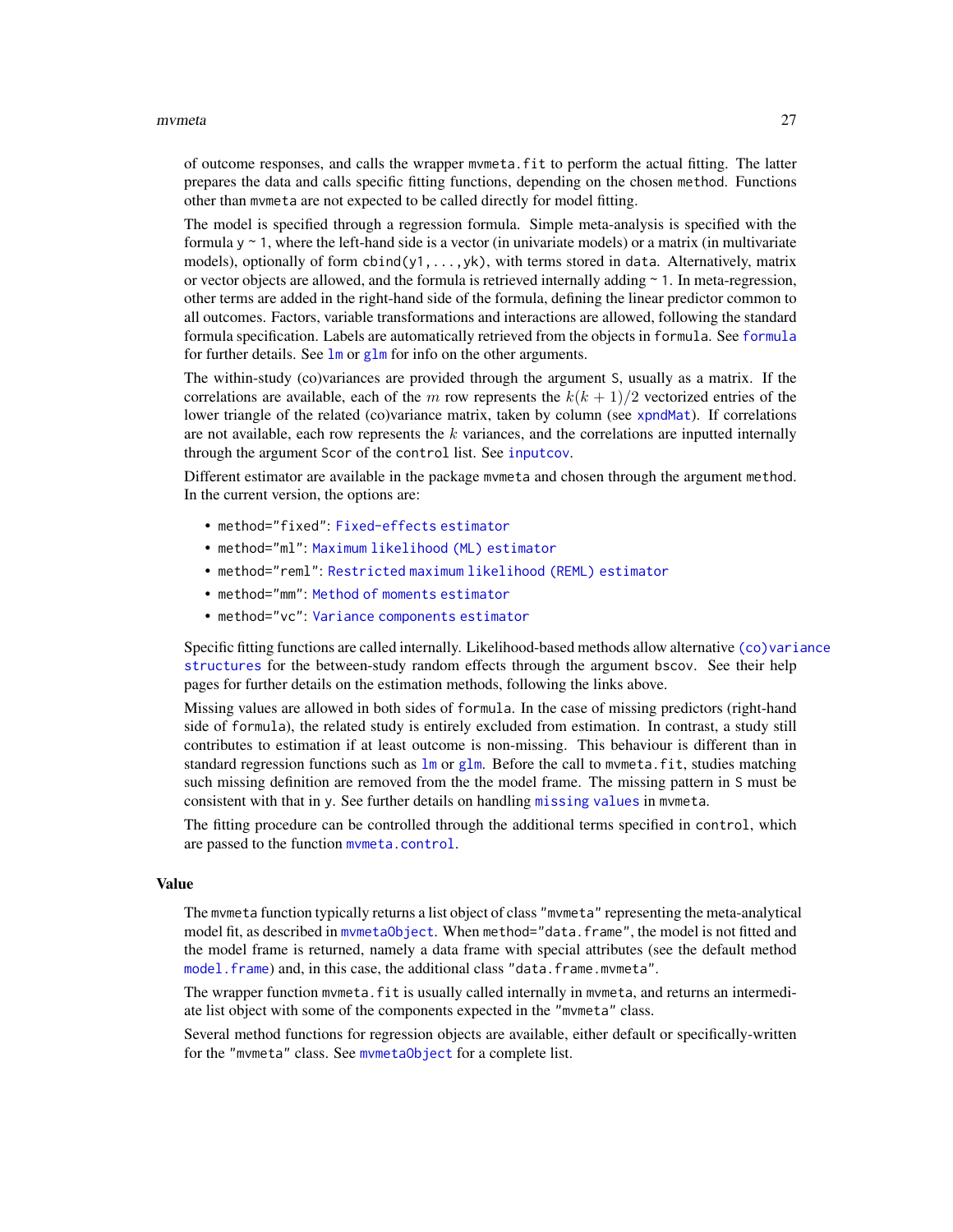of outcome responses, and calls the wrapper `mvmeta.fit` to perform the actual fitting. The latter prepares the data and calls specific fitting functions, depending on the chosen `method`. Functions other than `mvmeta` are not expected to be called directly for model fitting.

The model is specified through a regression formula. Simple meta-analysis is specified with the formula `y ~ 1`, where the left-hand side is a vector (in univariate models) or a matrix (in multivariate models), optionally of form `cbind(y1,...,yk)`, with terms stored in `data`. Alternatively, matrix or vector objects are allowed, and the formula is retrieved internally adding `~ 1`. In meta-regression, other terms are added in the right-hand side of the formula, defining the linear predictor common to all outcomes. Factors, variable transformations and interactions are allowed, following the standard formula specification. Labels are automatically retrieved from the objects in `formula`. See `formula` for further details. See `lm` or `glm` for info on the other arguments.

The within-study (co)variances are provided through the argument `S`, usually as a matrix. If the correlations are available, each of the $m$ row represents the $k(k+1)/2$ vectorized entries of the lower triangle of the related (co)variance matrix, taken by column (see `xpndMat`). If correlations are not available, each row represents the $k$ variances, and the correlations are inputted internally through the argument `Scor` of the `control` list. See `inputcov`.

Different estimator are available in the package `mvmeta` and chosen through the argument `method`. In the current version, the options are:

- `method="fixed"`: Fixed-effects estimator
- `method="ml"`: Maximum likelihood (ML) estimator
- `method="reml"`: Restricted maximum likelihood (REML) estimator
- `method="mm"`: Method of moments estimator
- `method="vc"`: Variance components estimator

Specific fitting functions are called internally. Likelihood-based methods allow alternative (co)variance structures for the between-study random effects through the argument `bscov`. See their help pages for further details on the estimation methods, following the links above.

Missing values are allowed in both sides of `formula`. In the case of missing predictors (right-hand side of `formula`), the related study is entirely excluded from estimation. In contrast, a study still contributes to estimation if at least outcome is non-missing. This behaviour is different than in standard regression functions such as `lm` or `glm`. Before the call to `mvmeta.fit`, studies matching such missing definition are removed from the the model frame. The missing pattern in `S` must be consistent with that in `y`. See further details on handling missing values in `mvmeta`.

The fitting procedure can be controlled through the additional terms specified in `control`, which are passed to the function `mvmeta.control`.

## Value

The `mvmeta` function typically returns a list object of class `"mvmeta"` representing the meta-analytical model fit, as described in `mvmetaObject`. When `method="data.frame"`, the model is not fitted and the model frame is returned, namely a data frame with special attributes (see the default method `model.frame`) and, in this case, the additional class `"data.frame.mvmeta"`.

The wrapper function `mvmeta.fit` is usually called internally in `mvmeta`, and returns an intermediate list object with some of the components expected in the `"mvmeta"` class.

Several method functions for regression objects are available, either default or specifically-written for the `"mvmeta"` class. See `mvmetaObject` for a complete list.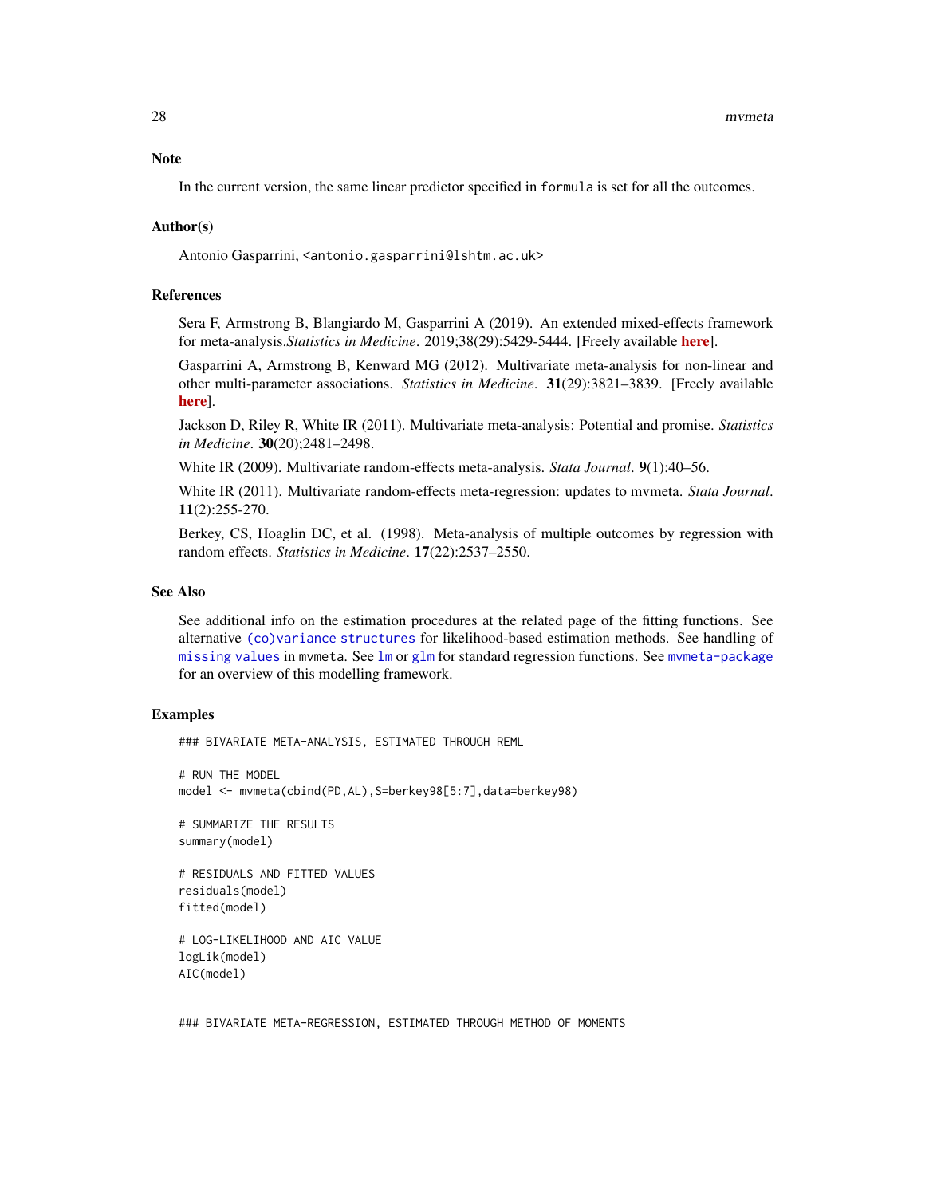## Note

In the current version, the same linear predictor specified in `formula` is set for all the outcomes.

## Author(s)

Antonio Gasparrini, <antonio.gasparrini@lshtm.ac.uk>

## References

Sera F, Armstrong B, Blangiardo M, Gasparrini A (2019). An extended mixed-effects framework for meta-analysis.*Statistics in Medicine*. 2019;38(29):5429-5444. [Freely available **here**].

Gasparrini A, Armstrong B, Kenward MG (2012). Multivariate meta-analysis for non-linear and other multi-parameter associations. *Statistics in Medicine*. **31**(29):3821–3839. [Freely available **here**].

Jackson D, Riley R, White IR (2011). Multivariate meta-analysis: Potential and promise. *Statistics in Medicine*. **30**(20);2481–2498.

White IR (2009). Multivariate random-effects meta-analysis. *Stata Journal*. **9**(1):40–56.

White IR (2011). Multivariate random-effects meta-regression: updates to mvmeta. *Stata Journal*. **11**(2):255-270.

Berkey, CS, Hoaglin DC, et al. (1998). Meta-analysis of multiple outcomes by regression with random effects. *Statistics in Medicine*. **17**(22):2537–2550.

## See Also

See additional info on the estimation procedures at the related page of the fitting functions. See alternative `(co)variance structures` for likelihood-based estimation methods. See handling of `missing values` in `mvmeta`. See `lm` or `glm` for standard regression functions. See `mvmeta-package` for an overview of this modelling framework.

## Examples

```
### BIVARIATE META-ANALYSIS, ESTIMATED THROUGH REML

# RUN THE MODEL
model <- mvmeta(cbind(PD,AL),S=berkey98[5:7],data=berkey98)

# SUMMARIZE THE RESULTS
summary(model)

# RESIDUALS AND FITTED VALUES
residuals(model)
fitted(model)

# LOG-LIKELIHOOD AND AIC VALUE
logLik(model)
AIC(model)


### BIVARIATE META-REGRESSION, ESTIMATED THROUGH METHOD OF MOMENTS
```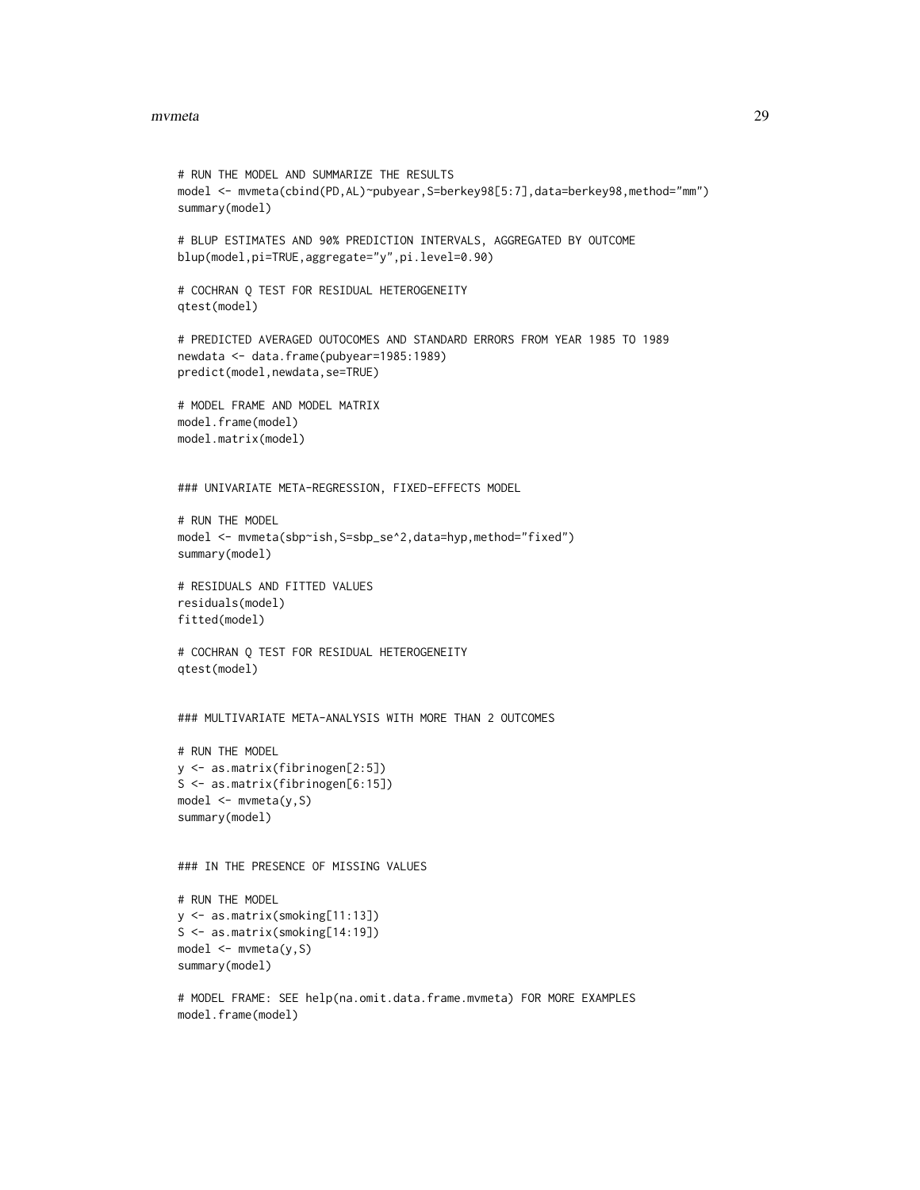```
# RUN THE MODEL AND SUMMARIZE THE RESULTS
model <- mvmeta(cbind(PD,AL)~pubyear,S=berkey98[5:7],data=berkey98,method="mm")
summary(model)

# BLUP ESTIMATES AND 90% PREDICTION INTERVALS, AGGREGATED BY OUTCOME
blup(model,pi=TRUE,aggregate="y",pi.level=0.90)

# COCHRAN Q TEST FOR RESIDUAL HETEROGENEITY
qtest(model)

# PREDICTED AVERAGED OUTOCOMES AND STANDARD ERRORS FROM YEAR 1985 TO 1989
newdata <- data.frame(pubyear=1985:1989)
predict(model,newdata,se=TRUE)

# MODEL FRAME AND MODEL MATRIX
model.frame(model)
model.matrix(model)


### UNIVARIATE META-REGRESSION, FIXED-EFFECTS MODEL

# RUN THE MODEL
model <- mvmeta(sbp~ish,S=sbp_se^2,data=hyp,method="fixed")
summary(model)

# RESIDUALS AND FITTED VALUES
residuals(model)
fitted(model)

# COCHRAN Q TEST FOR RESIDUAL HETEROGENEITY
qtest(model)


### MULTIVARIATE META-ANALYSIS WITH MORE THAN 2 OUTCOMES

# RUN THE MODEL
y <- as.matrix(fibrinogen[2:5])
S <- as.matrix(fibrinogen[6:15])
model <- mvmeta(y,S)
summary(model)


### IN THE PRESENCE OF MISSING VALUES

# RUN THE MODEL
y <- as.matrix(smoking[11:13])
S <- as.matrix(smoking[14:19])
model <- mvmeta(y,S)
summary(model)

# MODEL FRAME: SEE help(na.omit.data.frame.mvmeta) FOR MORE EXAMPLES
model.frame(model)
```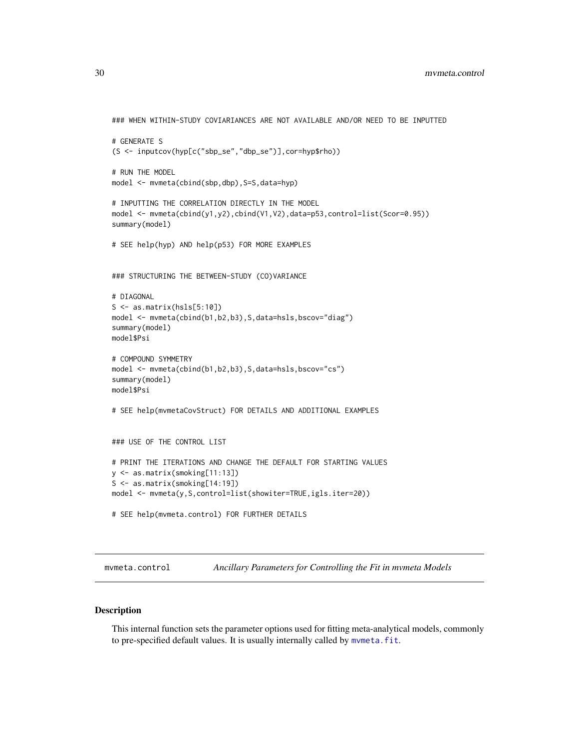```
### WHEN WITHIN-STUDY COVIARIANCES ARE NOT AVAILABLE AND/OR NEED TO BE INPUTTED

# GENERATE S
(S <- inputcov(hyp[c("sbp_se","dbp_se")],cor=hyp$rho))

# RUN THE MODEL
model <- mvmeta(cbind(sbp,dbp),S=S,data=hyp)

# INPUTTING THE CORRELATION DIRECTLY IN THE MODEL
model <- mvmeta(cbind(y1,y2),cbind(V1,V2),data=p53,control=list(Scor=0.95))
summary(model)

# SEE help(hyp) AND help(p53) FOR MORE EXAMPLES


### STRUCTURING THE BETWEEN-STUDY (CO)VARIANCE

# DIAGONAL
S <- as.matrix(hsls[5:10])
model <- mvmeta(cbind(b1,b2,b3),S,data=hsls,bscov="diag")
summary(model)
model$Psi

# COMPOUND SYMMETRY
model <- mvmeta(cbind(b1,b2,b3),S,data=hsls,bscov="cs")
summary(model)
model$Psi

# SEE help(mvmetaCovStruct) FOR DETAILS AND ADDITIONAL EXAMPLES


### USE OF THE CONTROL LIST

# PRINT THE ITERATIONS AND CHANGE THE DEFAULT FOR STARTING VALUES
y <- as.matrix(smoking[11:13])
S <- as.matrix(smoking[14:19])
model <- mvmeta(y,S,control=list(showiter=TRUE,igls.iter=20))

# SEE help(mvmeta.control) FOR FURTHER DETAILS
```

---

`mvmeta.control` *Ancillary Parameters for Controlling the Fit in mvmeta Models*

---

## Description

This internal function sets the parameter options used for fitting meta-analytical models, commonly to pre-specified default values. It is usually internally called by `mvmeta.fit`.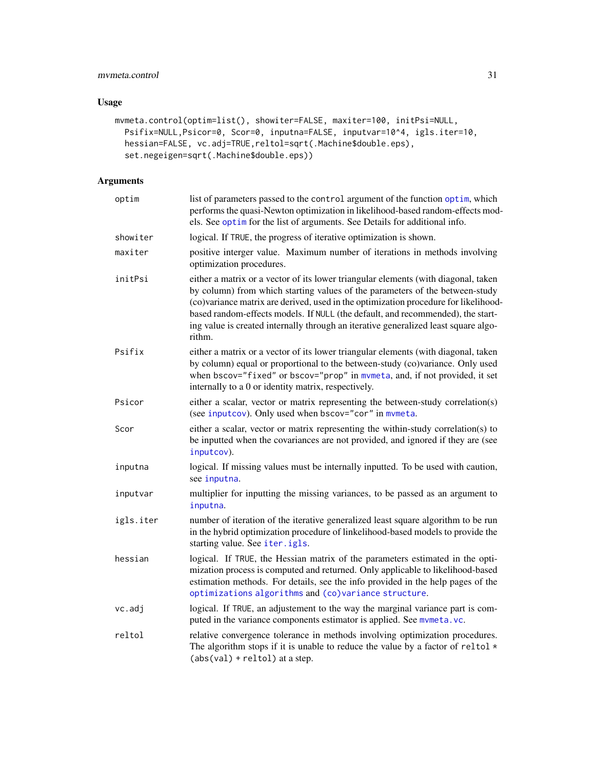## Usage

```
mvmeta.control(optim=list(), showiter=FALSE, maxiter=100, initPsi=NULL,
  Psifix=NULL,Psicor=0, Scor=0, inputna=FALSE, inputvar=10^4, igls.iter=10,
  hessian=FALSE, vc.adj=TRUE,reltol=sqrt(.Machine$double.eps),
  set.negeigen=sqrt(.Machine$double.eps))
```

## Arguments

| | |
|---|---|
| `optim` | list of parameters passed to the `control` argument of the function `optim`, which performs the quasi-Newton optimization in likelihood-based random-effects models. See `optim` for the list of arguments. See Details for additional info. |
| `showiter` | logical. If `TRUE`, the progress of iterative optimization is shown. |
| `maxiter` | positive interger value. Maximum number of iterations in methods involving optimization procedures. |
| `initPsi` | either a matrix or a vector of its lower triangular elements (with diagonal, taken by column) from which starting values of the parameters of the between-study (co)variance matrix are derived, used in the optimization procedure for likelihood-based random-effects models. If `NULL` (the default, and recommended), the starting value is created internally through an iterative generalized least square algorithm. |
| `Psifix` | either a matrix or a vector of its lower triangular elements (with diagonal, taken by column) equal or proportional to the between-study (co)variance. Only used when `bscov="fixed"` or `bscov="prop"` in `mvmeta`, and, if not provided, it set internally to a 0 or identity matrix, respectively. |
| `Psicor` | either a scalar, vector or matrix representing the between-study correlation(s) (see `inputcov`). Only used when `bscov="cor"` in `mvmeta`. |
| `Scor` | either a scalar, vector or matrix representing the within-study correlation(s) to be inputted when the covariances are not provided, and ignored if they are (see `inputcov`). |
| `inputna` | logical. If missing values must be internally inputted. To be used with caution, see `inputna`. |
| `inputvar` | multiplier for inputting the missing variances, to be passed as an argument to `inputna`. |
| `igls.iter` | number of iteration of the iterative generalized least square algorithm to be run in the hybrid optimization procedure of linkelihood-based models to provide the starting value. See `iter.igls`. |
| `hessian` | logical. If `TRUE`, the Hessian matrix of the parameters estimated in the optimization process is computed and returned. Only applicable to likelihood-based estimation methods. For details, see the info provided in the help pages of the `optimizations algorithms` and `(co)variance structure`. |
| `vc.adj` | logical. If `TRUE`, an adjustement to the way the marginal variance part is computed in the variance components estimator is applied. See `mvmeta.vc`. |
| `reltol` | relative convergence tolerance in methods involving optimization procedures. The algorithm stops if it is unable to reduce the value by a factor of `reltol * (abs(val) + reltol)` at a step. |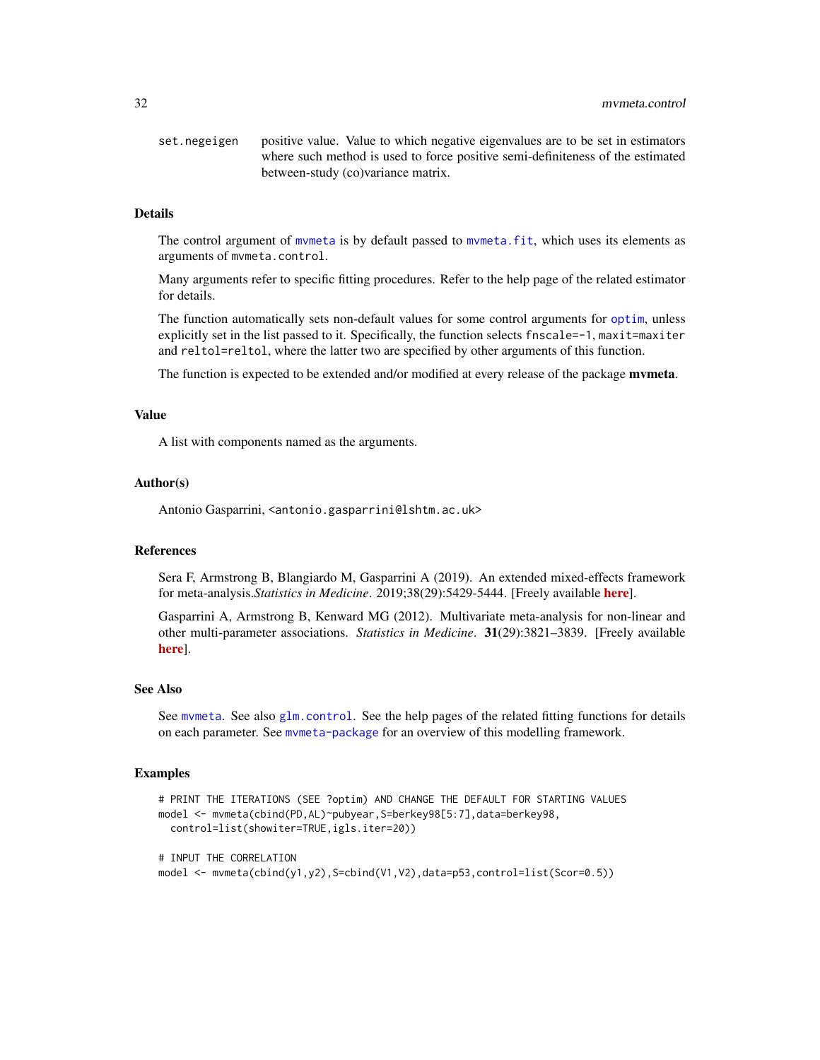`set.negeigen` positive value. Value to which negative eigenvalues are to be set in estimators where such method is used to force positive semi-definiteness of the estimated between-study (co)variance matrix.

## Details

The control argument of `mvmeta` is by default passed to `mvmeta.fit`, which uses its elements as arguments of `mvmeta.control`.

Many arguments refer to specific fitting procedures. Refer to the help page of the related estimator for details.

The function automatically sets non-default values for some control arguments for `optim`, unless explicitly set in the list passed to it. Specifically, the function selects `fnscale=-1`, `maxit=maxiter` and `reltol=reltol`, where the latter two are specified by other arguments of this function.

The function is expected to be extended and/or modified at every release of the package **mvmeta**.

## Value

A list with components named as the arguments.

## Author(s)

Antonio Gasparrini, <antonio.gasparrini@lshtm.ac.uk>

## References

Sera F, Armstrong B, Blangiardo M, Gasparrini A (2019). An extended mixed-effects framework for meta-analysis.*Statistics in Medicine*. 2019;38(29):5429-5444. [Freely available **here**].

Gasparrini A, Armstrong B, Kenward MG (2012). Multivariate meta-analysis for non-linear and other multi-parameter associations. *Statistics in Medicine*. **31**(29):3821–3839. [Freely available **here**].

## See Also

See `mvmeta`. See also `glm.control`. See the help pages of the related fitting functions for details on each parameter. See `mvmeta-package` for an overview of this modelling framework.

## Examples

```
# PRINT THE ITERATIONS (SEE ?optim) AND CHANGE THE DEFAULT FOR STARTING VALUES
model <- mvmeta(cbind(PD,AL)~pubyear,S=berkey98[5:7],data=berkey98,
  control=list(showiter=TRUE,igls.iter=20))

# INPUT THE CORRELATION
model <- mvmeta(cbind(y1,y2),S=cbind(V1,V2),data=p53,control=list(Scor=0.5))
```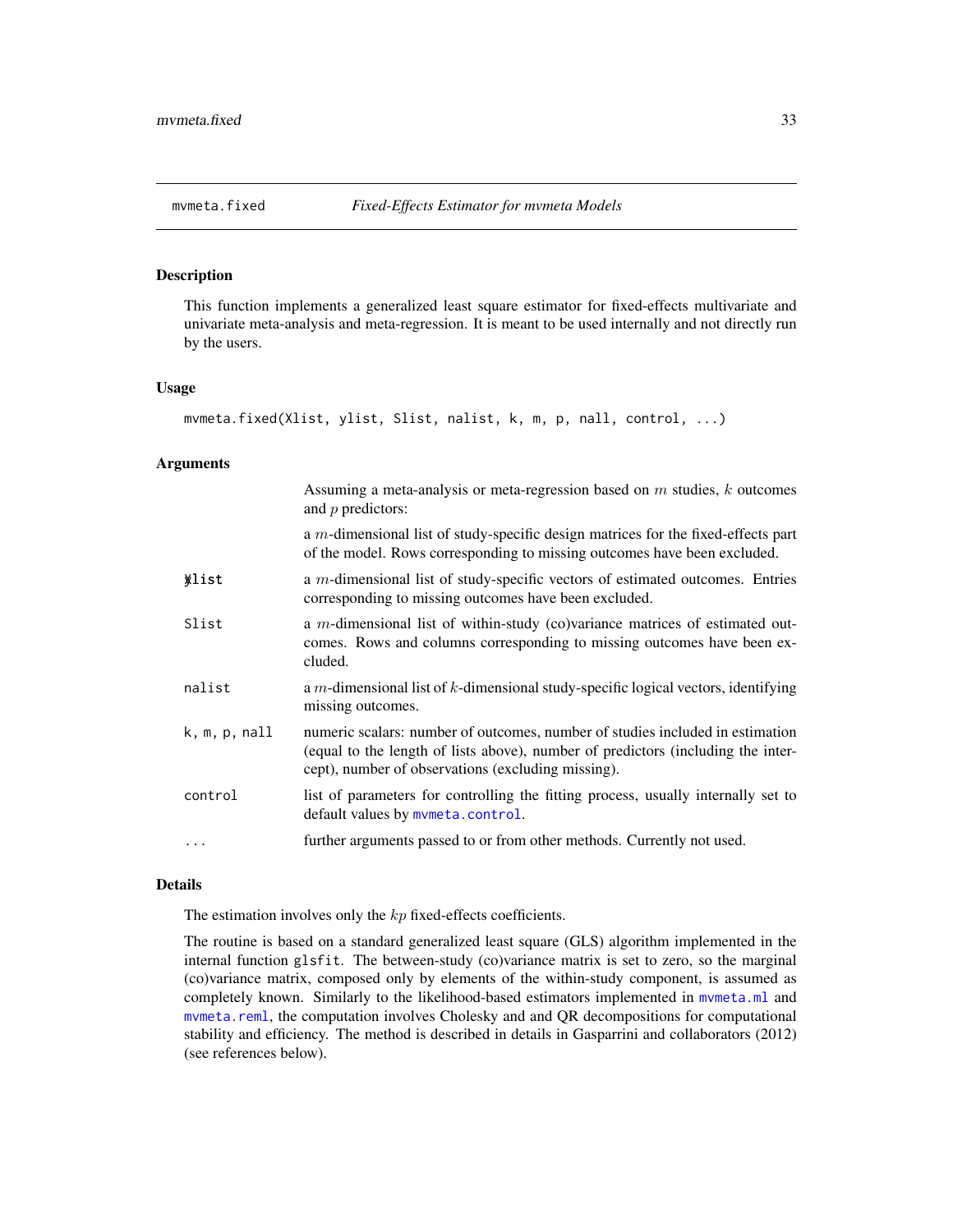## mvmeta.fixed — *Fixed-Effects Estimator for mvmeta Models*

### Description

This function implements a generalized least square estimator for fixed-effects multivariate and univariate meta-analysis and meta-regression. It is meant to be used internally and not directly run by the users.

### Usage

```
mvmeta.fixed(Xlist, ylist, Slist, nalist, k, m, p, nall, control, ...)
```

### Arguments

| | |
|---|---|
| | Assuming a meta-analysis or meta-regression based on $m$ studies, $k$ outcomes and $p$ predictors: |
| | a $m$-dimensional list of study-specific design matrices for the fixed-effects part of the model. Rows corresponding to missing outcomes have been excluded. |
| `Xlist` `ylist` | a $m$-dimensional list of study-specific vectors of estimated outcomes. Entries corresponding to missing outcomes have been excluded. |
| `Slist` | a $m$-dimensional list of within-study (co)variance matrices of estimated outcomes. Rows and columns corresponding to missing outcomes have been excluded. |
| `nalist` | a $m$-dimensional list of $k$-dimensional study-specific logical vectors, identifying missing outcomes. |
| `k, m, p, nall` | numeric scalars: number of outcomes, number of studies included in estimation (equal to the length of lists above), number of predictors (including the intercept), number of observations (excluding missing). |
| `control` | list of parameters for controlling the fitting process, usually internally set to default values by `mvmeta.control`. |
| `...` | further arguments passed to or from other methods. Currently not used. |

### Details

The estimation involves only the $kp$ fixed-effects coefficients.

The routine is based on a standard generalized least square (GLS) algorithm implemented in the internal function `glsfit`. The between-study (co)variance matrix is set to zero, so the marginal (co)variance matrix, composed only by elements of the within-study component, is assumed as completely known. Similarly to the likelihood-based estimators implemented in `mvmeta.ml` and `mvmeta.reml`, the computation involves Cholesky and and QR decompositions for computational stability and efficiency. The method is described in details in Gasparrini and collaborators (2012) (see references below).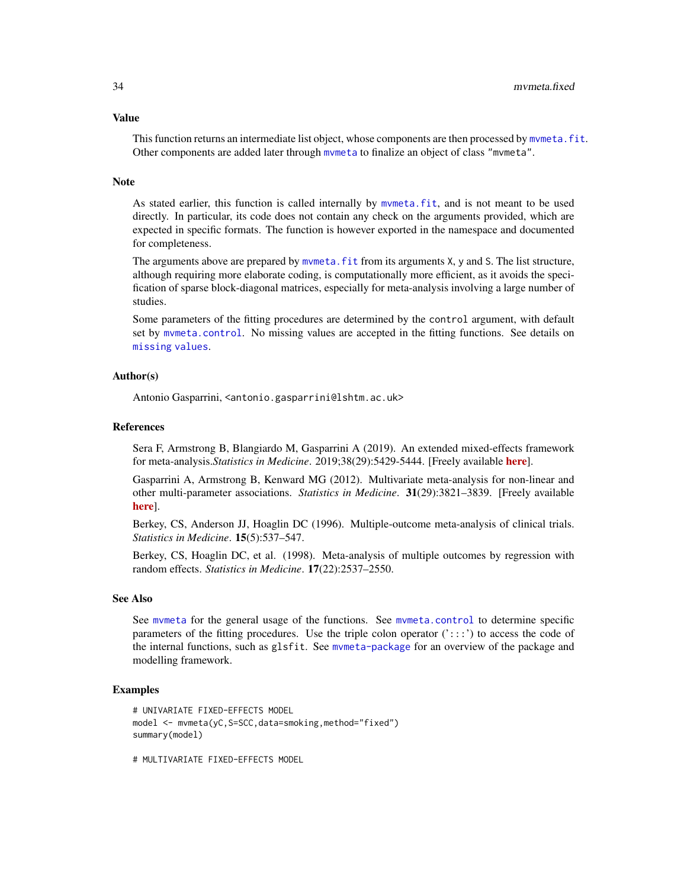## Value

This function returns an intermediate list object, whose components are then processed by `mvmeta.fit`. Other components are added later through `mvmeta` to finalize an object of class "mvmeta".

## Note

As stated earlier, this function is called internally by `mvmeta.fit`, and is not meant to be used directly. In particular, its code does not contain any check on the arguments provided, which are expected in specific formats. The function is however exported in the namespace and documented for completeness.

The arguments above are prepared by `mvmeta.fit` from its arguments `X`, `y` and `S`. The list structure, although requiring more elaborate coding, is computationally more efficient, as it avoids the specification of sparse block-diagonal matrices, especially for meta-analysis involving a large number of studies.

Some parameters of the fitting procedures are determined by the `control` argument, with default set by `mvmeta.control`. No missing values are accepted in the fitting functions. See details on `missing values`.

## Author(s)

Antonio Gasparrini, <antonio.gasparrini@lshtm.ac.uk>

## References

Sera F, Armstrong B, Blangiardo M, Gasparrini A (2019). An extended mixed-effects framework for meta-analysis.*Statistics in Medicine*. 2019;38(29):5429-5444. [Freely available **here**].

Gasparrini A, Armstrong B, Kenward MG (2012). Multivariate meta-analysis for non-linear and other multi-parameter associations. *Statistics in Medicine*. **31**(29):3821–3839. [Freely available **here**].

Berkey, CS, Anderson JJ, Hoaglin DC (1996). Multiple-outcome meta-analysis of clinical trials. *Statistics in Medicine*. **15**(5):537–547.

Berkey, CS, Hoaglin DC, et al. (1998). Meta-analysis of multiple outcomes by regression with random effects. *Statistics in Medicine*. **17**(22):2537–2550.

## See Also

See `mvmeta` for the general usage of the functions. See `mvmeta.control` to determine specific parameters of the fitting procedures. Use the triple colon operator (':::') to access the code of the internal functions, such as `glsfit`. See `mvmeta-package` for an overview of the package and modelling framework.

## Examples

```
# UNIVARIATE FIXED-EFFECTS MODEL
model <- mvmeta(yC,S=SCC,data=smoking,method="fixed")
summary(model)

# MULTIVARIATE FIXED-EFFECTS MODEL
```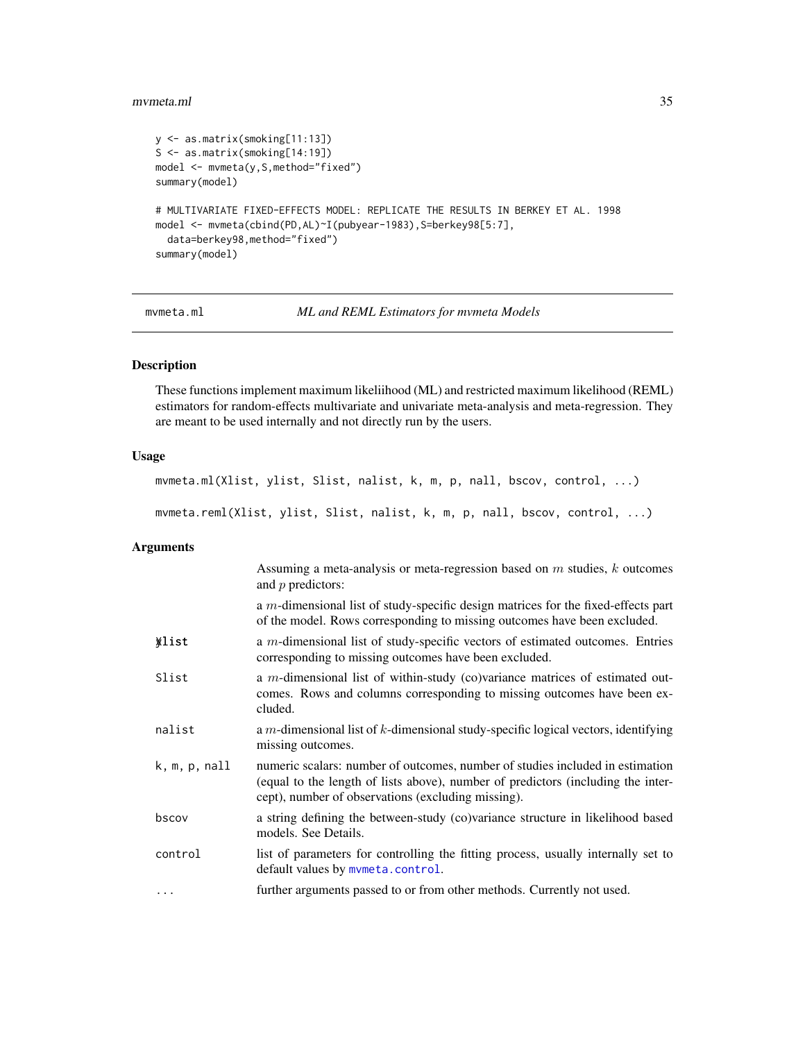```
y <- as.matrix(smoking[11:13])
S <- as.matrix(smoking[14:19])
model <- mvmeta(y,S,method="fixed")
summary(model)

# MULTIVARIATE FIXED-EFFECTS MODEL: REPLICATE THE RESULTS IN BERKEY ET AL. 1998
model <- mvmeta(cbind(PD,AL)~I(pubyear-1983),S=berkey98[5:7],
  data=berkey98,method="fixed")
summary(model)
```

---

mvmeta.ml *ML and REML Estimators for mvmeta Models*

---

## Description

These functions implement maximum likeliihood (ML) and restricted maximum likelihood (REML) estimators for random-effects multivariate and univariate meta-analysis and meta-regression. They are meant to be used internally and not directly run by the users.

## Usage

```
mvmeta.ml(Xlist, ylist, Slist, nalist, k, m, p, nall, bscov, control, ...)

mvmeta.reml(Xlist, ylist, Slist, nalist, k, m, p, nall, bscov, control, ...)
```

## Arguments

| | |
|---|---|
| | Assuming a meta-analysis or meta-regression based on $m$ studies, $k$ outcomes and $p$ predictors: |
| Xlist | a $m$-dimensional list of study-specific design matrices for the fixed-effects part of the model. Rows corresponding to missing outcomes have been excluded. |
| ylist | a $m$-dimensional list of study-specific vectors of estimated outcomes. Entries corresponding to missing outcomes have been excluded. |
| Slist | a $m$-dimensional list of within-study (co)variance matrices of estimated outcomes. Rows and columns corresponding to missing outcomes have been excluded. |
| nalist | a $m$-dimensional list of $k$-dimensional study-specific logical vectors, identifying missing outcomes. |
| k, m, p, nall | numeric scalars: number of outcomes, number of studies included in estimation (equal to the length of lists above), number of predictors (including the intercept), number of observations (excluding missing). |
| bscov | a string defining the between-study (co)variance structure in likelihood based models. See Details. |
| control | list of parameters for controlling the fitting process, usually internally set to default values by mvmeta.control. |
| ... | further arguments passed to or from other methods. Currently not used. |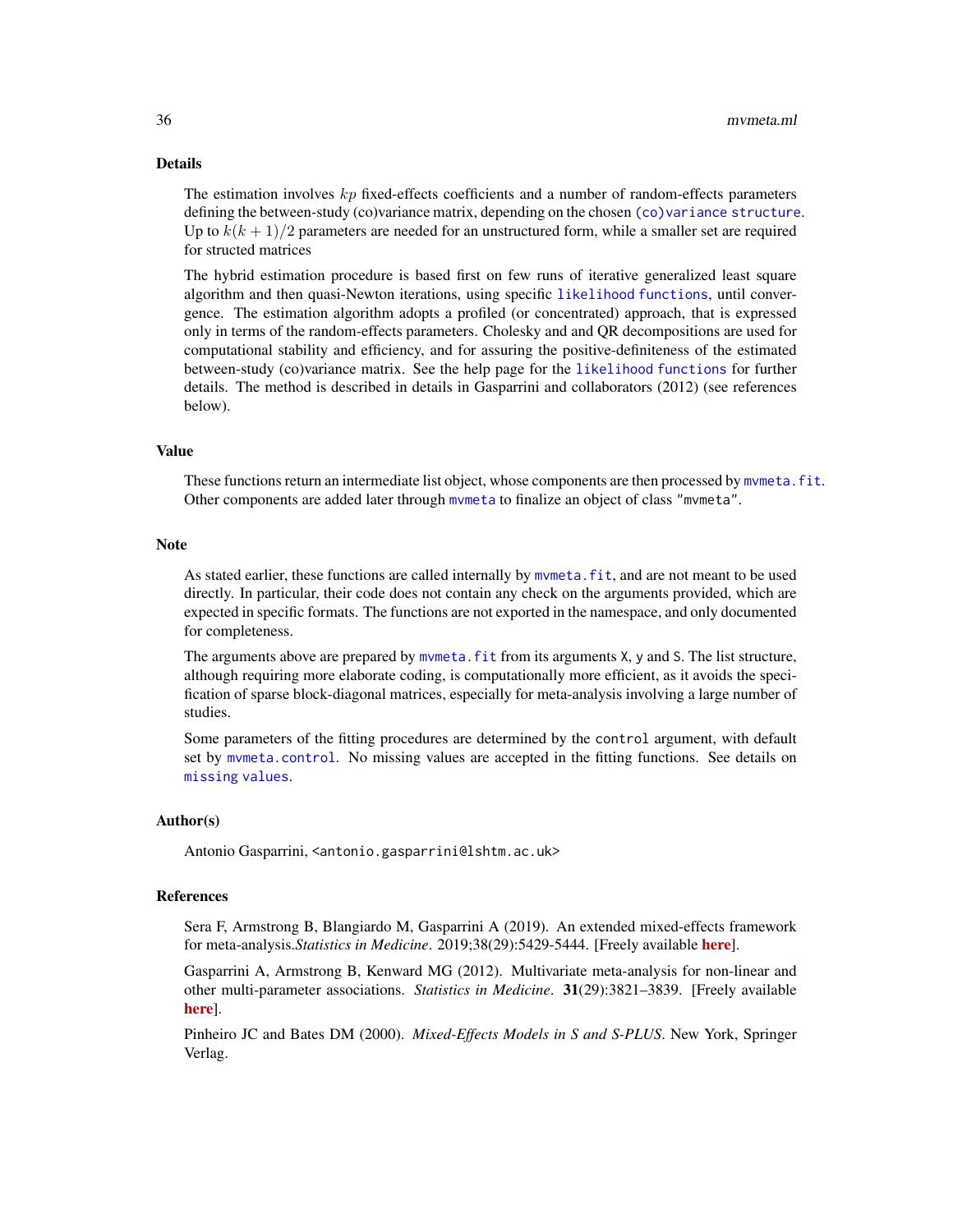## Details

The estimation involves $kp$ fixed-effects coefficients and a number of random-effects parameters defining the between-study (co)variance matrix, depending on the chosen `(co)variance structure`. Up to $k(k+1)/2$ parameters are needed for an unstructured form, while a smaller set are required for structed matrices

The hybrid estimation procedure is based first on few runs of iterative generalized least square algorithm and then quasi-Newton iterations, using specific `likelihood functions`, until convergence. The estimation algorithm adopts a profiled (or concentrated) approach, that is expressed only in terms of the random-effects parameters. Cholesky and and QR decompositions are used for computational stability and efficiency, and for assuring the positive-definiteness of the estimated between-study (co)variance matrix. See the help page for the `likelihood functions` for further details. The method is described in details in Gasparrini and collaborators (2012) (see references below).

## Value

These functions return an intermediate list object, whose components are then processed by `mvmeta.fit`. Other components are added later through `mvmeta` to finalize an object of class "mvmeta".

## Note

As stated earlier, these functions are called internally by `mvmeta.fit`, and are not meant to be used directly. In particular, their code does not contain any check on the arguments provided, which are expected in specific formats. The functions are not exported in the namespace, and only documented for completeness.

The arguments above are prepared by `mvmeta.fit` from its arguments `X`, `y` and `S`. The list structure, although requiring more elaborate coding, is computationally more efficient, as it avoids the specification of sparse block-diagonal matrices, especially for meta-analysis involving a large number of studies.

Some parameters of the fitting procedures are determined by the `control` argument, with default set by `mvmeta.control`. No missing values are accepted in the fitting functions. See details on `missing values`.

## Author(s)

Antonio Gasparrini, <antonio.gasparrini@lshtm.ac.uk>

## References

Sera F, Armstrong B, Blangiardo M, Gasparrini A (2019). An extended mixed-effects framework for meta-analysis.*Statistics in Medicine*. 2019;38(29):5429-5444. [Freely available **here**].

Gasparrini A, Armstrong B, Kenward MG (2012). Multivariate meta-analysis for non-linear and other multi-parameter associations. *Statistics in Medicine*. **31**(29):3821–3839. [Freely available **here**].

Pinheiro JC and Bates DM (2000). *Mixed-Effects Models in S and S-PLUS*. New York, Springer Verlag.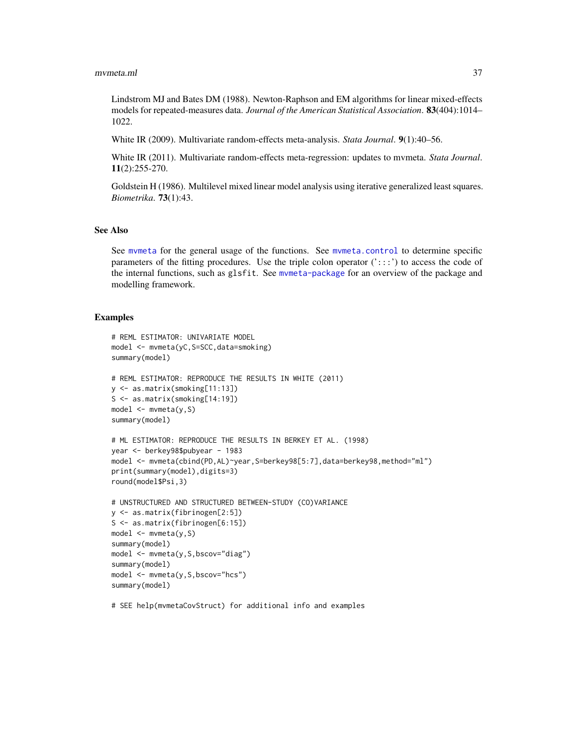Lindstrom MJ and Bates DM (1988). Newton-Raphson and EM algorithms for linear mixed-effects models for repeated-measures data. *Journal of the American Statistical Association*. **83**(404):1014–1022.

White IR (2009). Multivariate random-effects meta-analysis. *Stata Journal*. **9**(1):40–56.

White IR (2011). Multivariate random-effects meta-regression: updates to mvmeta. *Stata Journal*. **11**(2):255-270.

Goldstein H (1986). Multilevel mixed linear model analysis using iterative generalized least squares. *Biometrika*. **73**(1):43.

## See Also

See mvmeta for the general usage of the functions. See mvmeta.control to determine specific parameters of the fitting procedures. Use the triple colon operator (':::') to access the code of the internal functions, such as glsfit. See mvmeta-package for an overview of the package and modelling framework.

## Examples

```
# REML ESTIMATOR: UNIVARIATE MODEL
model <- mvmeta(yC,S=SCC,data=smoking)
summary(model)

# REML ESTIMATOR: REPRODUCE THE RESULTS IN WHITE (2011)
y <- as.matrix(smoking[11:13])
S <- as.matrix(smoking[14:19])
model <- mvmeta(y,S)
summary(model)

# ML ESTIMATOR: REPRODUCE THE RESULTS IN BERKEY ET AL. (1998)
year <- berkey98$pubyear - 1983
model <- mvmeta(cbind(PD,AL)~year,S=berkey98[5:7],data=berkey98,method="ml")
print(summary(model),digits=3)
round(model$Psi,3)

# UNSTRUCTURED AND STRUCTURED BETWEEN-STUDY (CO)VARIANCE
y <- as.matrix(fibrinogen[2:5])
S <- as.matrix(fibrinogen[6:15])
model <- mvmeta(y,S)
summary(model)
model <- mvmeta(y,S,bscov="diag")
summary(model)
model <- mvmeta(y,S,bscov="hcs")
summary(model)

# SEE help(mvmetaCovStruct) for additional info and examples
```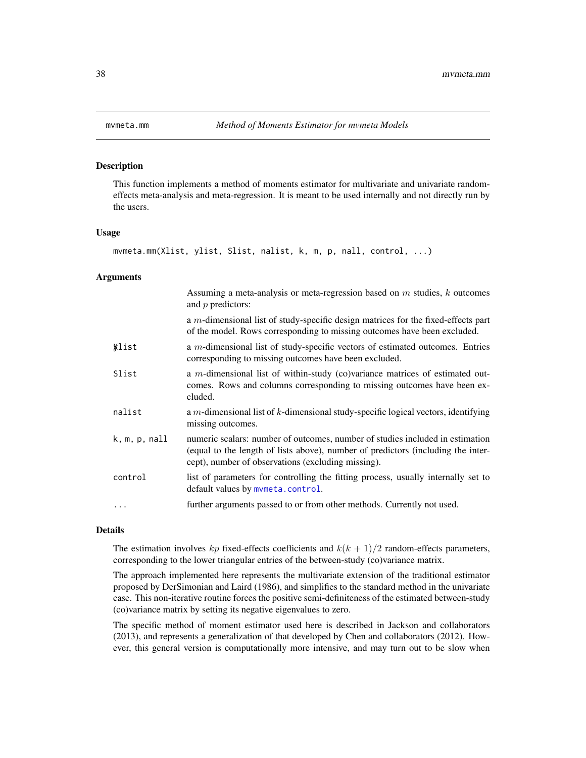# mvmeta.mm *Method of Moments Estimator for mvmeta Models*

## Description

This function implements a method of moments estimator for multivariate and univariate random-effects meta-analysis and meta-regression. It is meant to be used internally and not directly run by the users.

## Usage

```
mvmeta.mm(Xlist, ylist, Slist, nalist, k, m, p, nall, control, ...)
```

## Arguments

| Argument | Description |
|---|---|
| | Assuming a meta-analysis or meta-regression based on $m$ studies, $k$ outcomes and $p$ predictors: |
| Xlist | a $m$-dimensional list of study-specific design matrices for the fixed-effects part of the model. Rows corresponding to missing outcomes have been excluded. |
| ylist | a $m$-dimensional list of study-specific vectors of estimated outcomes. Entries corresponding to missing outcomes have been excluded. |
| Slist | a $m$-dimensional list of within-study (co)variance matrices of estimated outcomes. Rows and columns corresponding to missing outcomes have been excluded. |
| nalist | a $m$-dimensional list of $k$-dimensional study-specific logical vectors, identifying missing outcomes. |
| k, m, p, nall | numeric scalars: number of outcomes, number of studies included in estimation (equal to the length of lists above), number of predictors (including the intercept), number of observations (excluding missing). |
| control | list of parameters for controlling the fitting process, usually internally set to default values by mvmeta.control. |
| ... | further arguments passed to or from other methods. Currently not used. |

## Details

The estimation involves $kp$ fixed-effects coefficients and $k(k+1)/2$ random-effects parameters, corresponding to the lower triangular entries of the between-study (co)variance matrix.

The approach implemented here represents the multivariate extension of the traditional estimator proposed by DerSimonian and Laird (1986), and simplifies to the standard method in the univariate case. This non-iterative routine forces the positive semi-definiteness of the estimated between-study (co)variance matrix by setting its negative eigenvalues to zero.

The specific method of moment estimator used here is described in Jackson and collaborators (2013), and represents a generalization of that developed by Chen and collaborators (2012). However, this general version is computationally more intensive, and may turn out to be slow when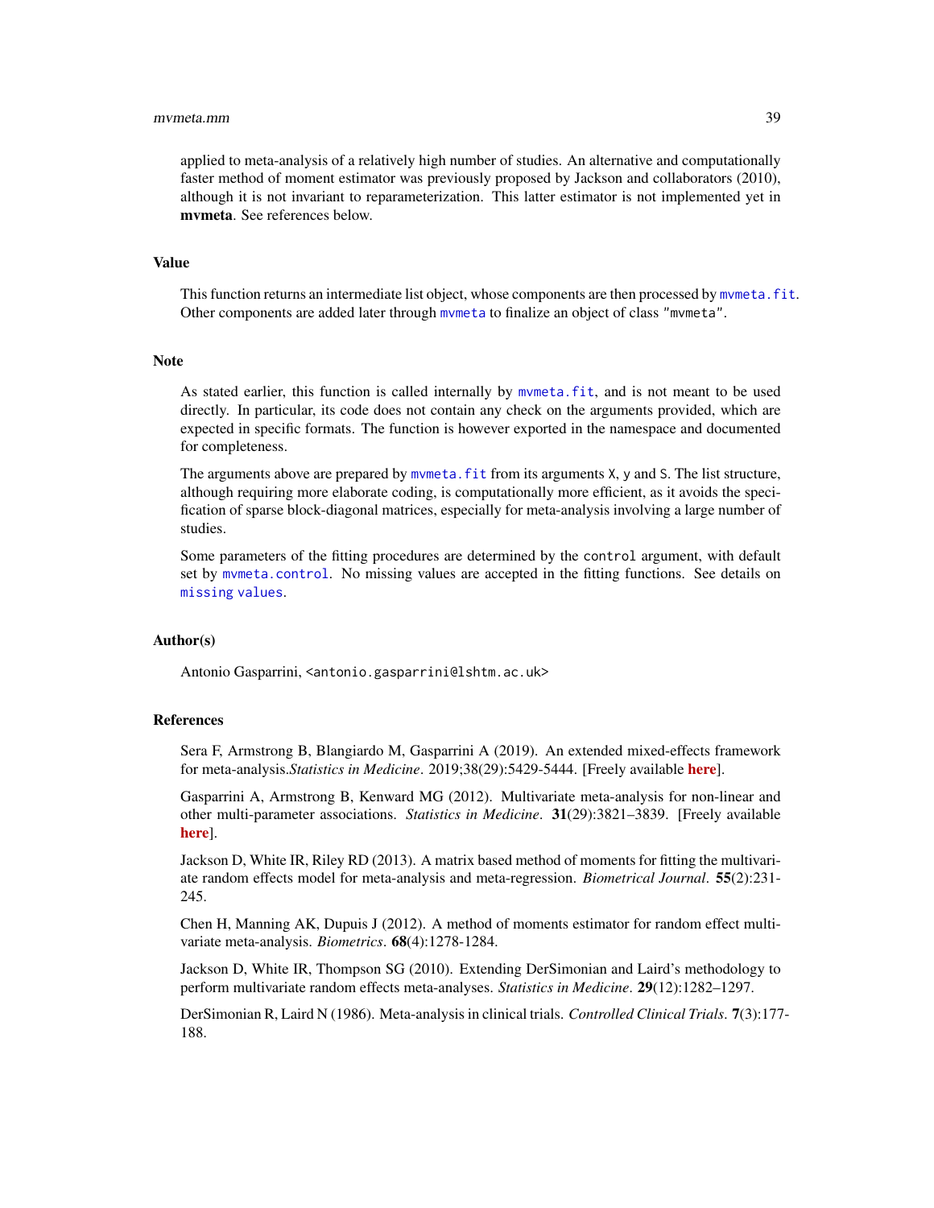applied to meta-analysis of a relatively high number of studies. An alternative and computationally faster method of moment estimator was previously proposed by Jackson and collaborators (2010), although it is not invariant to reparameterization. This latter estimator is not implemented yet in **mvmeta**. See references below.

## Value

This function returns an intermediate list object, whose components are then processed by `mvmeta.fit`. Other components are added later through `mvmeta` to finalize an object of class `"mvmeta"`.

## Note

As stated earlier, this function is called internally by `mvmeta.fit`, and is not meant to be used directly. In particular, its code does not contain any check on the arguments provided, which are expected in specific formats. The function is however exported in the namespace and documented for completeness.

The arguments above are prepared by `mvmeta.fit` from its arguments `X`, `y` and `S`. The list structure, although requiring more elaborate coding, is computationally more efficient, as it avoids the specification of sparse block-diagonal matrices, especially for meta-analysis involving a large number of studies.

Some parameters of the fitting procedures are determined by the `control` argument, with default set by `mvmeta.control`. No missing values are accepted in the fitting functions. See details on `missing values`.

## Author(s)

Antonio Gasparrini, <antonio.gasparrini@lshtm.ac.uk>

## References

Sera F, Armstrong B, Blangiardo M, Gasparrini A (2019). An extended mixed-effects framework for meta-analysis.*Statistics in Medicine*. 2019;38(29):5429-5444. [Freely available **here**].

Gasparrini A, Armstrong B, Kenward MG (2012). Multivariate meta-analysis for non-linear and other multi-parameter associations. *Statistics in Medicine*. **31**(29):3821–3839. [Freely available **here**].

Jackson D, White IR, Riley RD (2013). A matrix based method of moments for fitting the multivariate random effects model for meta-analysis and meta-regression. *Biometrical Journal*. **55**(2):231-245.

Chen H, Manning AK, Dupuis J (2012). A method of moments estimator for random effect multivariate meta-analysis. *Biometrics*. **68**(4):1278-1284.

Jackson D, White IR, Thompson SG (2010). Extending DerSimonian and Laird's methodology to perform multivariate random effects meta-analyses. *Statistics in Medicine*. **29**(12):1282–1297.

DerSimonian R, Laird N (1986). Meta-analysis in clinical trials. *Controlled Clinical Trials*. **7**(3):177-188.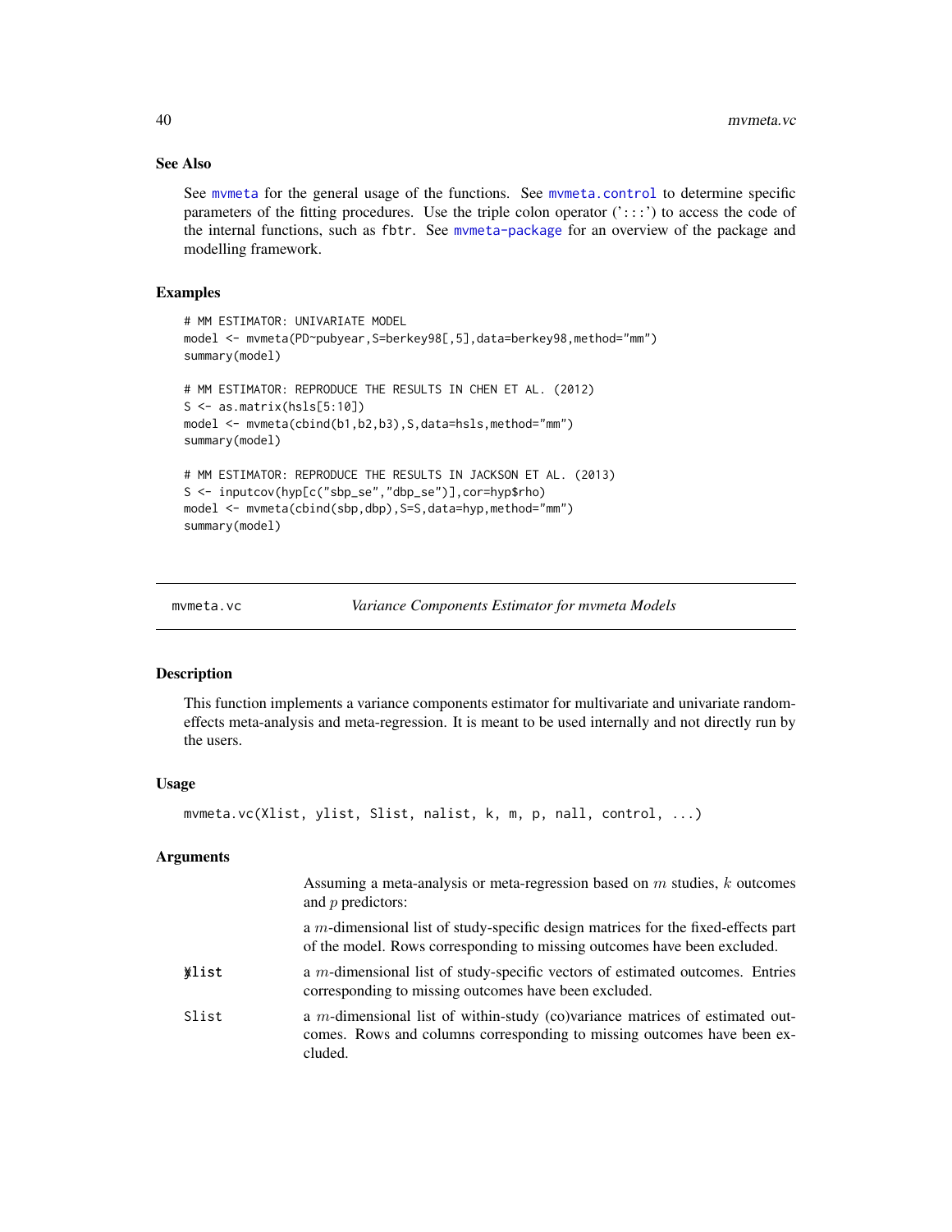## See Also

See `mvmeta` for the general usage of the functions. See `mvmeta.control` to determine specific parameters of the fitting procedures. Use the triple colon operator (':::') to access the code of the internal functions, such as fbtr. See `mvmeta-package` for an overview of the package and modelling framework.

## Examples

```
# MM ESTIMATOR: UNIVARIATE MODEL
model <- mvmeta(PD~pubyear,S=berkey98[,5],data=berkey98,method="mm")
summary(model)

# MM ESTIMATOR: REPRODUCE THE RESULTS IN CHEN ET AL. (2012)
S <- as.matrix(hsls[5:10])
model <- mvmeta(cbind(b1,b2,b3),S,data=hsls,method="mm")
summary(model)

# MM ESTIMATOR: REPRODUCE THE RESULTS IN JACKSON ET AL. (2013)
S <- inputcov(hyp[c("sbp_se","dbp_se")],cor=hyp$rho)
model <- mvmeta(cbind(sbp,dbp),S=S,data=hyp,method="mm")
summary(model)
```

---

`mvmeta.vc` *Variance Components Estimator for mvmeta Models*

---

## Description

This function implements a variance components estimator for multivariate and univariate random-effects meta-analysis and meta-regression. It is meant to be used internally and not directly run by the users.

## Usage

```
mvmeta.vc(Xlist, ylist, Slist, nalist, k, m, p, nall, control, ...)
```

## Arguments

Assuming a meta-analysis or meta-regression based on $m$ studies, $k$ outcomes and $p$ predictors:

| | |
|---|---|
| Xlist | a $m$-dimensional list of study-specific design matrices for the fixed-effects part of the model. Rows corresponding to missing outcomes have been excluded. |
| ylist | a $m$-dimensional list of study-specific vectors of estimated outcomes. Entries corresponding to missing outcomes have been excluded. |
| Slist | a $m$-dimensional list of within-study (co)variance matrices of estimated outcomes. Rows and columns corresponding to missing outcomes have been excluded. |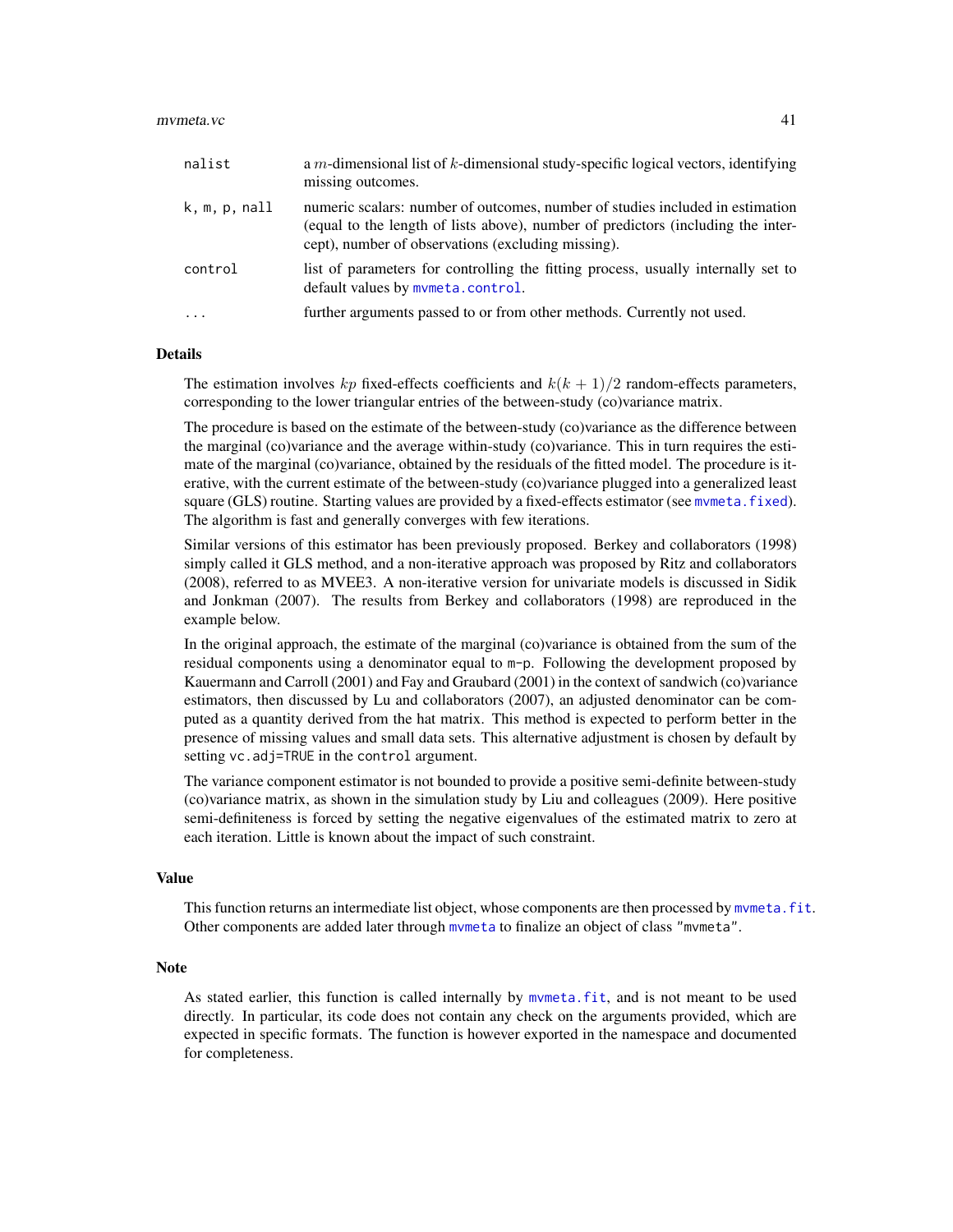| | |
|---|---|
| `nalist` | a $m$-dimensional list of $k$-dimensional study-specific logical vectors, identifying missing outcomes. |
| `k, m, p, nall` | numeric scalars: number of outcomes, number of studies included in estimation (equal to the length of lists above), number of predictors (including the intercept), number of observations (excluding missing). |
| `control` | list of parameters for controlling the fitting process, usually internally set to default values by `mvmeta.control`. |
| `...` | further arguments passed to or from other methods. Currently not used. |

## Details

The estimation involves $kp$ fixed-effects coefficients and $k(k+1)/2$ random-effects parameters, corresponding to the lower triangular entries of the between-study (co)variance matrix.

The procedure is based on the estimate of the between-study (co)variance as the difference between the marginal (co)variance and the average within-study (co)variance. This in turn requires the estimate of the marginal (co)variance, obtained by the residuals of the fitted model. The procedure is iterative, with the current estimate of the between-study (co)variance plugged into a generalized least square (GLS) routine. Starting values are provided by a fixed-effects estimator (see `mvmeta.fixed`). The algorithm is fast and generally converges with few iterations.

Similar versions of this estimator has been previously proposed. Berkey and collaborators (1998) simply called it GLS method, and a non-iterative approach was proposed by Ritz and collaborators (2008), referred to as MVEE3. A non-iterative version for univariate models is discussed in Sidik and Jonkman (2007). The results from Berkey and collaborators (1998) are reproduced in the example below.

In the original approach, the estimate of the marginal (co)variance is obtained from the sum of the residual components using a denominator equal to `m-p`. Following the development proposed by Kauermann and Carroll (2001) and Fay and Graubard (2001) in the context of sandwich (co)variance estimators, then discussed by Lu and collaborators (2007), an adjusted denominator can be computed as a quantity derived from the hat matrix. This method is expected to perform better in the presence of missing values and small data sets. This alternative adjustment is chosen by default by setting `vc.adj=TRUE` in the `control` argument.

The variance component estimator is not bounded to provide a positive semi-definite between-study (co)variance matrix, as shown in the simulation study by Liu and colleagues (2009). Here positive semi-definiteness is forced by setting the negative eigenvalues of the estimated matrix to zero at each iteration. Little is known about the impact of such constraint.

## Value

This function returns an intermediate list object, whose components are then processed by `mvmeta.fit`. Other components are added later through `mvmeta` to finalize an object of class `"mvmeta"`.

## Note

As stated earlier, this function is called internally by `mvmeta.fit`, and is not meant to be used directly. In particular, its code does not contain any check on the arguments provided, which are expected in specific formats. The function is however exported in the namespace and documented for completeness.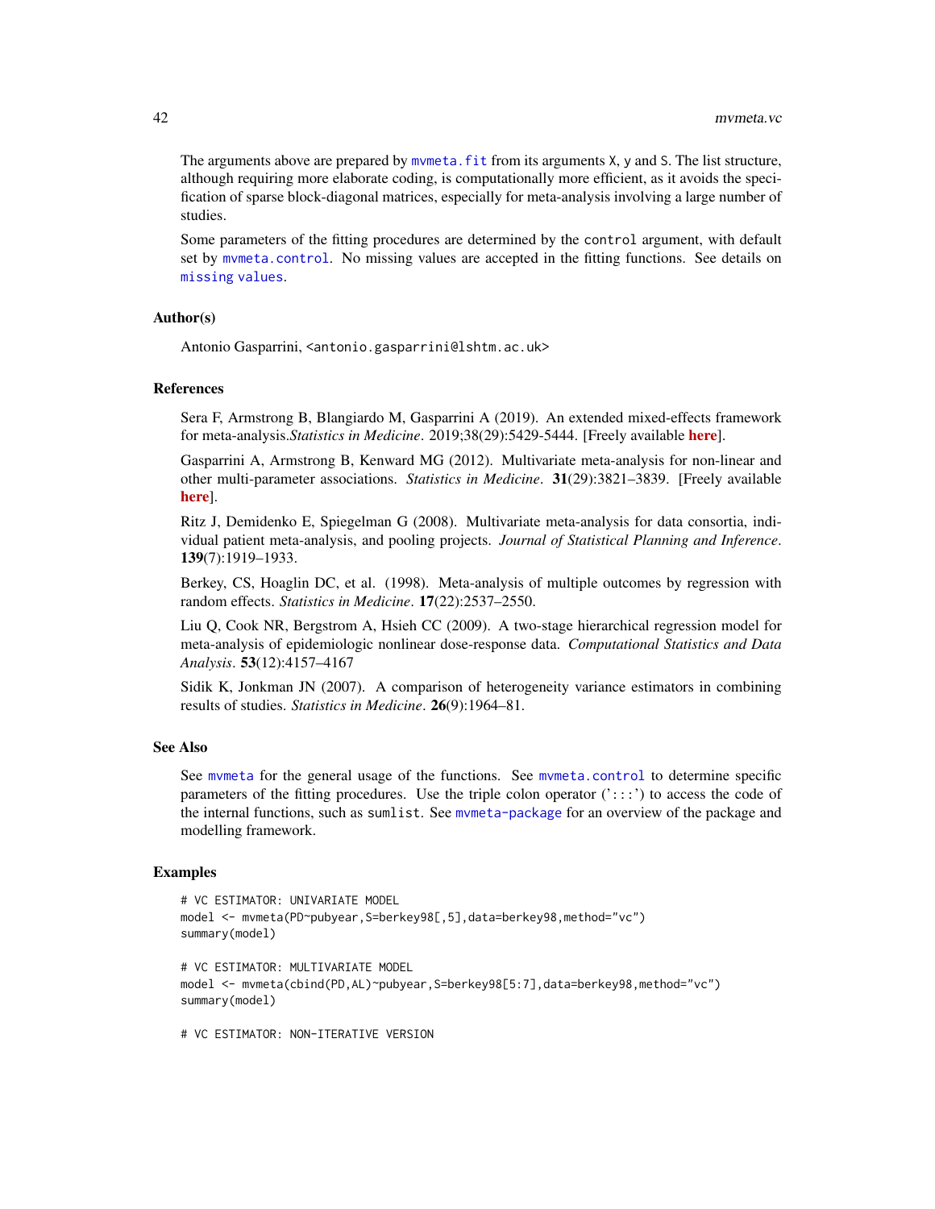The arguments above are prepared by mvmeta.fit from its arguments X, y and S. The list structure, although requiring more elaborate coding, is computationally more efficient, as it avoids the specification of sparse block-diagonal matrices, especially for meta-analysis involving a large number of studies.

Some parameters of the fitting procedures are determined by the control argument, with default set by mvmeta.control. No missing values are accepted in the fitting functions. See details on missing values.

## Author(s)

Antonio Gasparrini, <antonio.gasparrini@lshtm.ac.uk>

## References

Sera F, Armstrong B, Blangiardo M, Gasparrini A (2019). An extended mixed-effects framework for meta-analysis.*Statistics in Medicine*. 2019;38(29):5429-5444. [Freely available **here**].

Gasparrini A, Armstrong B, Kenward MG (2012). Multivariate meta-analysis for non-linear and other multi-parameter associations. *Statistics in Medicine*. **31**(29):3821–3839. [Freely available **here**].

Ritz J, Demidenko E, Spiegelman G (2008). Multivariate meta-analysis for data consortia, individual patient meta-analysis, and pooling projects. *Journal of Statistical Planning and Inference*. **139**(7):1919–1933.

Berkey, CS, Hoaglin DC, et al. (1998). Meta-analysis of multiple outcomes by regression with random effects. *Statistics in Medicine*. **17**(22):2537–2550.

Liu Q, Cook NR, Bergstrom A, Hsieh CC (2009). A two-stage hierarchical regression model for meta-analysis of epidemiologic nonlinear dose-response data. *Computational Statistics and Data Analysis*. **53**(12):4157–4167

Sidik K, Jonkman JN (2007). A comparison of heterogeneity variance estimators in combining results of studies. *Statistics in Medicine*. **26**(9):1964–81.

## See Also

See mvmeta for the general usage of the functions. See mvmeta.control to determine specific parameters of the fitting procedures. Use the triple colon operator (':::') to access the code of the internal functions, such as sumlist. See mvmeta-package for an overview of the package and modelling framework.

## Examples

```
# VC ESTIMATOR: UNIVARIATE MODEL
model <- mvmeta(PD~pubyear,S=berkey98[,5],data=berkey98,method="vc")
summary(model)

# VC ESTIMATOR: MULTIVARIATE MODEL
model <- mvmeta(cbind(PD,AL)~pubyear,S=berkey98[5:7],data=berkey98,method="vc")
summary(model)

# VC ESTIMATOR: NON-ITERATIVE VERSION
```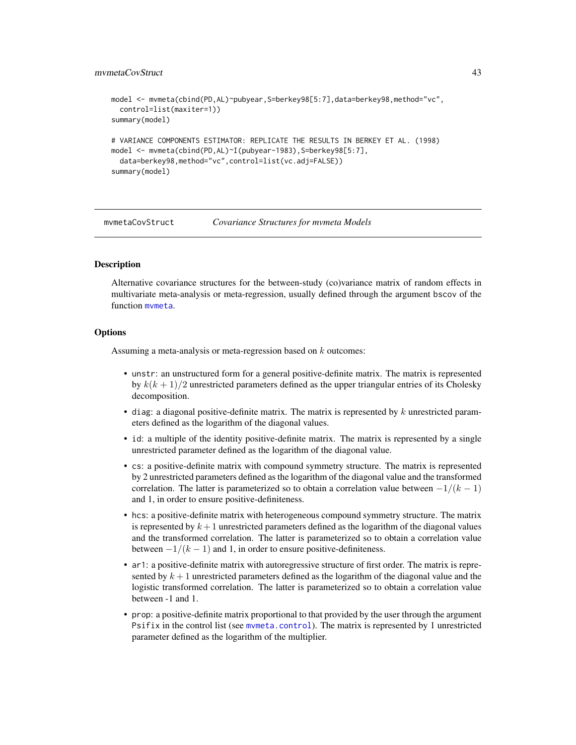```
model <- mvmeta(cbind(PD,AL)~pubyear,S=berkey98[5:7],data=berkey98,method="vc",
  control=list(maxiter=1))
summary(model)

# VARIANCE COMPONENTS ESTIMATOR: REPLICATE THE RESULTS IN BERKEY ET AL. (1998)
model <- mvmeta(cbind(PD,AL)~I(pubyear-1983),S=berkey98[5:7],
  data=berkey98,method="vc",control=list(vc.adj=FALSE))
summary(model)
```

---

# mvmetaCovStruct — *Covariance Structures for mvmeta Models*

---

## Description

Alternative covariance structures for the between-study (co)variance matrix of random effects in multivariate meta-analysis or meta-regression, usually defined through the argument bscov of the function mvmeta.

## Options

Assuming a meta-analysis or meta-regression based on $k$ outcomes:

- unstr: an unstructured form for a general positive-definite matrix. The matrix is represented by $k(k+1)/2$ unrestricted parameters defined as the upper triangular entries of its Cholesky decomposition.
- diag: a diagonal positive-definite matrix. The matrix is represented by $k$ unrestricted parameters defined as the logarithm of the diagonal values.
- id: a multiple of the identity positive-definite matrix. The matrix is represented by a single unrestricted parameter defined as the logarithm of the diagonal value.
- cs: a positive-definite matrix with compound symmetry structure. The matrix is represented by 2 unrestricted parameters defined as the logarithm of the diagonal value and the transformed correlation. The latter is parameterized so to obtain a correlation value between $-1/(k-1)$ and 1, in order to ensure positive-definiteness.
- hcs: a positive-definite matrix with heterogeneous compound symmetry structure. The matrix is represented by $k+1$ unrestricted parameters defined as the logarithm of the diagonal values and the transformed correlation. The latter is parameterized so to obtain a correlation value between $-1/(k-1)$ and 1, in order to ensure positive-definiteness.
- ar1: a positive-definite matrix with autoregressive structure of first order. The matrix is represented by $k+1$ unrestricted parameters defined as the logarithm of the diagonal value and the logistic transformed correlation. The latter is parameterized so to obtain a correlation value between -1 and 1.
- prop: a positive-definite matrix proportional to that provided by the user through the argument Psifix in the control list (see mvmeta.control). The matrix is represented by 1 unrestricted parameter defined as the logarithm of the multiplier.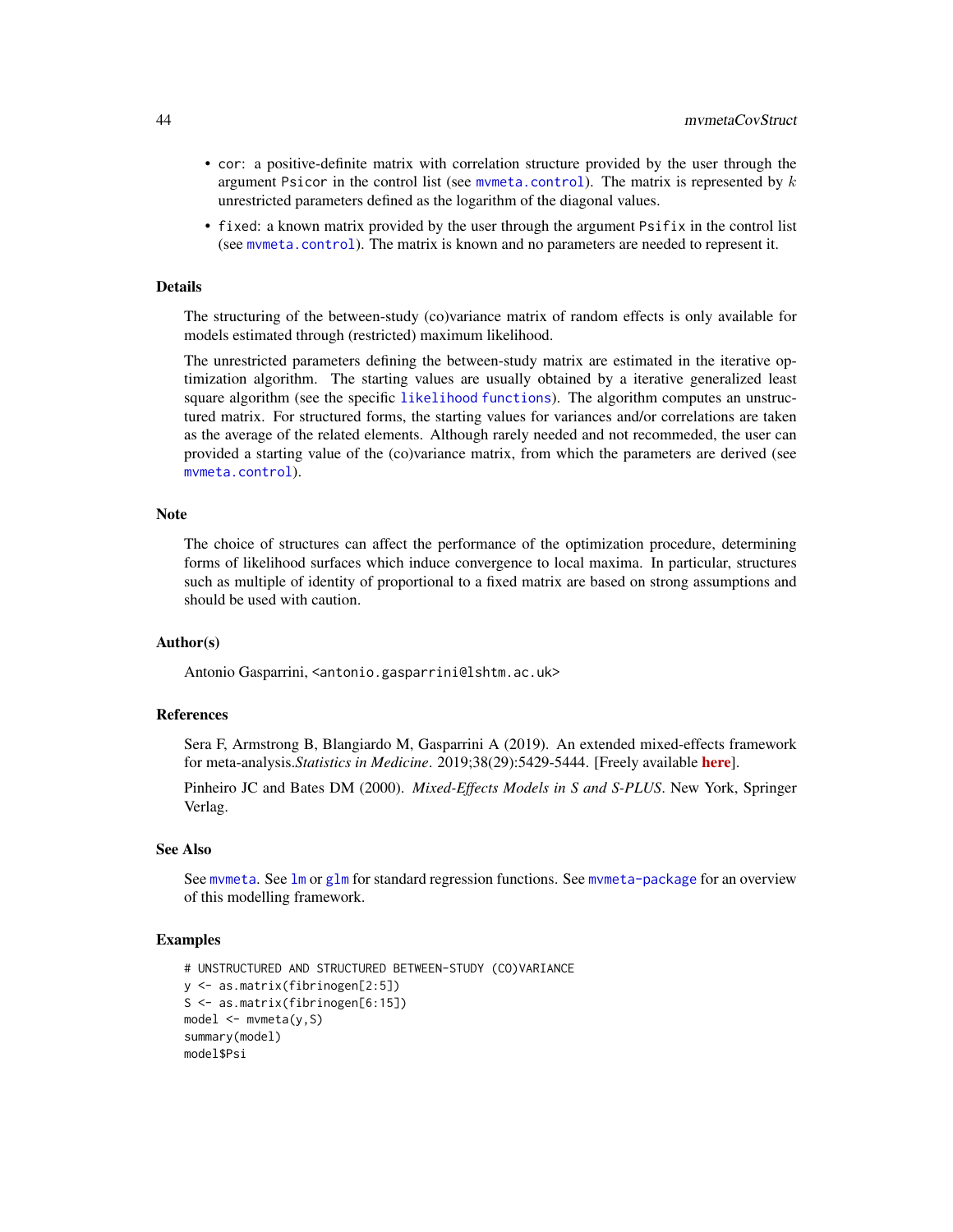- `cor`: a positive-definite matrix with correlation structure provided by the user through the argument `Psicor` in the control list (see `mvmeta.control`). The matrix is represented by $k$ unrestricted parameters defined as the logarithm of the diagonal values.
- `fixed`: a known matrix provided by the user through the argument `Psifix` in the control list (see `mvmeta.control`). The matrix is known and no parameters are needed to represent it.

## Details

The structuring of the between-study (co)variance matrix of random effects is only available for models estimated through (restricted) maximum likelihood.

The unrestricted parameters defining the between-study matrix are estimated in the iterative optimization algorithm. The starting values are usually obtained by a iterative generalized least square algorithm (see the specific `likelihood functions`). The algorithm computes an unstructured matrix. For structured forms, the starting values for variances and/or correlations are taken as the average of the related elements. Although rarely needed and not recommeded, the user can provided a starting value of the (co)variance matrix, from which the parameters are derived (see `mvmeta.control`).

## Note

The choice of structures can affect the performance of the optimization procedure, determining forms of likelihood surfaces which induce convergence to local maxima. In particular, structures such as multiple of identity of proportional to a fixed matrix are based on strong assumptions and should be used with caution.

## Author(s)

Antonio Gasparrini, <antonio.gasparrini@lshtm.ac.uk>

## References

Sera F, Armstrong B, Blangiardo M, Gasparrini A (2019). An extended mixed-effects framework for meta-analysis.*Statistics in Medicine*. 2019;38(29):5429-5444. [Freely available **here**].

Pinheiro JC and Bates DM (2000). *Mixed-Effects Models in S and S-PLUS*. New York, Springer Verlag.

## See Also

See `mvmeta`. See `lm` or `glm` for standard regression functions. See `mvmeta-package` for an overview of this modelling framework.

## Examples

```
# UNSTRUCTURED AND STRUCTURED BETWEEN-STUDY (CO)VARIANCE
y <- as.matrix(fibrinogen[2:5])
S <- as.matrix(fibrinogen[6:15])
model <- mvmeta(y,S)
summary(model)
model$Psi
```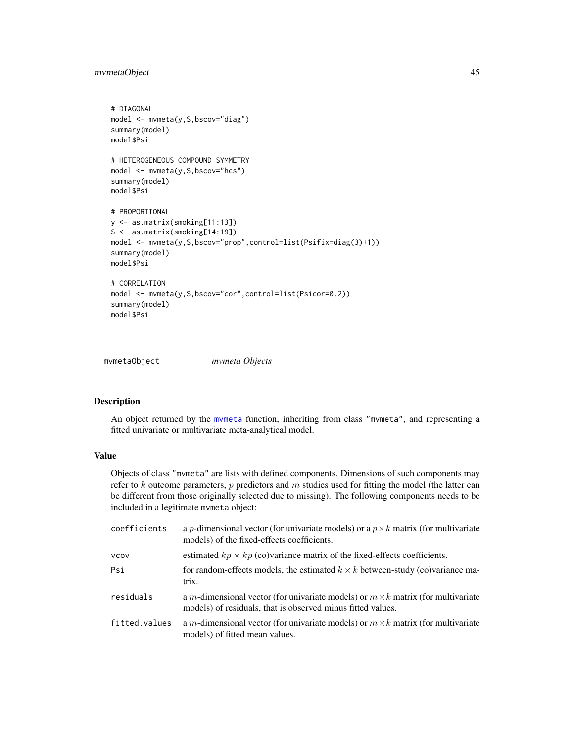```
# DIAGONAL
model <- mvmeta(y,S,bscov="diag")
summary(model)
model$Psi

# HETEROGENEOUS COMPOUND SYMMETRY
model <- mvmeta(y,S,bscov="hcs")
summary(model)
model$Psi

# PROPORTIONAL
y <- as.matrix(smoking[11:13])
S <- as.matrix(smoking[14:19])
model <- mvmeta(y,S,bscov="prop",control=list(Psifix=diag(3)+1))
summary(model)
model$Psi

# CORRELATION
model <- mvmeta(y,S,bscov="cor",control=list(Psicor=0.2))
summary(model)
model$Psi
```

---

## mvmetaObject — *mvmeta Objects*

### Description

An object returned by the mvmeta function, inheriting from class "mvmeta", and representing a fitted univariate or multivariate meta-analytical model.

### Value

Objects of class "mvmeta" are lists with defined components. Dimensions of such components may refer to $k$ outcome parameters, $p$ predictors and $m$ studies used for fitting the model (the latter can be different from those originally selected due to missing). The following components needs to be included in a legitimate mvmeta object:

- `coefficients` a $p$-dimensional vector (for univariate models) or a $p \times k$ matrix (for multivariate models) of the fixed-effects coefficients.
- `vcov` estimated $kp \times kp$ (co)variance matrix of the fixed-effects coefficients.
- `Psi` for random-effects models, the estimated $k \times k$ between-study (co)variance matrix.
- `residuals` a $m$-dimensional vector (for univariate models) or $m \times k$ matrix (for multivariate models) of residuals, that is observed minus fitted values.
- `fitted.values` a $m$-dimensional vector (for univariate models) or $m \times k$ matrix (for multivariate models) of fitted mean values.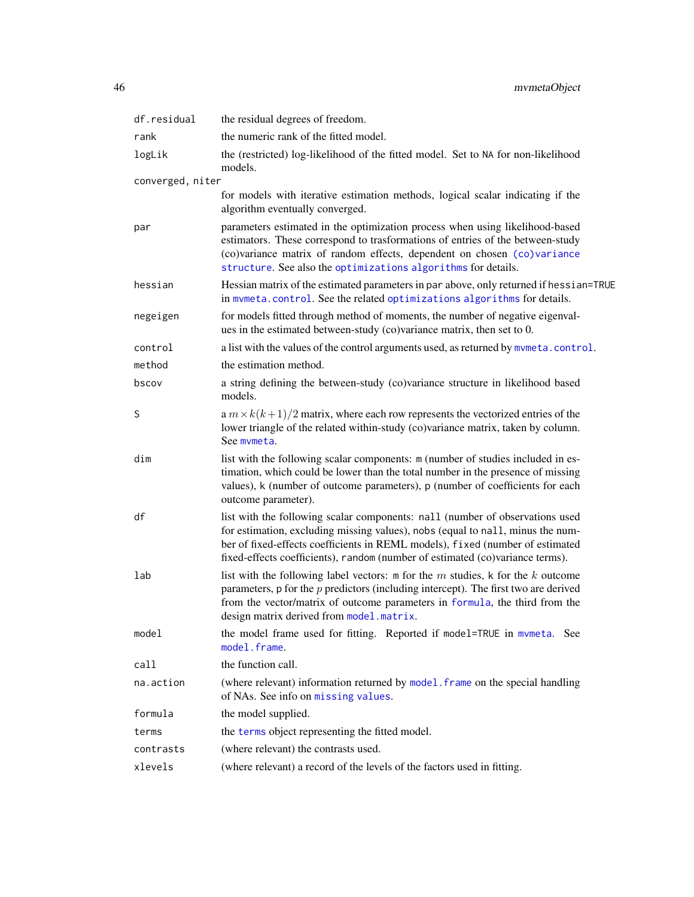`df.residual`
: the residual degrees of freedom.

`rank`
: the numeric rank of the fitted model.

`logLik`
: the (restricted) log-likelihood of the fitted model. Set to `NA` for non-likelihood models.

`converged, niter`
: for models with iterative estimation methods, logical scalar indicating if the algorithm eventually converged.

`par`
: parameters estimated in the optimization process when using likelihood-based estimators. These correspond to trasformations of entries of the between-study (co)variance matrix of random effects, dependent on chosen (co)variance structure. See also the optimizations algorithms for details.

`hessian`
: Hessian matrix of the estimated parameters in `par` above, only returned if `hessian=TRUE` in `mvmeta.control`. See the related optimizations algorithms for details.

`negeigen`
: for models fitted through method of moments, the number of negative eigenvalues in the estimated between-study (co)variance matrix, then set to 0.

`control`
: a list with the values of the control arguments used, as returned by `mvmeta.control`.

`method`
: the estimation method.

`bscov`
: a string defining the between-study (co)variance structure in likelihood based models.

`S`
: a $m \times k(k+1)/2$ matrix, where each row represents the vectorized entries of the lower triangle of the related within-study (co)variance matrix, taken by column. See `mvmeta`.

`dim`
: list with the following scalar components: `m` (number of studies included in estimation, which could be lower than the total number in the presence of missing values), `k` (number of outcome parameters), `p` (number of coefficients for each outcome parameter).

`df`
: list with the following scalar components: `nall` (number of observations used for estimation, excluding missing values), `nobs` (equal to `nall`, minus the number of fixed-effects coefficients in REML models), `fixed` (number of estimated fixed-effects coefficients), `random` (number of estimated (co)variance terms).

`lab`
: list with the following label vectors: `m` for the $m$ studies, `k` for the $k$ outcome parameters, `p` for the $p$ predictors (including intercept). The first two are derived from the vector/matrix of outcome parameters in `formula`, the third from the design matrix derived from `model.matrix`.

`model`
: the model frame used for fitting. Reported if `model=TRUE` in `mvmeta`. See `model.frame`.

`call`
: the function call.

`na.action`
: (where relevant) information returned by `model.frame` on the special handling of NAs. See info on missing values.

`formula`
: the model supplied.

`terms`
: the `terms` object representing the fitted model.

`contrasts`
: (where relevant) the contrasts used.

`xlevels`
: (where relevant) a record of the levels of the factors used in fitting.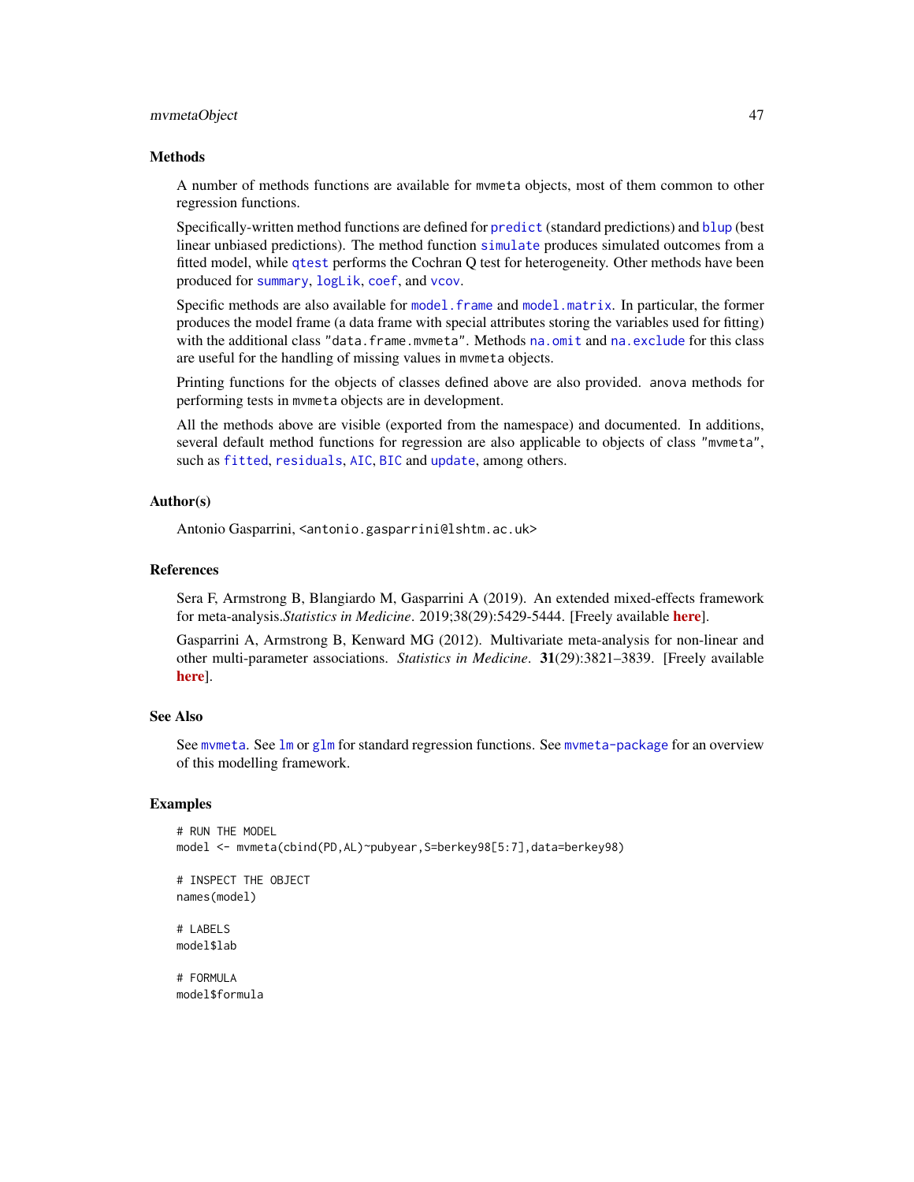## Methods

A number of methods functions are available for mvmeta objects, most of them common to other regression functions.

Specifically-written method functions are defined for `predict` (standard predictions) and `blup` (best linear unbiased predictions). The method function `simulate` produces simulated outcomes from a fitted model, while `qtest` performs the Cochran Q test for heterogeneity. Other methods have been produced for `summary`, `logLik`, `coef`, and `vcov`.

Specific methods are also available for `model.frame` and `model.matrix`. In particular, the former produces the model frame (a data frame with special attributes storing the variables used for fitting) with the additional class "data.frame.mvmeta". Methods `na.omit` and `na.exclude` for this class are useful for the handling of missing values in mvmeta objects.

Printing functions for the objects of classes defined above are also provided. anova methods for performing tests in mvmeta objects are in development.

All the methods above are visible (exported from the namespace) and documented. In additions, several default method functions for regression are also applicable to objects of class "mvmeta", such as `fitted`, `residuals`, `AIC`, `BIC` and `update`, among others.

## Author(s)

Antonio Gasparrini, <antonio.gasparrini@lshtm.ac.uk>

## References

Sera F, Armstrong B, Blangiardo M, Gasparrini A (2019). An extended mixed-effects framework for meta-analysis.*Statistics in Medicine*. 2019;38(29):5429-5444. [Freely available **here**].

Gasparrini A, Armstrong B, Kenward MG (2012). Multivariate meta-analysis for non-linear and other multi-parameter associations. *Statistics in Medicine*. **31**(29):3821–3839. [Freely available **here**].

## See Also

See `mvmeta`. See `lm` or `glm` for standard regression functions. See `mvmeta-package` for an overview of this modelling framework.

## Examples

```
# RUN THE MODEL
model <- mvmeta(cbind(PD,AL)~pubyear,S=berkey98[5:7],data=berkey98)

# INSPECT THE OBJECT
names(model)

# LABELS
model$lab

# FORMULA
model$formula
```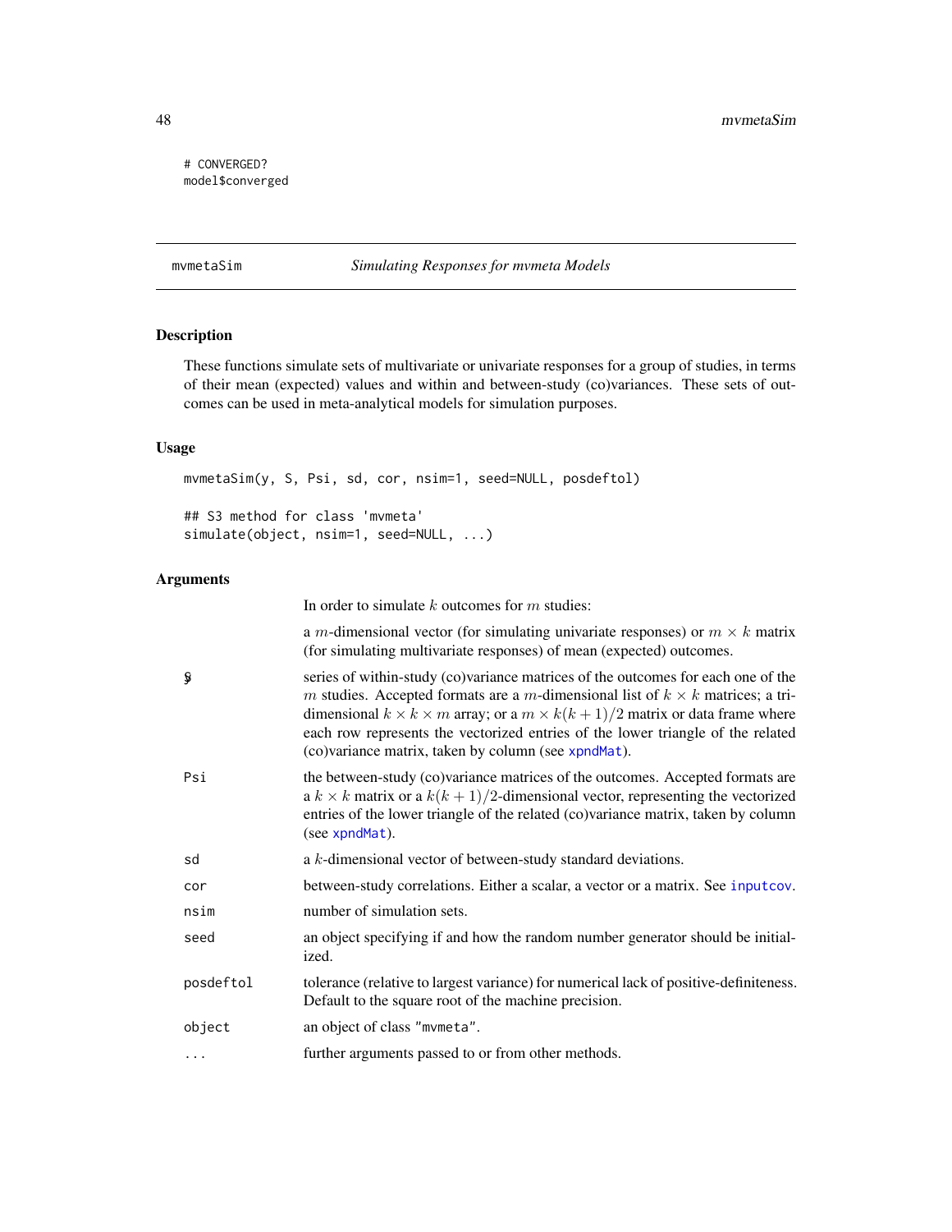```
# CONVERGED?
model$converged
```

## mvmetaSim — *Simulating Responses for mvmeta Models*

### Description

These functions simulate sets of multivariate or univariate responses for a group of studies, in terms of their mean (expected) values and within and between-study (co)variances. These sets of outcomes can be used in meta-analytical models for simulation purposes.

### Usage

```
mvmetaSim(y, S, Psi, sd, cor, nsim=1, seed=NULL, posdeftol)

## S3 method for class 'mvmeta'
simulate(object, nsim=1, seed=NULL, ...)
```

### Arguments

In order to simulate $k$ outcomes for $m$ studies:

| | |
|---|---|
| y | a $m$-dimensional vector (for simulating univariate responses) or $m \times k$ matrix (for simulating multivariate responses) of mean (expected) outcomes. |
| S | series of within-study (co)variance matrices of the outcomes for each one of the $m$ studies. Accepted formats are a $m$-dimensional list of $k \times k$ matrices; a tri-dimensional $k \times k \times m$ array; or a $m \times k(k+1)/2$ matrix or data frame where each row represents the vectorized entries of the lower triangle of the related (co)variance matrix, taken by column (see xpndMat). |
| Psi | the between-study (co)variance matrices of the outcomes. Accepted formats are a $k \times k$ matrix or a $k(k+1)/2$-dimensional vector, representing the vectorized entries of the lower triangle of the related (co)variance matrix, taken by column (see xpndMat). |
| sd | a $k$-dimensional vector of between-study standard deviations. |
| cor | between-study correlations. Either a scalar, a vector or a matrix. See inputcov. |
| nsim | number of simulation sets. |
| seed | an object specifying if and how the random number generator should be initialized. |
| posdeftol | tolerance (relative to largest variance) for numerical lack of positive-definiteness. Default to the square root of the machine precision. |
| object | an object of class "mvmeta". |
| ... | further arguments passed to or from other methods. |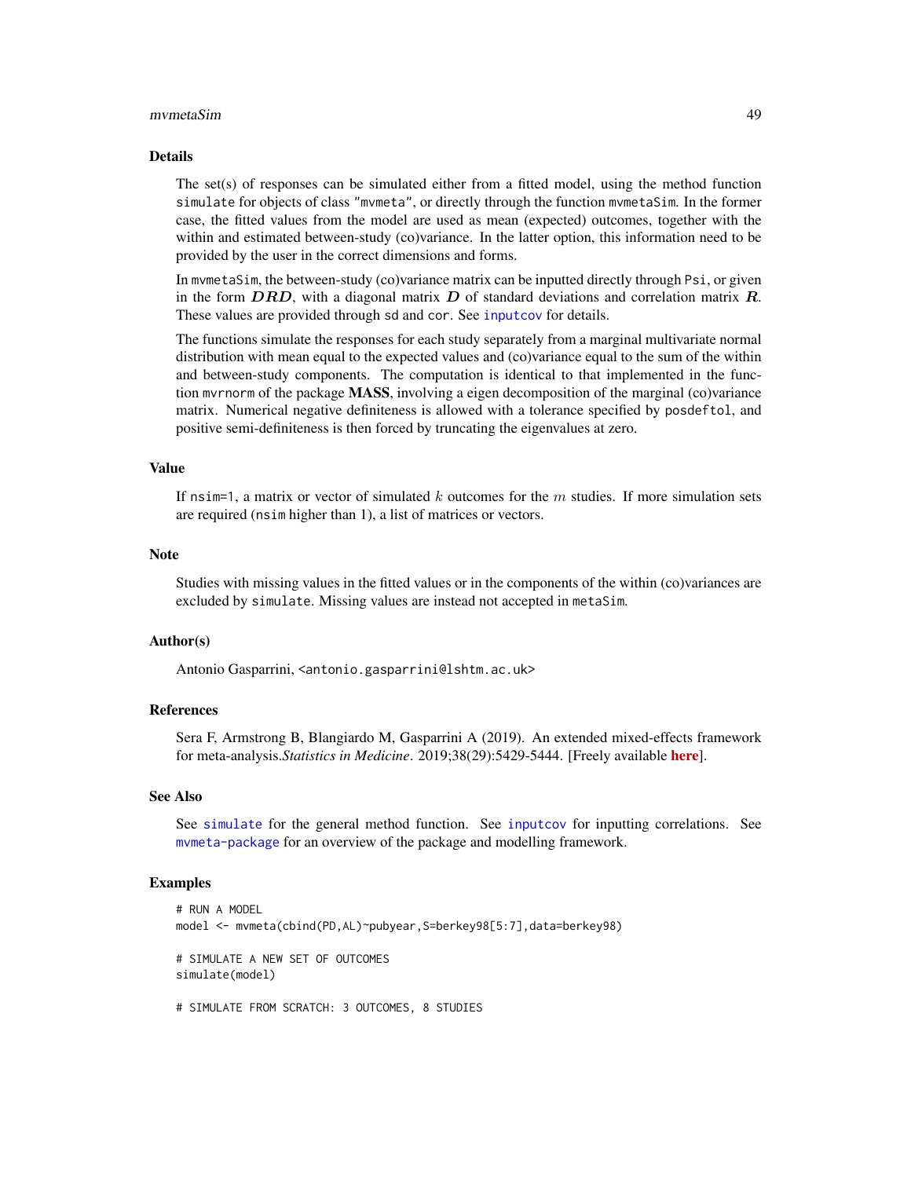## Details

The set(s) of responses can be simulated either from a fitted model, using the method function `simulate` for objects of class "mvmeta", or directly through the function `mvmetaSim`. In the former case, the fitted values from the model are used as mean (expected) outcomes, together with the within and estimated between-study (co)variance. In the latter option, this information need to be provided by the user in the correct dimensions and forms.

In `mvmetaSim`, the between-study (co)variance matrix can be inputted directly through `Psi`, or given in the form $DRD$, with a diagonal matrix $D$ of standard deviations and correlation matrix $R$. These values are provided through `sd` and `cor`. See `inputcov` for details.

The functions simulate the responses for each study separately from a marginal multivariate normal distribution with mean equal to the expected values and (co)variance equal to the sum of the within and between-study components. The computation is identical to that implemented in the function `mvrnorm` of the package **MASS**, involving a eigen decomposition of the marginal (co)variance matrix. Numerical negative definiteness is allowed with a tolerance specified by `posdeftol`, and positive semi-definiteness is then forced by truncating the eigenvalues at zero.

## Value

If `nsim=1`, a matrix or vector of simulated $k$ outcomes for the $m$ studies. If more simulation sets are required (`nsim` higher than 1), a list of matrices or vectors.

## Note

Studies with missing values in the fitted values or in the components of the within (co)variances are excluded by `simulate`. Missing values are instead not accepted in `metaSim`.

## Author(s)

Antonio Gasparrini, <antonio.gasparrini@lshtm.ac.uk>

## References

Sera F, Armstrong B, Blangiardo M, Gasparrini A (2019). An extended mixed-effects framework for meta-analysis.*Statistics in Medicine*. 2019;38(29):5429-5444. [Freely available **here**].

## See Also

See `simulate` for the general method function. See `inputcov` for inputting correlations. See `mvmeta-package` for an overview of the package and modelling framework.

## Examples

```
# RUN A MODEL
model <- mvmeta(cbind(PD,AL)~pubyear,S=berkey98[5:7],data=berkey98)

# SIMULATE A NEW SET OF OUTCOMES
simulate(model)

# SIMULATE FROM SCRATCH: 3 OUTCOMES, 8 STUDIES
```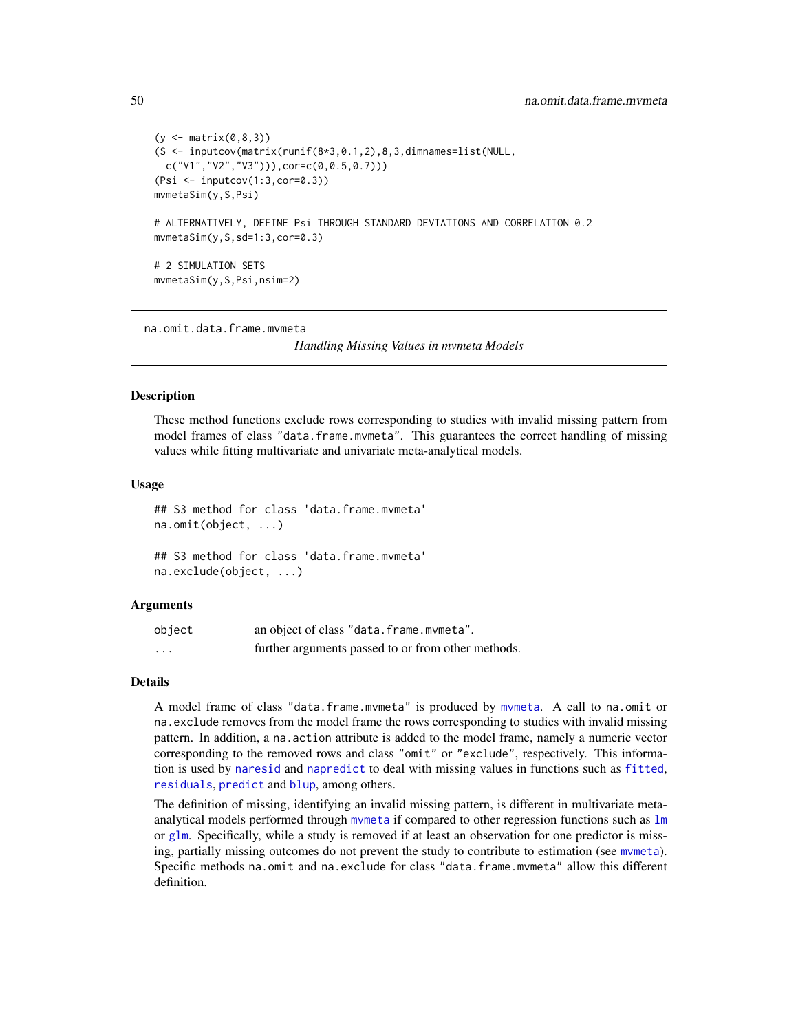```
(y <- matrix(0,8,3))
(S <- inputcov(matrix(runif(8*3,0.1,2),8,3,dimnames=list(NULL,
  c("V1","V2","V3"))),cor=c(0,0.5,0.7)))
(Psi <- inputcov(1:3,cor=0.3))
mvmetaSim(y,S,Psi)

# ALTERNATIVELY, DEFINE Psi THROUGH STANDARD DEVIATIONS AND CORRELATION 0.2
mvmetaSim(y,S,sd=1:3,cor=0.3)

# 2 SIMULATION SETS
mvmetaSim(y,S,Psi,nsim=2)
```

---

`na.omit.data.frame.mvmeta`

## *Handling Missing Values in mvmeta Models*

---

### Description

These method functions exclude rows corresponding to studies with invalid missing pattern from model frames of class "data.frame.mvmeta". This guarantees the correct handling of missing values while fitting multivariate and univariate meta-analytical models.

### Usage

```
## S3 method for class 'data.frame.mvmeta'
na.omit(object, ...)

## S3 method for class 'data.frame.mvmeta'
na.exclude(object, ...)
```

### Arguments

| | |
|---|---|
| `object` | an object of class "data.frame.mvmeta". |
| `...` | further arguments passed to or from other methods. |

### Details

A model frame of class "data.frame.mvmeta" is produced by `mvmeta`. A call to `na.omit` or `na.exclude` removes from the model frame the rows corresponding to studies with invalid missing pattern. In addition, a `na.action` attribute is added to the model frame, namely a numeric vector corresponding to the removed rows and class "omit" or "exclude", respectively. This information is used by `naresid` and `napredict` to deal with missing values in functions such as `fitted`, `residuals`, `predict` and `blup`, among others.

The definition of missing, identifying an invalid missing pattern, is different in multivariate meta-analytical models performed through `mvmeta` if compared to other regression functions such as `lm` or `glm`. Specifically, while a study is removed if at least an observation for one predictor is missing, partially missing outcomes do not prevent the study to contribute to estimation (see `mvmeta`). Specific methods `na.omit` and `na.exclude` for class "data.frame.mvmeta" allow this different definition.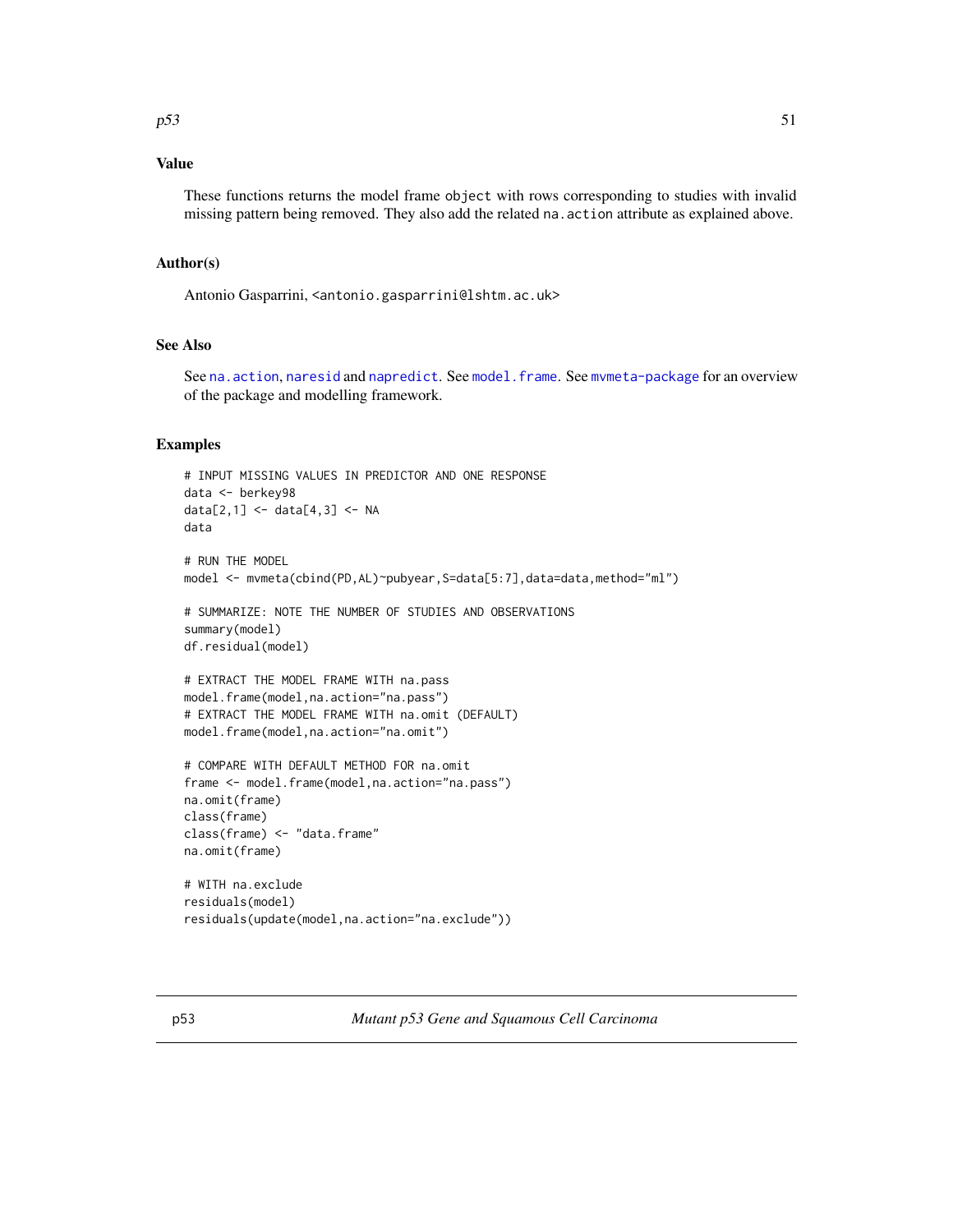## Value

These functions returns the model frame `object` with rows corresponding to studies with invalid missing pattern being removed. They also add the related `na.action` attribute as explained above.

## Author(s)

Antonio Gasparrini, <antonio.gasparrini@lshtm.ac.uk>

## See Also

See `na.action`, `naresid` and `napredict`. See `model.frame`. See `mvmeta-package` for an overview of the package and modelling framework.

## Examples

```
# INPUT MISSING VALUES IN PREDICTOR AND ONE RESPONSE
data <- berkey98
data[2,1] <- data[4,3] <- NA
data

# RUN THE MODEL
model <- mvmeta(cbind(PD,AL)~pubyear,S=data[5:7],data=data,method="ml")

# SUMMARIZE: NOTE THE NUMBER OF STUDIES AND OBSERVATIONS
summary(model)
df.residual(model)

# EXTRACT THE MODEL FRAME WITH na.pass
model.frame(model,na.action="na.pass")
# EXTRACT THE MODEL FRAME WITH na.omit (DEFAULT)
model.frame(model,na.action="na.omit")

# COMPARE WITH DEFAULT METHOD FOR na.omit
frame <- model.frame(model,na.action="na.pass")
na.omit(frame)
class(frame)
class(frame) <- "data.frame"
na.omit(frame)

# WITH na.exclude
residuals(model)
residuals(update(model,na.action="na.exclude"))
```

---

p53 *Mutant p53 Gene and Squamous Cell Carcinoma*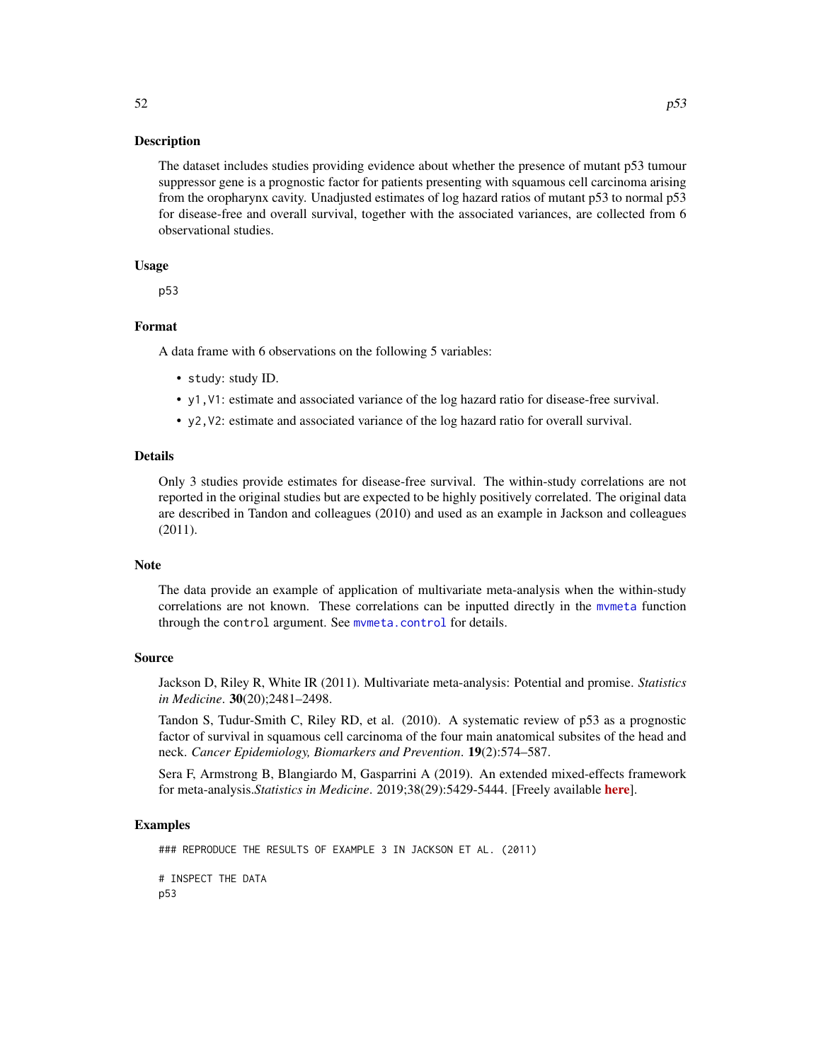## Description

The dataset includes studies providing evidence about whether the presence of mutant p53 tumour suppressor gene is a prognostic factor for patients presenting with squamous cell carcinoma arising from the oropharynx cavity. Unadjusted estimates of log hazard ratios of mutant p53 to normal p53 for disease-free and overall survival, together with the associated variances, are collected from 6 observational studies.

## Usage

```
p53
```

## Format

A data frame with 6 observations on the following 5 variables:

- `study`: study ID.
- `y1,V1`: estimate and associated variance of the log hazard ratio for disease-free survival.
- `y2,V2`: estimate and associated variance of the log hazard ratio for overall survival.

## Details

Only 3 studies provide estimates for disease-free survival. The within-study correlations are not reported in the original studies but are expected to be highly positively correlated. The original data are described in Tandon and colleagues (2010) and used as an example in Jackson and colleagues (2011).

## Note

The data provide an example of application of multivariate meta-analysis when the within-study correlations are not known. These correlations can be inputted directly in the `mvmeta` function through the `control` argument. See `mvmeta.control` for details.

## Source

Jackson D, Riley R, White IR (2011). Multivariate meta-analysis: Potential and promise. *Statistics in Medicine*. **30**(20);2481–2498.

Tandon S, Tudur-Smith C, Riley RD, et al. (2010). A systematic review of p53 as a prognostic factor of survival in squamous cell carcinoma of the four main anatomical subsites of the head and neck. *Cancer Epidemiology, Biomarkers and Prevention*. **19**(2):574–587.

Sera F, Armstrong B, Blangiardo M, Gasparrini A (2019). An extended mixed-effects framework for meta-analysis.*Statistics in Medicine*. 2019;38(29):5429-5444. [Freely available **here**].

## Examples

```
### REPRODUCE THE RESULTS OF EXAMPLE 3 IN JACKSON ET AL. (2011)

# INSPECT THE DATA
p53
```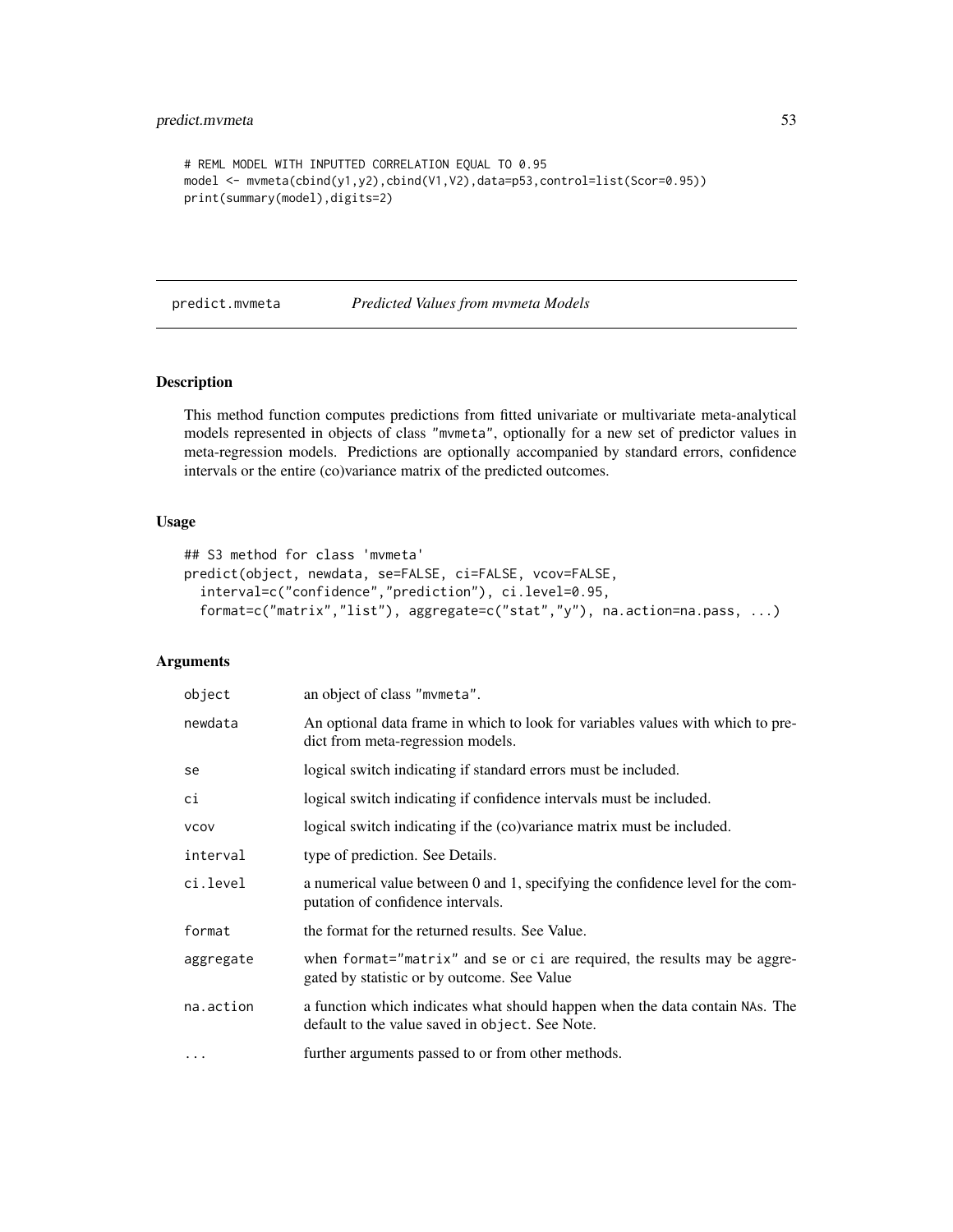```
# REML MODEL WITH INPUTTED CORRELATION EQUAL TO 0.95
model <- mvmeta(cbind(y1,y2),cbind(V1,V2),data=p53,control=list(Scor=0.95))
print(summary(model),digits=2)
```

---

predict.mvmeta — *Predicted Values from mvmeta Models*

---

## Description

This method function computes predictions from fitted univariate or multivariate meta-analytical models represented in objects of class "mvmeta", optionally for a new set of predictor values in meta-regression models. Predictions are optionally accompanied by standard errors, confidence intervals or the entire (co)variance matrix of the predicted outcomes.

## Usage

```
## S3 method for class 'mvmeta'
predict(object, newdata, se=FALSE, ci=FALSE, vcov=FALSE,
  interval=c("confidence","prediction"), ci.level=0.95,
  format=c("matrix","list"), aggregate=c("stat","y"), na.action=na.pass, ...)
```

## Arguments

| | |
|---|---|
| `object` | an object of class "mvmeta". |
| `newdata` | An optional data frame in which to look for variables values with which to predict from meta-regression models. |
| `se` | logical switch indicating if standard errors must be included. |
| `ci` | logical switch indicating if confidence intervals must be included. |
| `vcov` | logical switch indicating if the (co)variance matrix must be included. |
| `interval` | type of prediction. See Details. |
| `ci.level` | a numerical value between 0 and 1, specifying the confidence level for the computation of confidence intervals. |
| `format` | the format for the returned results. See Value. |
| `aggregate` | when `format="matrix"` and `se` or `ci` are required, the results may be aggregated by statistic or by outcome. See Value |
| `na.action` | a function which indicates what should happen when the data contain NAs. The default to the value saved in `object`. See Note. |
| `...` | further arguments passed to or from other methods. |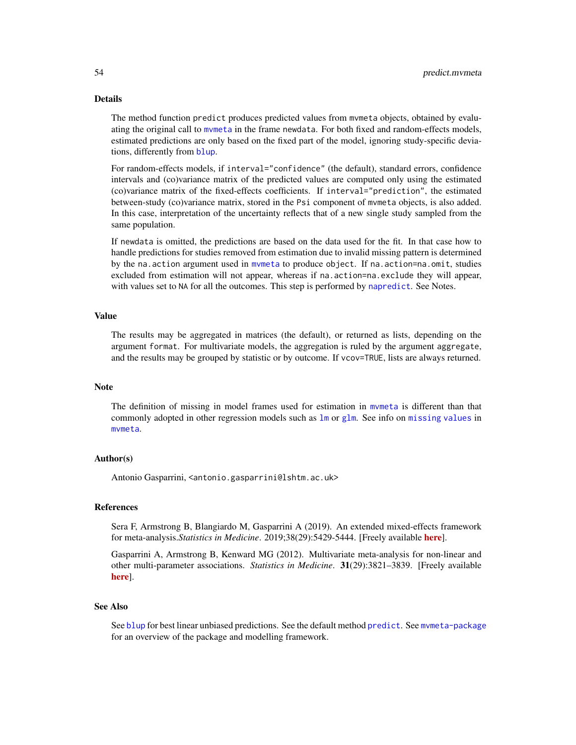## Details

The method function `predict` produces predicted values from `mvmeta` objects, obtained by evaluating the original call to `mvmeta` in the frame `newdata`. For both fixed and random-effects models, estimated predictions are only based on the fixed part of the model, ignoring study-specific deviations, differently from `blup`.

For random-effects models, if `interval="confidence"` (the default), standard errors, confidence intervals and (co)variance matrix of the predicted values are computed only using the estimated (co)variance matrix of the fixed-effects coefficients. If `interval="prediction"`, the estimated between-study (co)variance matrix, stored in the `Psi` component of `mvmeta` objects, is also added. In this case, interpretation of the uncertainty reflects that of a new single study sampled from the same population.

If `newdata` is omitted, the predictions are based on the data used for the fit. In that case how to handle predictions for studies removed from estimation due to invalid missing pattern is determined by the `na.action` argument used in `mvmeta` to produce `object`. If `na.action=na.omit`, studies excluded from estimation will not appear, whereas if `na.action=na.exclude` they will appear, with values set to `NA` for all the outcomes. This step is performed by `napredict`. See Notes.

## Value

The results may be aggregated in matrices (the default), or returned as lists, depending on the argument `format`. For multivariate models, the aggregation is ruled by the argument `aggregate`, and the results may be grouped by statistic or by outcome. If `vcov=TRUE`, lists are always returned.

## Note

The definition of missing in model frames used for estimation in `mvmeta` is different than that commonly adopted in other regression models such as `lm` or `glm`. See info on `missing values` in `mvmeta`.

## Author(s)

Antonio Gasparrini, <antonio.gasparrini@lshtm.ac.uk>

## References

Sera F, Armstrong B, Blangiardo M, Gasparrini A (2019). An extended mixed-effects framework for meta-analysis.*Statistics in Medicine*. 2019;38(29):5429-5444. [Freely available **here**].

Gasparrini A, Armstrong B, Kenward MG (2012). Multivariate meta-analysis for non-linear and other multi-parameter associations. *Statistics in Medicine*. **31**(29):3821–3839. [Freely available **here**].

## See Also

See `blup` for best linear unbiased predictions. See the default method `predict`. See `mvmeta-package` for an overview of the package and modelling framework.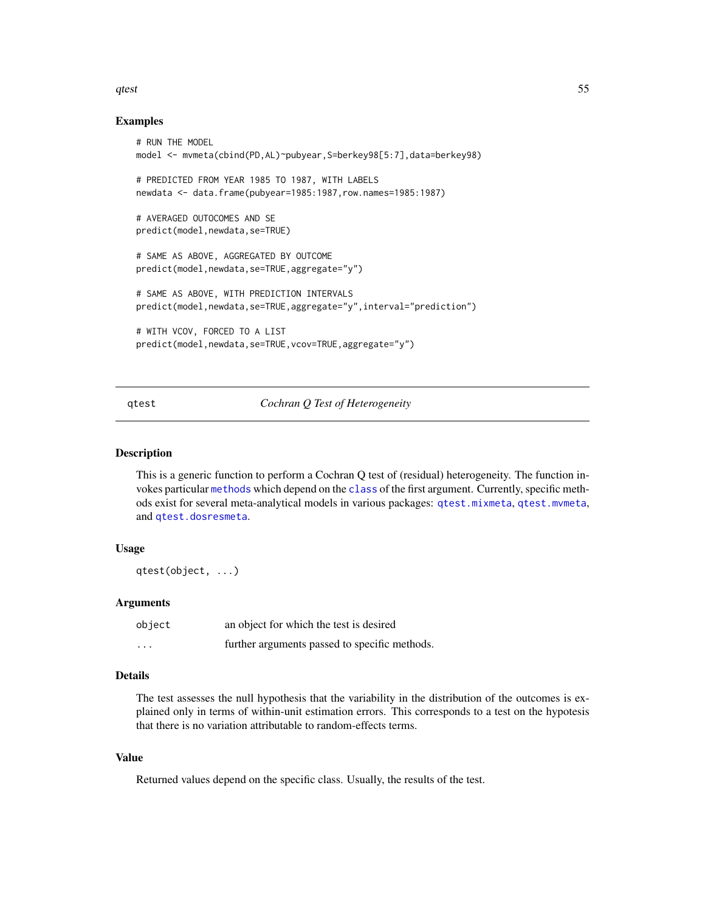## Examples

```
# RUN THE MODEL
model <- mvmeta(cbind(PD,AL)~pubyear,S=berkey98[5:7],data=berkey98)

# PREDICTED FROM YEAR 1985 TO 1987, WITH LABELS
newdata <- data.frame(pubyear=1985:1987,row.names=1985:1987)

# AVERAGED OUTOCOMES AND SE
predict(model,newdata,se=TRUE)

# SAME AS ABOVE, AGGREGATED BY OUTCOME
predict(model,newdata,se=TRUE,aggregate="y")

# SAME AS ABOVE, WITH PREDICTION INTERVALS
predict(model,newdata,se=TRUE,aggregate="y",interval="prediction")

# WITH VCOV, FORCED TO A LIST
predict(model,newdata,se=TRUE,vcov=TRUE,aggregate="y")
```

---

# qtest — *Cochran Q Test of Heterogeneity*

## Description

This is a generic function to perform a Cochran Q test of (residual) heterogeneity. The function invokes particular `methods` which depend on the `class` of the first argument. Currently, specific methods exist for several meta-analytical models in various packages: `qtest.mixmeta`, `qtest.mvmeta`, and `qtest.dosresmeta`.

## Usage

```
qtest(object, ...)
```

## Arguments

| | |
|---|---|
| `object` | an object for which the test is desired |
| `...` | further arguments passed to specific methods. |

## Details

The test assesses the null hypothesis that the variability in the distribution of the outcomes is explained only in terms of within-unit estimation errors. This corresponds to a test on the hypotesis that there is no variation attributable to random-effects terms.

## Value

Returned values depend on the specific class. Usually, the results of the test.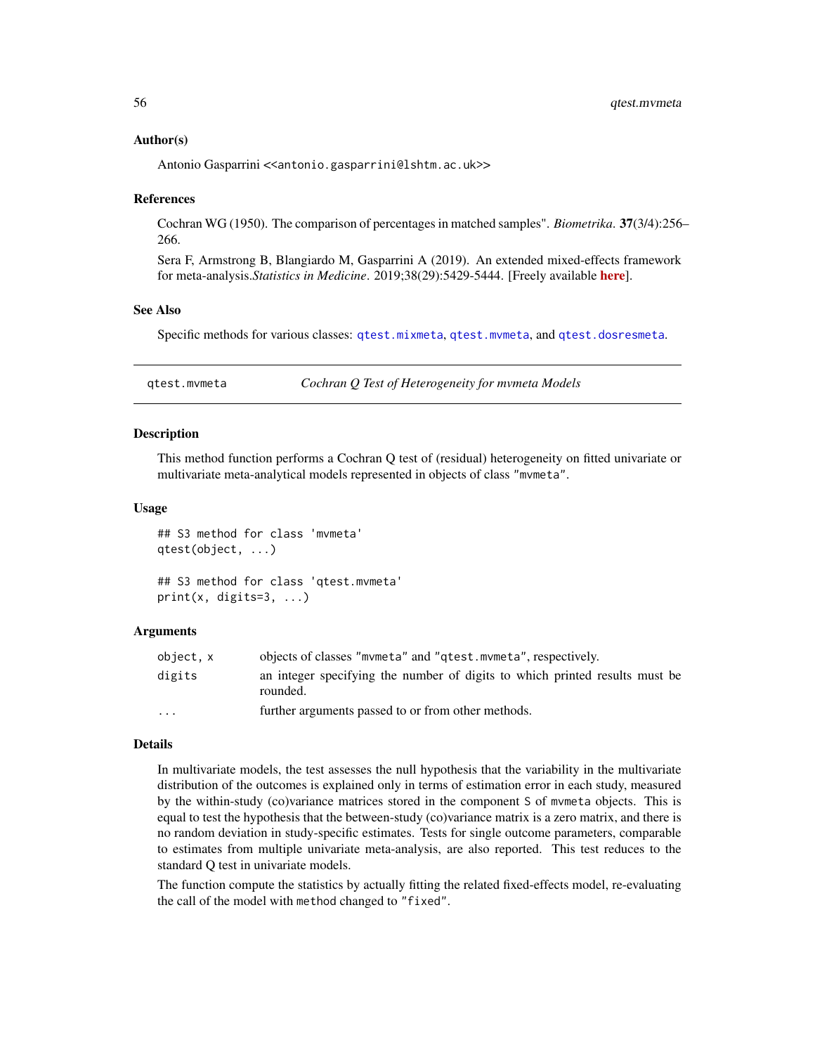### Author(s)

Antonio Gasparrini <<antonio.gasparrini@lshtm.ac.uk>>

### References

Cochran WG (1950). The comparison of percentages in matched samples". *Biometrika*. **37**(3/4):256–266.

Sera F, Armstrong B, Blangiardo M, Gasparrini A (2019). An extended mixed-effects framework for meta-analysis.*Statistics in Medicine*. 2019;38(29):5429-5444. [Freely available **here**].

### See Also

Specific methods for various classes: `qtest.mixmeta`, `qtest.mvmeta`, and `qtest.dosresmeta`.

---

## qtest.mvmeta — *Cochran Q Test of Heterogeneity for mvmeta Models*

### Description

This method function performs a Cochran Q test of (residual) heterogeneity on fitted univariate or multivariate meta-analytical models represented in objects of class `"mvmeta"`.

### Usage

```
## S3 method for class 'mvmeta'
qtest(object, ...)

## S3 method for class 'qtest.mvmeta'
print(x, digits=3, ...)
```

### Arguments

| | |
|---|---|
| `object, x` | objects of classes `"mvmeta"` and `"qtest.mvmeta"`, respectively. |
| `digits` | an integer specifying the number of digits to which printed results must be rounded. |
| `...` | further arguments passed to or from other methods. |

### Details

In multivariate models, the test assesses the null hypothesis that the variability in the multivariate distribution of the outcomes is explained only in terms of estimation error in each study, measured by the within-study (co)variance matrices stored in the component `S` of `mvmeta` objects. This is equal to test the hypothesis that the between-study (co)variance matrix is a zero matrix, and there is no random deviation in study-specific estimates. Tests for single outcome parameters, comparable to estimates from multiple univariate meta-analysis, are also reported. This test reduces to the standard Q test in univariate models.

The function compute the statistics by actually fitting the related fixed-effects model, re-evaluating the call of the model with `method` changed to `"fixed"`.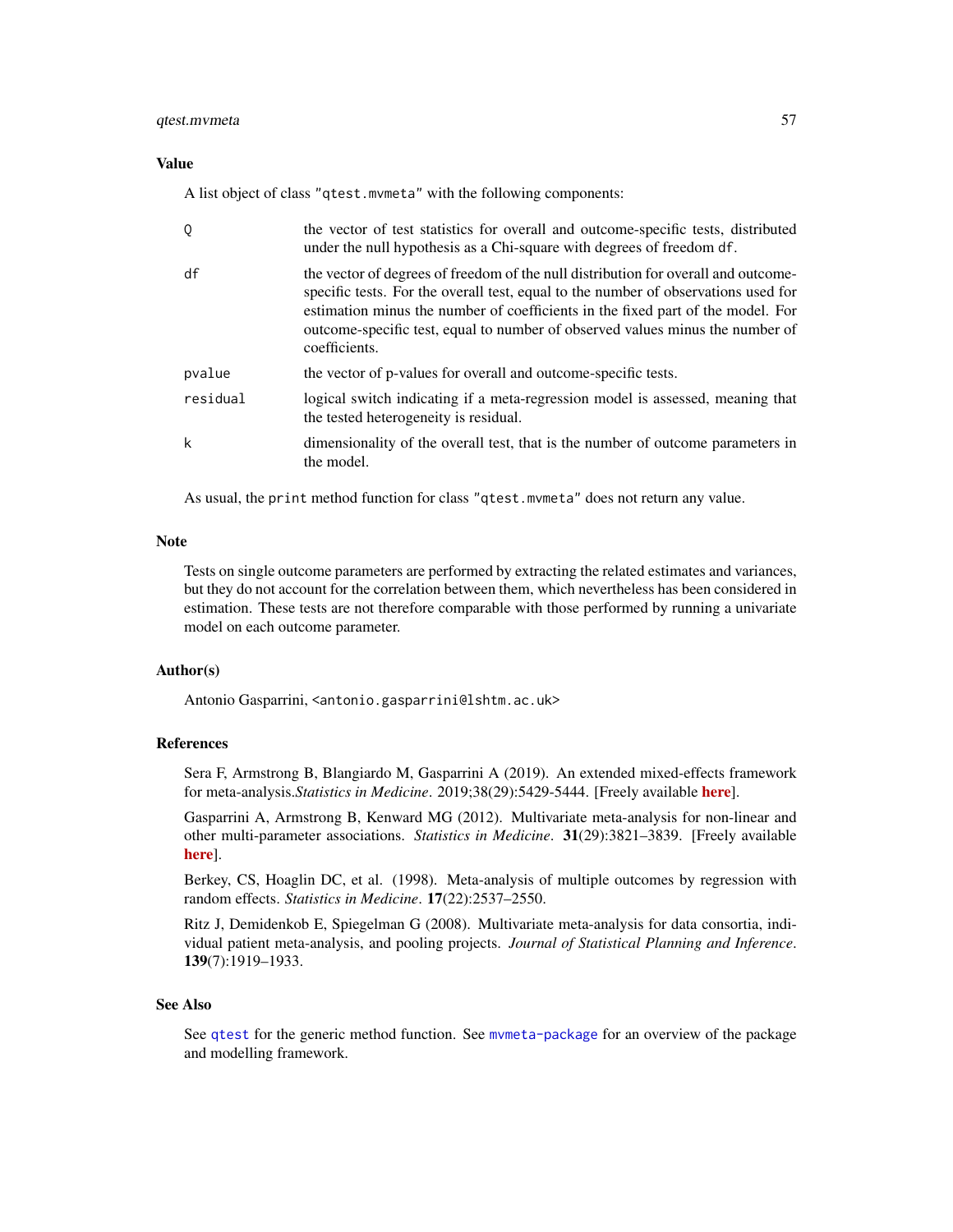## Value

A list object of class "qtest.mvmeta" with the following components:

- `Q`: the vector of test statistics for overall and outcome-specific tests, distributed under the null hypothesis as a Chi-square with degrees of freedom `df`.
- `df`: the vector of degrees of freedom of the null distribution for overall and outcome-specific tests. For the overall test, equal to the number of observations used for estimation minus the number of coefficients in the fixed part of the model. For outcome-specific test, equal to number of observed values minus the number of coefficients.
- `pvalue`: the vector of p-values for overall and outcome-specific tests.
- `residual`: logical switch indicating if a meta-regression model is assessed, meaning that the tested heterogeneity is residual.
- `k`: dimensionality of the overall test, that is the number of outcome parameters in the model.

As usual, the `print` method function for class "qtest.mvmeta" does not return any value.

## Note

Tests on single outcome parameters are performed by extracting the related estimates and variances, but they do not account for the correlation between them, which nevertheless has been considered in estimation. These tests are not therefore comparable with those performed by running a univariate model on each outcome parameter.

## Author(s)

Antonio Gasparrini, <antonio.gasparrini@lshtm.ac.uk>

## References

Sera F, Armstrong B, Blangiardo M, Gasparrini A (2019). An extended mixed-effects framework for meta-analysis.*Statistics in Medicine*. 2019;38(29):5429-5444. [Freely available **here**].

Gasparrini A, Armstrong B, Kenward MG (2012). Multivariate meta-analysis for non-linear and other multi-parameter associations. *Statistics in Medicine*. **31**(29):3821–3839. [Freely available **here**].

Berkey, CS, Hoaglin DC, et al. (1998). Meta-analysis of multiple outcomes by regression with random effects. *Statistics in Medicine*. **17**(22):2537–2550.

Ritz J, Demidenkob E, Spiegelman G (2008). Multivariate meta-analysis for data consortia, individual patient meta-analysis, and pooling projects. *Journal of Statistical Planning and Inference*. **139**(7):1919–1933.

## See Also

See `qtest` for the generic method function. See `mvmeta-package` for an overview of the package and modelling framework.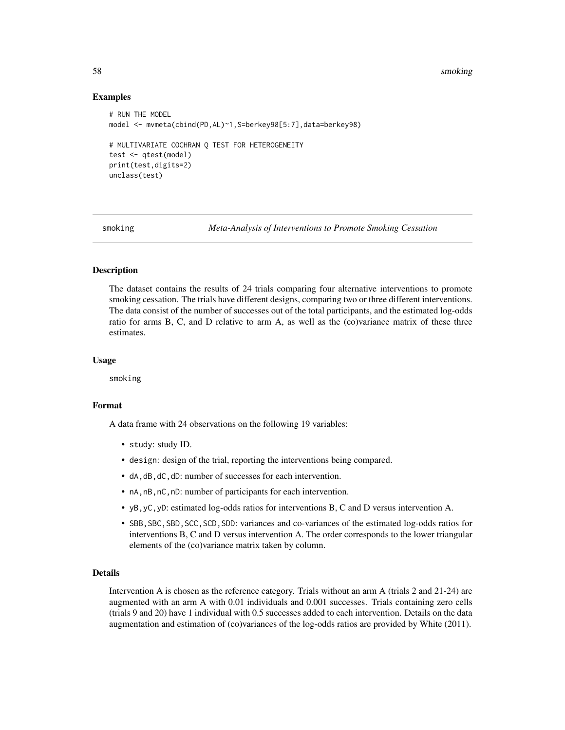## Examples

```
# RUN THE MODEL
model <- mvmeta(cbind(PD,AL)~1,S=berkey98[5:7],data=berkey98)

# MULTIVARIATE COCHRAN Q TEST FOR HETEROGENEITY
test <- qtest(model)
print(test,digits=2)
unclass(test)
```

---

smoking *Meta-Analysis of Interventions to Promote Smoking Cessation*

---

## Description

The dataset contains the results of 24 trials comparing four alternative interventions to promote smoking cessation. The trials have different designs, comparing two or three different interventions. The data consist of the number of successes out of the total participants, and the estimated log-odds ratio for arms B, C, and D relative to arm A, as well as the (co)variance matrix of these three estimates.

## Usage

```
smoking
```

## Format

A data frame with 24 observations on the following 19 variables:

- `study`: study ID.
- `design`: design of the trial, reporting the interventions being compared.
- `dA,dB,dC,dD`: number of successes for each intervention.
- `nA,nB,nC,nD`: number of participants for each intervention.
- `yB,yC,yD`: estimated log-odds ratios for interventions B, C and D versus intervention A.
- `SBB,SBC,SBD,SCC,SCD,SDD`: variances and co-variances of the estimated log-odds ratios for interventions B, C and D versus intervention A. The order corresponds to the lower triangular elements of the (co)variance matrix taken by column.

## Details

Intervention A is chosen as the reference category. Trials without an arm A (trials 2 and 21-24) are augmented with an arm A with 0.01 individuals and 0.001 successes. Trials containing zero cells (trials 9 and 20) have 1 individual with 0.5 successes added to each intervention. Details on the data augmentation and estimation of (co)variances of the log-odds ratios are provided by White (2011).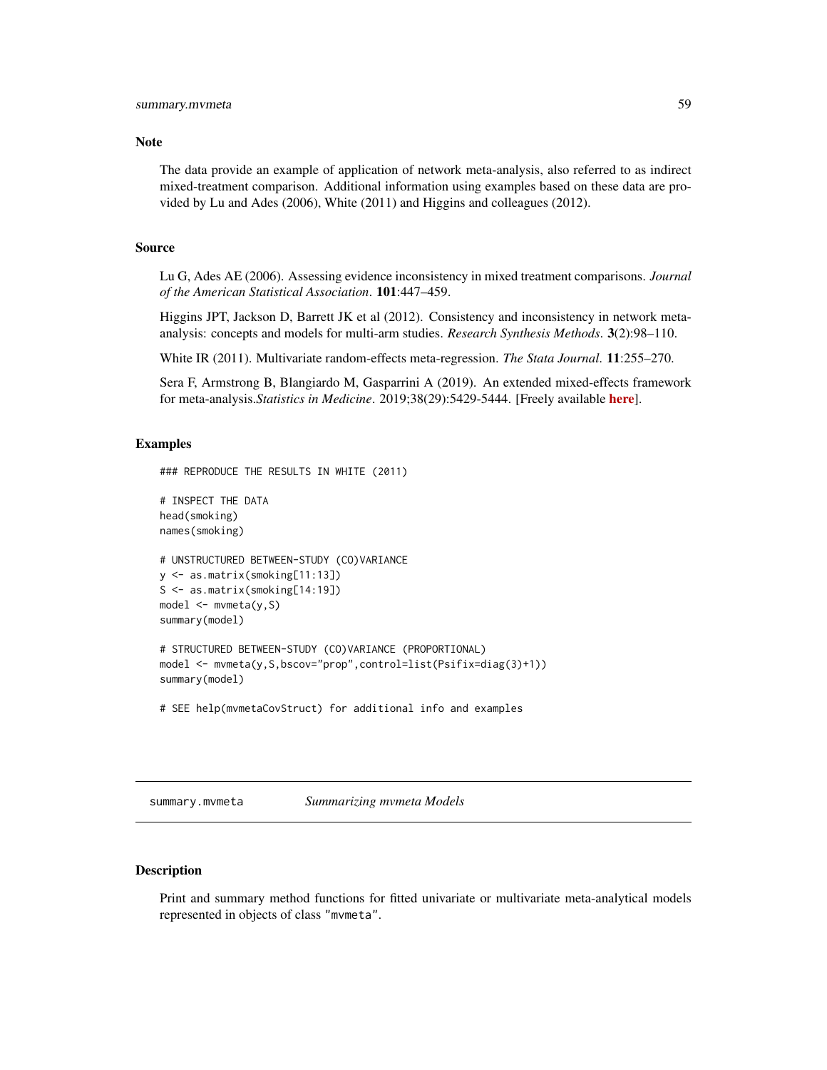### Note

The data provide an example of application of network meta-analysis, also referred to as indirect mixed-treatment comparison. Additional information using examples based on these data are provided by Lu and Ades (2006), White (2011) and Higgins and colleagues (2012).

### Source

Lu G, Ades AE (2006). Assessing evidence inconsistency in mixed treatment comparisons. *Journal of the American Statistical Association*. **101**:447–459.

Higgins JPT, Jackson D, Barrett JK et al (2012). Consistency and inconsistency in network meta-analysis: concepts and models for multi-arm studies. *Research Synthesis Methods*. **3**(2):98–110.

White IR (2011). Multivariate random-effects meta-regression. *The Stata Journal*. **11**:255–270.

Sera F, Armstrong B, Blangiardo M, Gasparrini A (2019). An extended mixed-effects framework for meta-analysis.*Statistics in Medicine*. 2019;38(29):5429-5444. [Freely available **here**].

### Examples

```
### REPRODUCE THE RESULTS IN WHITE (2011)

# INSPECT THE DATA
head(smoking)
names(smoking)

# UNSTRUCTURED BETWEEN-STUDY (CO)VARIANCE
y <- as.matrix(smoking[11:13])
S <- as.matrix(smoking[14:19])
model <- mvmeta(y,S)
summary(model)

# STRUCTURED BETWEEN-STUDY (CO)VARIANCE (PROPORTIONAL)
model <- mvmeta(y,S,bscov="prop",control=list(Psifix=diag(3)+1))
summary(model)

# SEE help(mvmetaCovStruct) for additional info and examples
```

---

## summary.mvmeta — *Summarizing mvmeta Models*

### Description

Print and summary method functions for fitted univariate or multivariate meta-analytical models represented in objects of class "mvmeta".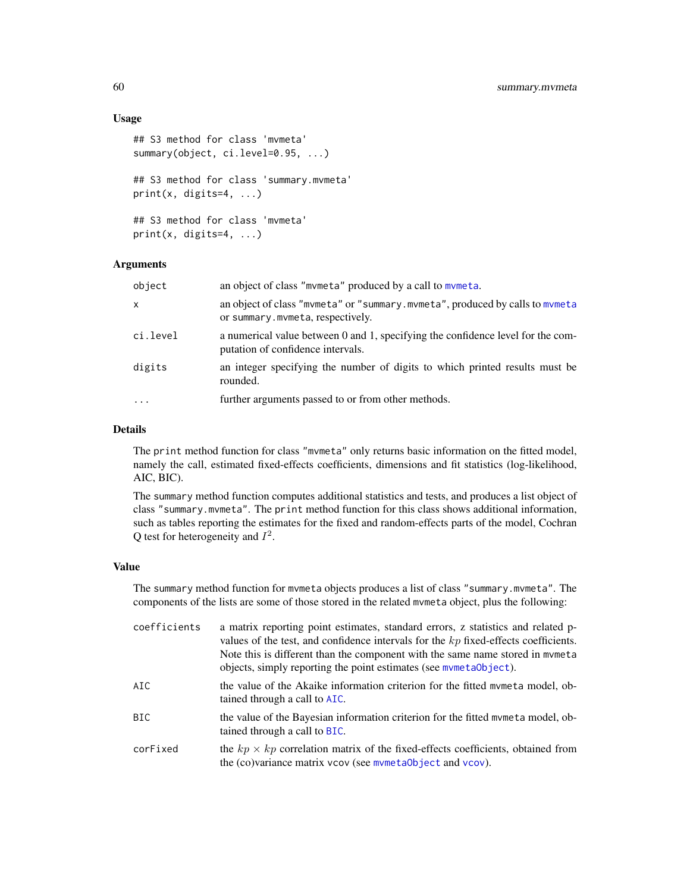### Usage

```
## S3 method for class 'mvmeta'
summary(object, ci.level=0.95, ...)

## S3 method for class 'summary.mvmeta'
print(x, digits=4, ...)

## S3 method for class 'mvmeta'
print(x, digits=4, ...)
```

### Arguments

| | |
|---|---|
| `object` | an object of class `"mvmeta"` produced by a call to `mvmeta`. |
| `x` | an object of class `"mvmeta"` or `"summary.mvmeta"`, produced by calls to `mvmeta` or `summary.mvmeta`, respectively. |
| `ci.level` | a numerical value between 0 and 1, specifying the confidence level for the computation of confidence intervals. |
| `digits` | an integer specifying the number of digits to which printed results must be rounded. |
| `...` | further arguments passed to or from other methods. |

### Details

The `print` method function for class `"mvmeta"` only returns basic information on the fitted model, namely the call, estimated fixed-effects coefficients, dimensions and fit statistics (log-likelihood, AIC, BIC).

The `summary` method function computes additional statistics and tests, and produces a list object of class `"summary.mvmeta"`. The `print` method function for this class shows additional information, such as tables reporting the estimates for the fixed and random-effects parts of the model, Cochran Q test for heterogeneity and $I^2$.

### Value

The `summary` method function for `mvmeta` objects produces a list of class `"summary.mvmeta"`. The components of the lists are some of those stored in the related `mvmeta` object, plus the following:

| | |
|---|---|
| `coefficients` | a matrix reporting point estimates, standard errors, z statistics and related p-values of the test, and confidence intervals for the $kp$ fixed-effects coefficients. Note this is different than the component with the same name stored in `mvmeta` objects, simply reporting the point estimates (see `mvmetaObject`). |
| `AIC` | the value of the Akaike information criterion for the fitted `mvmeta` model, obtained through a call to `AIC`. |
| `BIC` | the value of the Bayesian information criterion for the fitted `mvmeta` model, obtained through a call to `BIC`. |
| `corFixed` | the $kp \times kp$ correlation matrix of the fixed-effects coefficients, obtained from the (co)variance matrix `vcov` (see `mvmetaObject` and `vcov`). |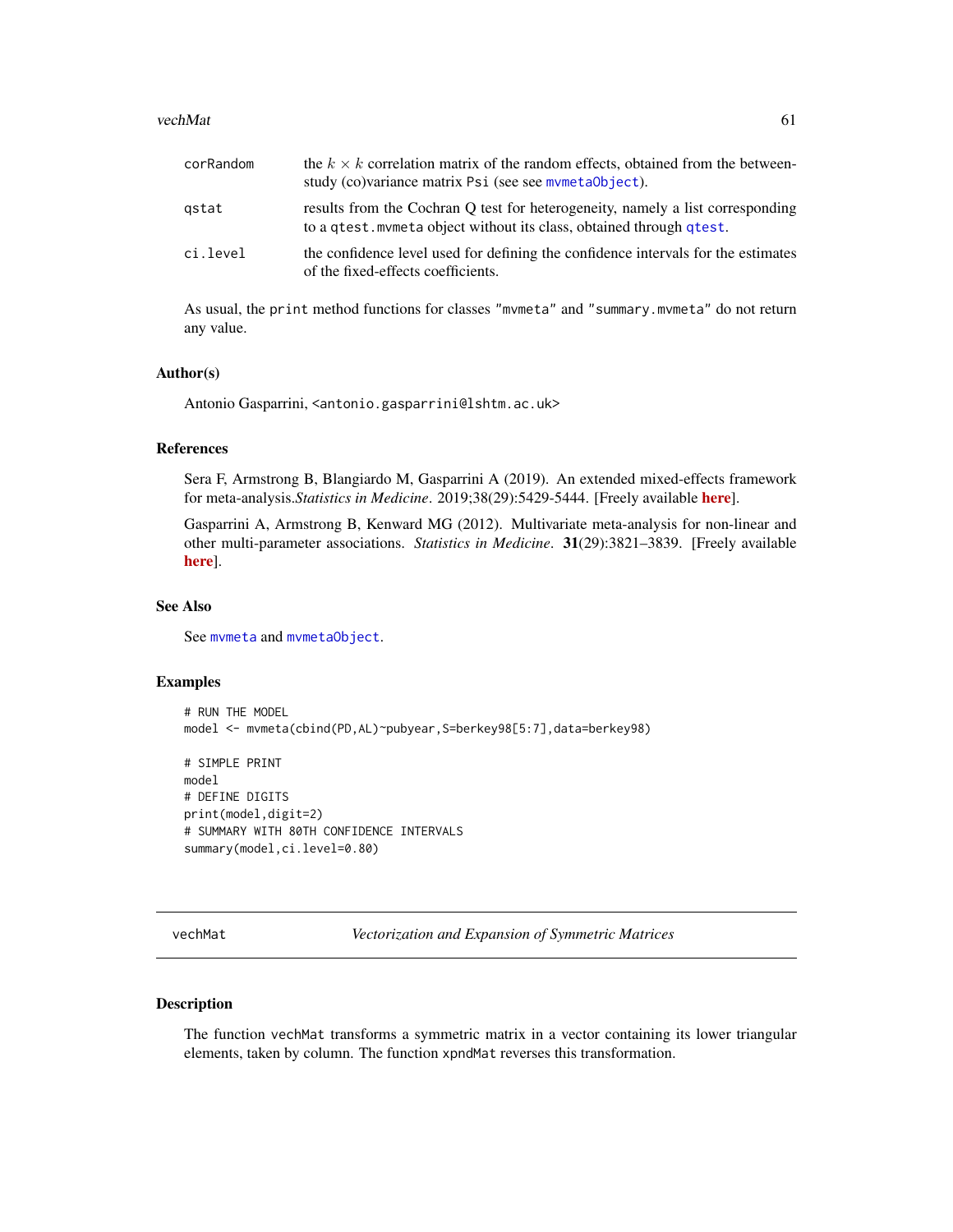corRandom
: the $k \times k$ correlation matrix of the random effects, obtained from the between-study (co)variance matrix `Psi` (see see `mvmetaObject`).

qstat
: results from the Cochran Q test for heterogeneity, namely a list corresponding to a `qtest.mvmeta` object without its class, obtained through `qtest`.

ci.level
: the confidence level used for defining the confidence intervals for the estimates of the fixed-effects coefficients.

As usual, the `print` method functions for classes `"mvmeta"` and `"summary.mvmeta"` do not return any value.

### Author(s)

Antonio Gasparrini, <antonio.gasparrini@lshtm.ac.uk>

### References

Sera F, Armstrong B, Blangiardo M, Gasparrini A (2019). An extended mixed-effects framework for meta-analysis.*Statistics in Medicine*. 2019;38(29):5429-5444. [Freely available **here**].

Gasparrini A, Armstrong B, Kenward MG (2012). Multivariate meta-analysis for non-linear and other multi-parameter associations. *Statistics in Medicine*. **31**(29):3821–3839. [Freely available **here**].

### See Also

See `mvmeta` and `mvmetaObject`.

### Examples

```
# RUN THE MODEL
model <- mvmeta(cbind(PD,AL)~pubyear,S=berkey98[5:7],data=berkey98)

# SIMPLE PRINT
model
# DEFINE DIGITS
print(model,digit=2)
# SUMMARY WITH 80TH CONFIDENCE INTERVALS
summary(model,ci.level=0.80)
```

---

## vechMat — *Vectorization and Expansion of Symmetric Matrices*

---

### Description

The function `vechMat` transforms a symmetric matrix in a vector containing its lower triangular elements, taken by column. The function `xpndMat` reverses this transformation.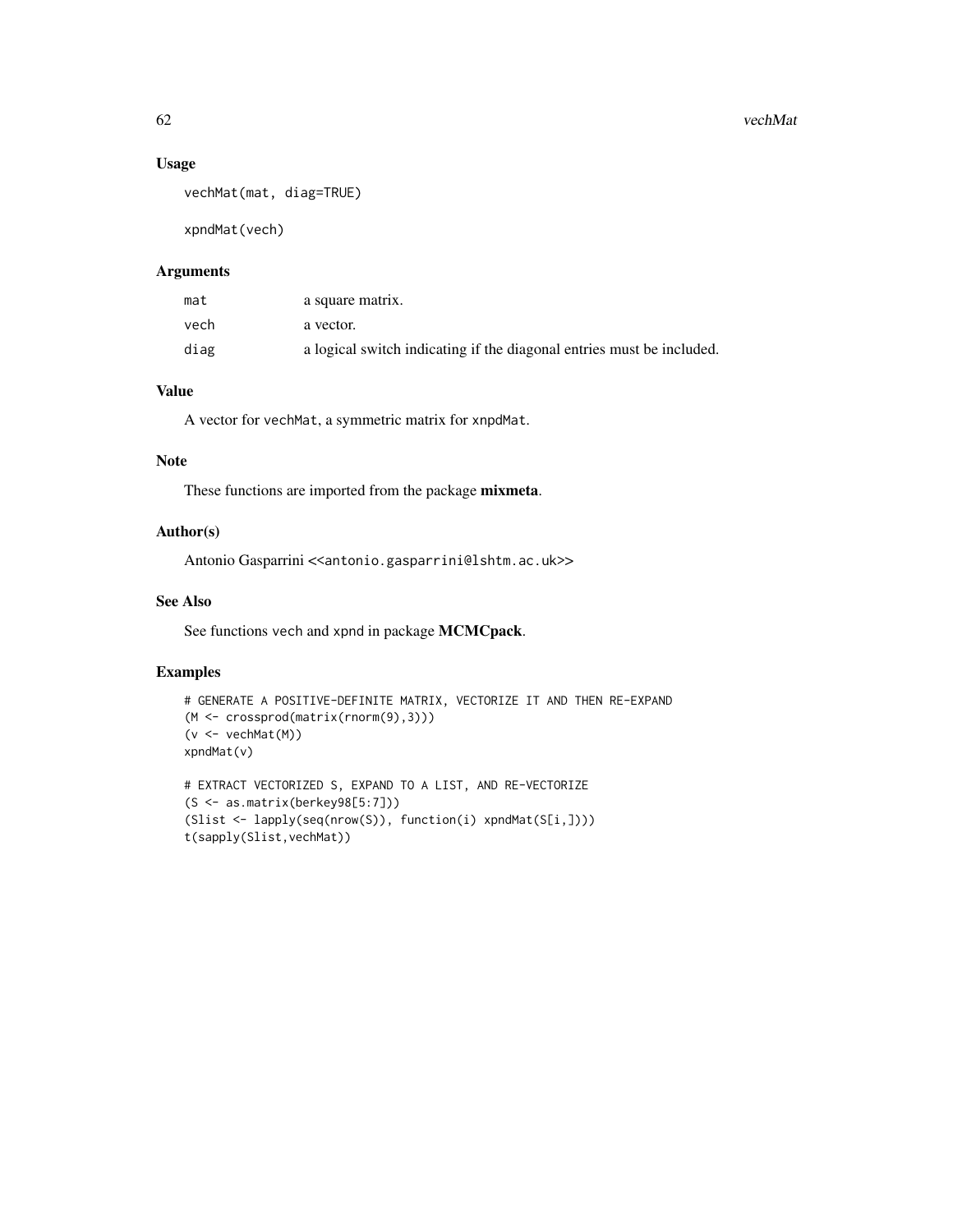### Usage

```
vechMat(mat, diag=TRUE)

xpndMat(vech)
```

### Arguments

| | |
|---|---|
| mat | a square matrix. |
| vech | a vector. |
| diag | a logical switch indicating if the diagonal entries must be included. |

### Value

A vector for vechMat, a symmetric matrix for xnpdMat.

### Note

These functions are imported from the package **mixmeta**.

### Author(s)

Antonio Gasparrini <<antonio.gasparrini@lshtm.ac.uk>>

### See Also

See functions vech and xpnd in package **MCMCpack**.

### Examples

```
# GENERATE A POSITIVE-DEFINITE MATRIX, VECTORIZE IT AND THEN RE-EXPAND
(M <- crossprod(matrix(rnorm(9),3)))
(v <- vechMat(M))
xpndMat(v)

# EXTRACT VECTORIZED S, EXPAND TO A LIST, AND RE-VECTORIZE
(S <- as.matrix(berkey98[5:7]))
(Slist <- lapply(seq(nrow(S)), function(i) xpndMat(S[i,])))
t(sapply(Slist,vechMat))
```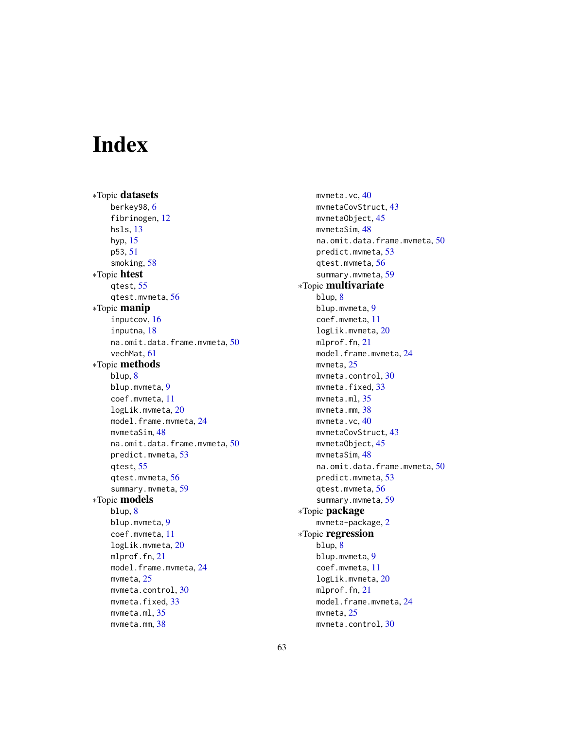# Index

*Topic **datasets**
- berkey98, 6
- fibrinogen, 12
- hsls, 13
- hyp, 15
- p53, 51
- smoking, 58

*Topic **htest**
- qtest, 55
- qtest.mvmeta, 56

*Topic **manip**
- inputcov, 16
- inputna, 18
- na.omit.data.frame.mvmeta, 50
- vechMat, 61

*Topic **methods**
- blup, 8
- blup.mvmeta, 9
- coef.mvmeta, 11
- logLik.mvmeta, 20
- model.frame.mvmeta, 24
- mvmetaSim, 48
- na.omit.data.frame.mvmeta, 50
- predict.mvmeta, 53
- qtest, 55
- qtest.mvmeta, 56
- summary.mvmeta, 59

*Topic **models**
- blup, 8
- blup.mvmeta, 9
- coef.mvmeta, 11
- logLik.mvmeta, 20
- mlprof.fn, 21
- model.frame.mvmeta, 24
- mvmeta, 25
- mvmeta.control, 30
- mvmeta.fixed, 33
- mvmeta.ml, 35
- mvmeta.mm, 38
- mvmeta.vc, 40
- mvmetaCovStruct, 43
- mvmetaObject, 45
- mvmetaSim, 48
- na.omit.data.frame.mvmeta, 50
- predict.mvmeta, 53
- qtest.mvmeta, 56
- summary.mvmeta, 59

*Topic **multivariate**
- blup, 8
- blup.mvmeta, 9
- coef.mvmeta, 11
- logLik.mvmeta, 20
- mlprof.fn, 21
- model.frame.mvmeta, 24
- mvmeta, 25
- mvmeta.control, 30
- mvmeta.fixed, 33
- mvmeta.ml, 35
- mvmeta.mm, 38
- mvmeta.vc, 40
- mvmetaCovStruct, 43
- mvmetaObject, 45
- mvmetaSim, 48
- na.omit.data.frame.mvmeta, 50
- predict.mvmeta, 53
- qtest.mvmeta, 56
- summary.mvmeta, 59

*Topic **package**
- mvmeta-package, 2

*Topic **regression**
- blup, 8
- blup.mvmeta, 9
- coef.mvmeta, 11
- logLik.mvmeta, 20
- mlprof.fn, 21
- model.frame.mvmeta, 24
- mvmeta, 25
- mvmeta.control, 30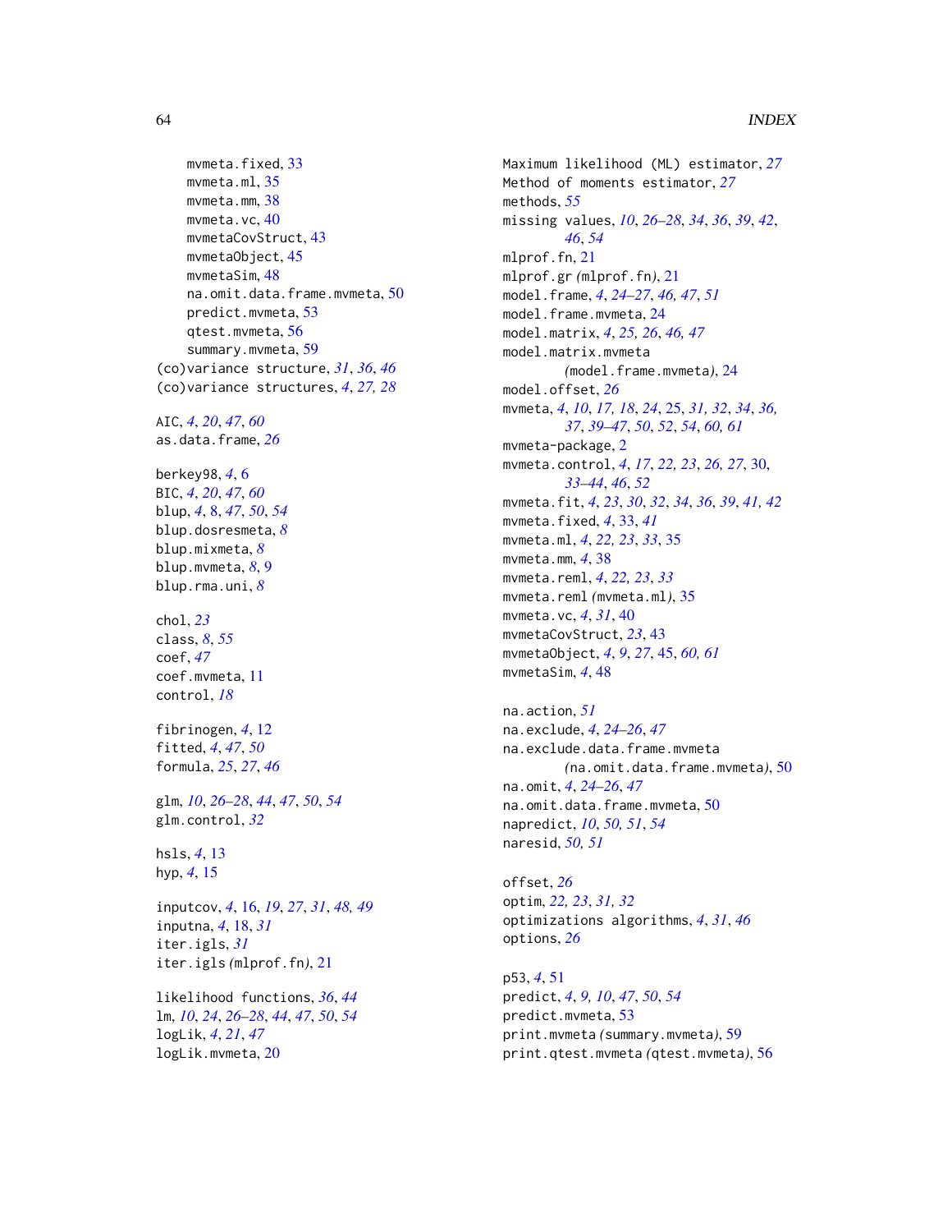mvmeta.fixed, 33
mvmeta.ml, 35
mvmeta.mm, 38
mvmeta.vc, 40
mvmetaCovStruct, 43
mvmetaObject, 45
mvmetaSim, 48
na.omit.data.frame.mvmeta, 50
predict.mvmeta, 53
qtest.mvmeta, 56
summary.mvmeta, 59

(co)variance structure, *31*, *36*, *46*
(co)variance structures, *4*, *27, 28*

AIC, *4*, *20*, *47*, *60*
as.data.frame, *26*

berkey98, *4*, 6
BIC, *4*, *20*, *47*, *60*
blup, *4*, 8, *47*, *50*, *54*
blup.dosresmeta, *8*
blup.mixmeta, *8*
blup.mvmeta, *8*, 9
blup.rma.uni, *8*

chol, *23*
class, *8*, *55*
coef, *47*
coef.mvmeta, 11
control, *18*

fibrinogen, *4*, 12
fitted, *4*, *47*, *50*
formula, *25*, *27*, *46*

glm, *10*, *26–28*, *44*, *47*, *50*, *54*
glm.control, *32*

hsls, *4*, 13
hyp, *4*, 15

inputcov, *4*, 16, *19*, *27*, *31*, *48, 49*
inputna, *4*, 18, *31*
iter.igls, *31*
iter.igls *(*mlprof.fn*)*, 21

likelihood functions, *36*, *44*
lm, *10*, *24*, *26–28*, *44*, *47*, *50*, *54*
logLik, *4*, *21*, *47*
logLik.mvmeta, 20

Maximum likelihood (ML) estimator, *27*
Method of moments estimator, *27*
methods, *55*
missing values, *10*, *26–28*, *34*, *36*, *39*, *42*, *46*, *54*
mlprof.fn, 21
mlprof.gr *(*mlprof.fn*)*, 21
model.frame, *4*, *24–27*, *46*, *47*, *51*
model.frame.mvmeta, 24
model.matrix, *4*, *25, 26*, *46*, *47*
model.matrix.mvmeta *(*model.frame.mvmeta*)*, 24
model.offset, *26*
mvmeta, *4*, *10*, *17, 18*, *24*, 25, *31, 32*, *34*, *36*, *37*, *39–47*, *50*, *52*, *54*, *60, 61*
mvmeta-package, 2
mvmeta.control, *4*, *17*, *22, 23*, *26, 27*, 30, *33–44*, *46*, *52*
mvmeta.fit, *4*, *23*, *30*, *32*, *34*, *36*, *39*, *41, 42*
mvmeta.fixed, *4*, 33, *41*
mvmeta.ml, *4*, *22, 23*, *33*, 35
mvmeta.mm, *4*, 38
mvmeta.reml, *4*, *22, 23*, *33*
mvmeta.reml *(*mvmeta.ml*)*, 35
mvmeta.vc, *4*, *31*, 40
mvmetaCovStruct, *23*, 43
mvmetaObject, *4*, *9*, *27*, 45, *60, 61*
mvmetaSim, *4*, 48

na.action, *51*
na.exclude, *4*, *24–26*, *47*
na.exclude.data.frame.mvmeta *(*na.omit.data.frame.mvmeta*)*, 50
na.omit, *4*, *24–26*, *47*
na.omit.data.frame.mvmeta, 50
napredict, *10*, *50, 51*, *54*
naresid, *50, 51*

offset, *26*
optim, *22, 23*, *31, 32*
optimizations algorithms, *4*, *31*, *46*
options, *26*

p53, *4*, 51
predict, *4*, *9, 10*, *47*, *50*, *54*
predict.mvmeta, 53
print.mvmeta *(*summary.mvmeta*)*, 59
print.qtest.mvmeta *(*qtest.mvmeta*)*, 56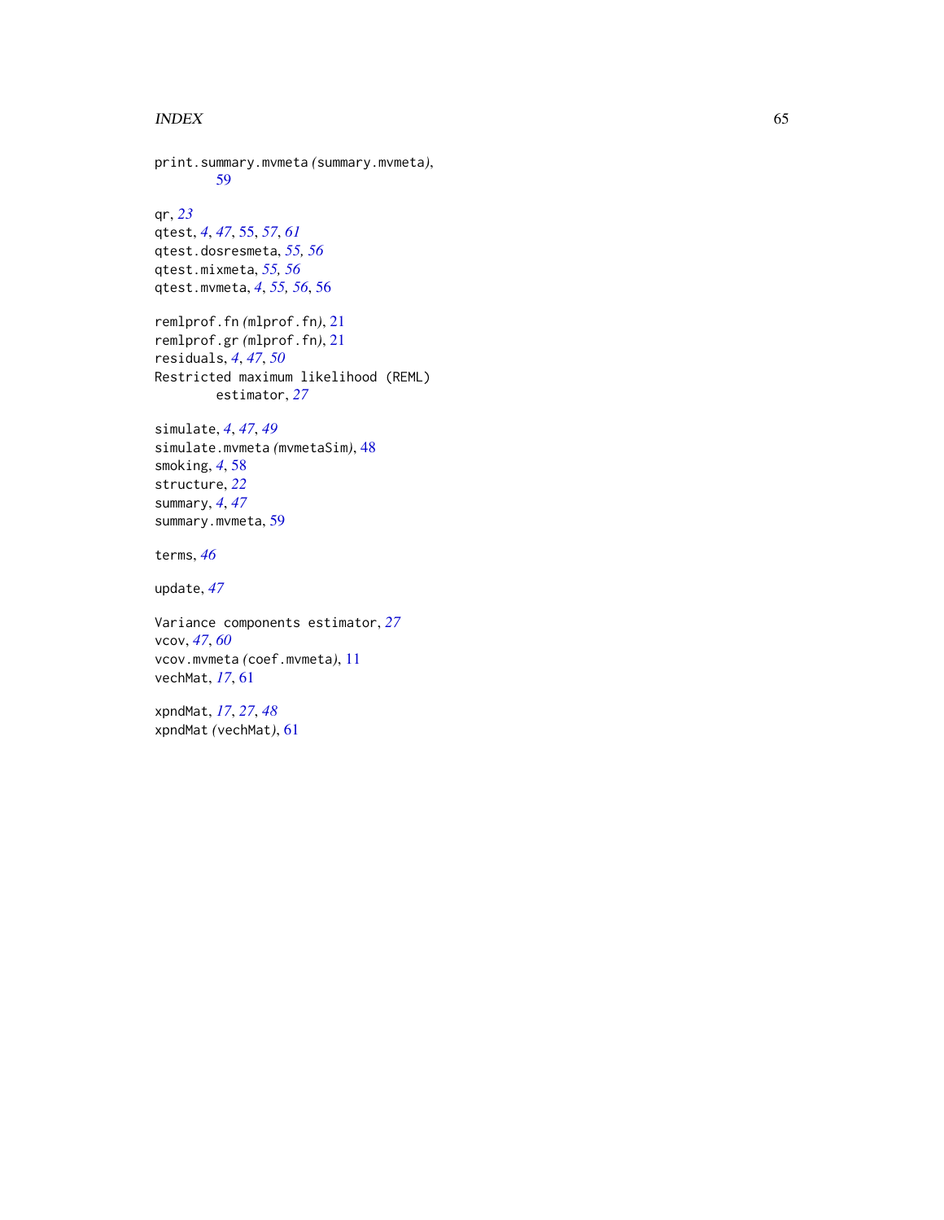print.summary.mvmeta *(*summary.mvmeta*)*, 59

qr, *23*
qtest, *4*, *47*, 55, *57*, *61*
qtest.dosresmeta, *55, 56*
qtest.mixmeta, *55, 56*
qtest.mvmeta, *4*, *55, 56*, 56

remlprof.fn *(*mlprof.fn*)*, 21
remlprof.gr *(*mlprof.fn*)*, 21
residuals, *4*, *47*, *50*
Restricted maximum likelihood (REML) estimator, *27*

simulate, *4*, *47*, *49*
simulate.mvmeta *(*mvmetaSim*)*, 48
smoking, *4*, 58
structure, *22*
summary, *4*, *47*
summary.mvmeta, 59

terms, *46*

update, *47*

Variance components estimator, *27*
vcov, *47*, *60*
vcov.mvmeta *(*coef.mvmeta*)*, 11
vechMat, *17*, 61

xpndMat, *17*, *27*, *48*
xpndMat *(*vechMat*)*, 61